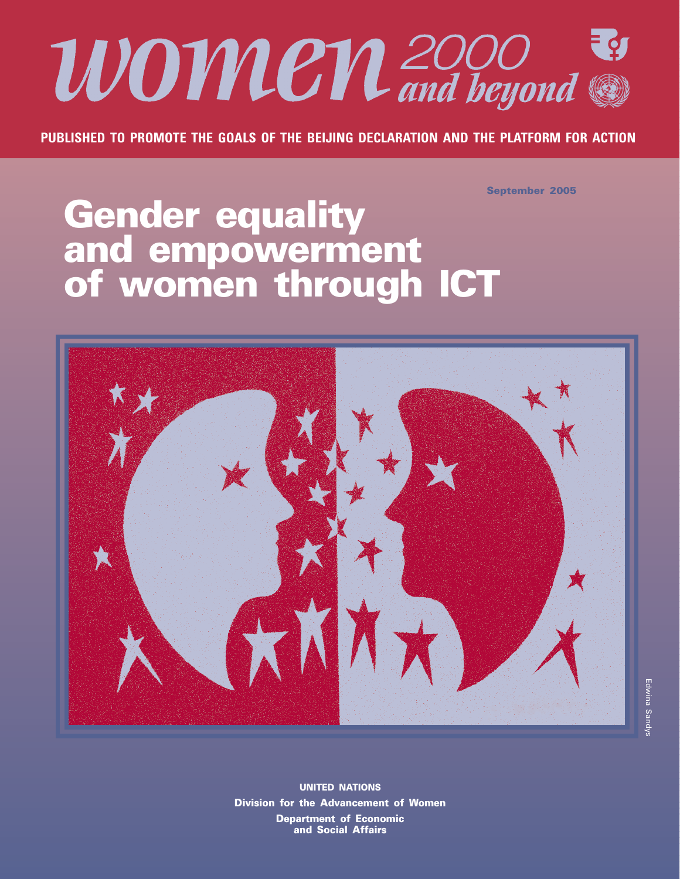# women 2000 and beyond

**PUBLISHED TO PROMOTE THE GOALS OF THE BEIJING DECLARATION AND THE PLATFORM FOR ACTION**

**September 2005**

# Gender equality and empowerment of women through ICT

Edwina Sandys

**UNITED NATIONS**

**Division for the Advancement of Women**

**Department of Economic and Social Affairs**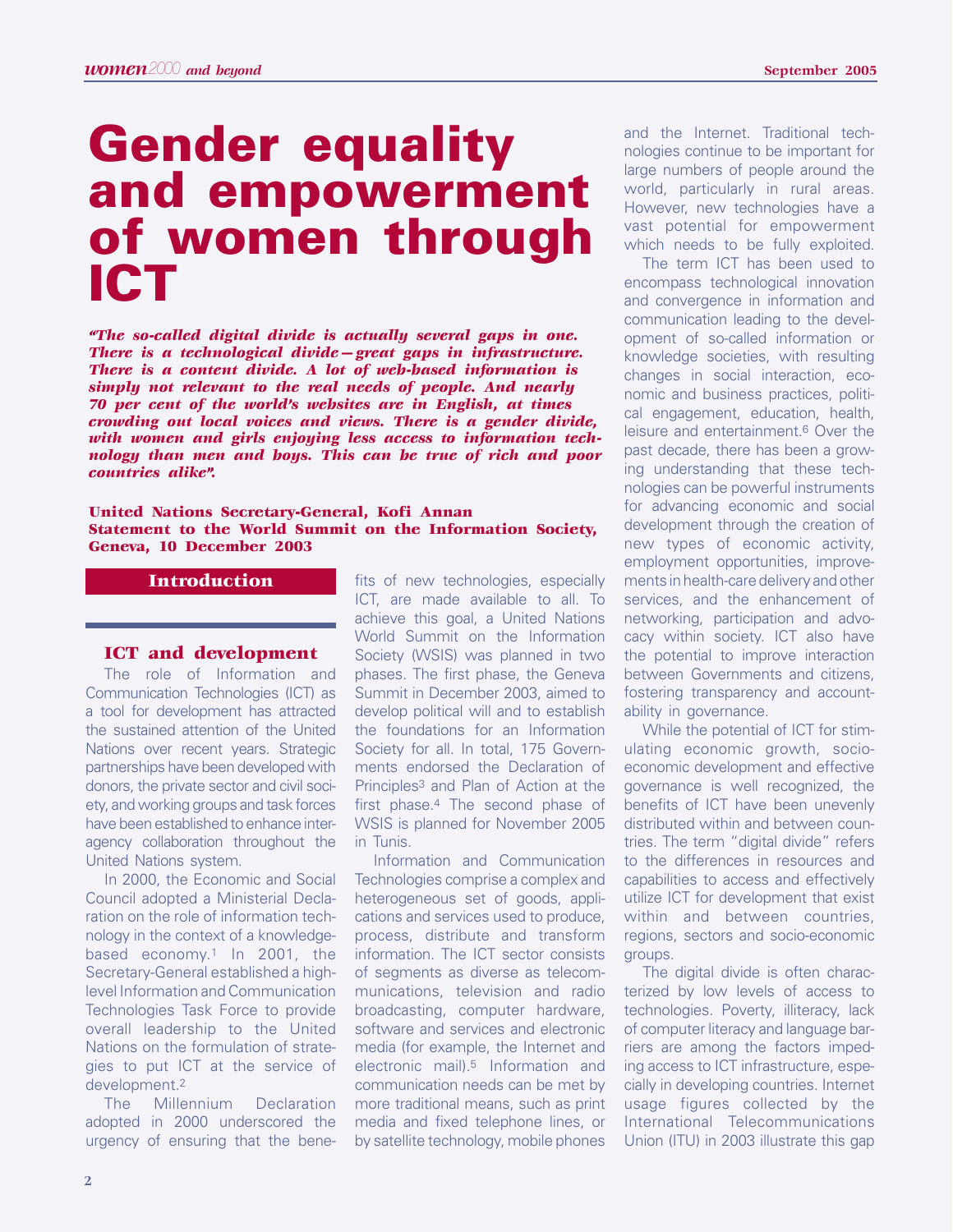# Gender equality and empowerment of women through ICT

***"The so-called digital divide is actually several gaps in one. There is a technological divide—great gaps in infrastructure. There is a content divide. A lot of web-based information is simply not relevant to the real needs of people. And nearly 70 per cent of the world's websites are in English, at times crowding out local voices and views. There is a gender divide, with women and girls enjoying less access to information technology than men and boys. This can be true of rich and poor countries alike".***

**United Nations Secretary-General, Kofi Annan**
**Statement to the World Summit on the Information Society, Geneva, 10 December 2003**

## Introduction

### ICT and development

The role of Information and Communication Technologies (ICT) as a tool for development has attracted the sustained attention of the United Nations over recent years. Strategic partnerships have been developed with donors, the private sector and civil society, and working groups and task forces have been established to enhance interagency collaboration throughout the United Nations system.

In 2000, the Economic and Social Council adopted a Ministerial Declaration on the role of information technology in the context of a knowledge-based economy.[1] In 2001, the Secretary-General established a high-level Information and Communication Technologies Task Force to provide overall leadership to the United Nations on the formulation of strategies to put ICT at the service of development.[2]

The Millennium Declaration adopted in 2000 underscored the urgency of ensuring that the benefits of new technologies, especially ICT, are made available to all. To achieve this goal, a United Nations World Summit on the Information Society (WSIS) was planned in two phases. The first phase, the Geneva Summit in December 2003, aimed to develop political will and to establish the foundations for an Information Society for all. In total, 175 Governments endorsed the Declaration of Principles[3] and Plan of Action at the first phase.[4] The second phase of WSIS is planned for November 2005 in Tunis.

Information and Communication Technologies comprise a complex and heterogeneous set of goods, applications and services used to produce, process, distribute and transform information. The ICT sector consists of segments as diverse as telecommunications, television and radio broadcasting, computer hardware, software and services and electronic media (for example, the Internet and electronic mail).[5] Information and communication needs can be met by more traditional means, such as print media and fixed telephone lines, or by satellite technology, mobile phones and the Internet. Traditional technologies continue to be important for large numbers of people around the world, particularly in rural areas. However, new technologies have a vast potential for empowerment which needs to be fully exploited.

The term ICT has been used to encompass technological innovation and convergence in information and communication leading to the development of so-called information or knowledge societies, with resulting changes in social interaction, economic and business practices, political engagement, education, health, leisure and entertainment.[6] Over the past decade, there has been a growing understanding that these technologies can be powerful instruments for advancing economic and social development through the creation of new types of economic activity, employment opportunities, improvements in health-care delivery and other services, and the enhancement of networking, participation and advocacy within society. ICT also have the potential to improve interaction between Governments and citizens, fostering transparency and accountability in governance.

While the potential of ICT for stimulating economic growth, socio-economic development and effective governance is well recognized, the benefits of ICT have been unevenly distributed within and between countries. The term "digital divide" refers to the differences in resources and capabilities to access and effectively utilize ICT for development that exist within and between countries, regions, sectors and socio-economic groups.

The digital divide is often characterized by low levels of access to technologies. Poverty, illiteracy, lack of computer literacy and language barriers are among the factors impeding access to ICT infrastructure, especially in developing countries. Internet usage figures collected by the International Telecommunications Union (ITU) in 2003 illustrate this gap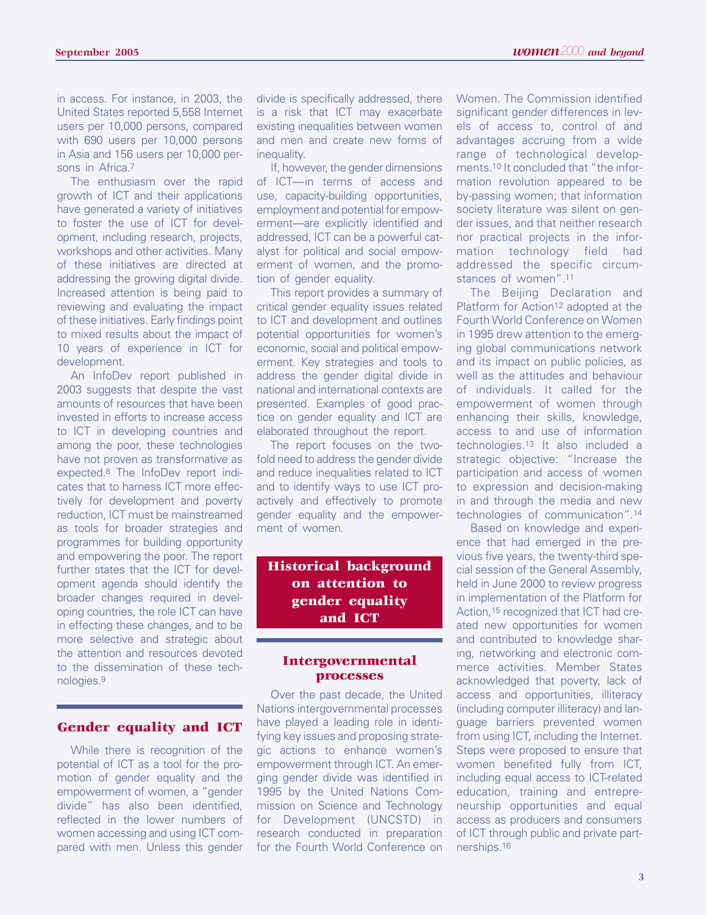in access. For instance, in 2003, the United States reported 5,558 Internet users per 10,000 persons, compared with 690 users per 10,000 persons in Asia and 156 users per 10,000 persons in Africa.[7]

The enthusiasm over the rapid growth of ICT and their applications have generated a variety of initiatives to foster the use of ICT for development, including research, projects, workshops and other activities. Many of these initiatives are directed at addressing the growing digital divide. Increased attention is being paid to reviewing and evaluating the impact of these initiatives. Early findings point to mixed results about the impact of 10 years of experience in ICT for development.

An InfoDev report published in 2003 suggests that despite the vast amounts of resources that have been invested in efforts to increase access to ICT in developing countries and among the poor, these technologies have not proven as transformative as expected.[8] The InfoDev report indicates that to harness ICT more effectively for development and poverty reduction, ICT must be mainstreamed as tools for broader strategies and programmes for building opportunity and empowering the poor. The report further states that the ICT for development agenda should identify the broader changes required in developing countries, the role ICT can have in effecting these changes, and to be more selective and strategic about the attention and resources devoted to the dissemination of these technologies.[9]

## Gender equality and ICT

While there is recognition of the potential of ICT as a tool for the promotion of gender equality and the empowerment of women, a "gender divide" has also been identified, reflected in the lower numbers of women accessing and using ICT compared with men. Unless this gender divide is specifically addressed, there is a risk that ICT may exacerbate existing inequalities between women and men and create new forms of inequality.

If, however, the gender dimensions of ICT—in terms of access and use, capacity-building opportunities, employment and potential for empowerment—are explicitly identified and addressed, ICT can be a powerful catalyst for political and social empowerment of women, and the promotion of gender equality.

This report provides a summary of critical gender equality issues related to ICT and development and outlines potential opportunities for women's economic, social and political empowerment. Key strategies and tools to address the gender digital divide in national and international contexts are presented. Examples of good practice on gender equality and ICT are elaborated throughout the report.

The report focuses on the twofold need to address the gender divide and reduce inequalities related to ICT and to identify ways to use ICT proactively and effectively to promote gender equality and the empowerment of women.

## Historical background on attention to gender equality and ICT

### Intergovernmental processes

Over the past decade, the United Nations intergovernmental processes have played a leading role in identifying key issues and proposing strategic actions to enhance women's empowerment through ICT. An emerging gender divide was identified in 1995 by the United Nations Commission on Science and Technology for Development (UNCSTD) in research conducted in preparation for the Fourth World Conference on Women. The Commission identified significant gender differences in levels of access to, control of and advantages accruing from a wide range of technological developments.[10] It concluded that "the information revolution appeared to be by-passing women; that information society literature was silent on gender issues, and that neither research nor practical projects in the information technology field had addressed the specific circumstances of women".[11]

The Beijing Declaration and Platform for Action[12] adopted at the Fourth World Conference on Women in 1995 drew attention to the emerging global communications network and its impact on public policies, as well as the attitudes and behaviour of individuals. It called for the empowerment of women through enhancing their skills, knowledge, access to and use of information technologies.[13] It also included a strategic objective: "Increase the participation and access of women to expression and decision-making in and through the media and new technologies of communication".[14]

Based on knowledge and experience that had emerged in the previous five years, the twenty-third special session of the General Assembly, held in June 2000 to review progress in implementation of the Platform for Action,[15] recognized that ICT had created new opportunities for women and contributed to knowledge sharing, networking and electronic commerce activities. Member States acknowledged that poverty, lack of access and opportunities, illiteracy (including computer illiteracy) and language barriers prevented women from using ICT, including the Internet. Steps were proposed to ensure that women benefited fully from ICT, including equal access to ICT-related education, training and entrepreneurship opportunities and equal access as producers and consumers of ICT through public and private partnerships.[16]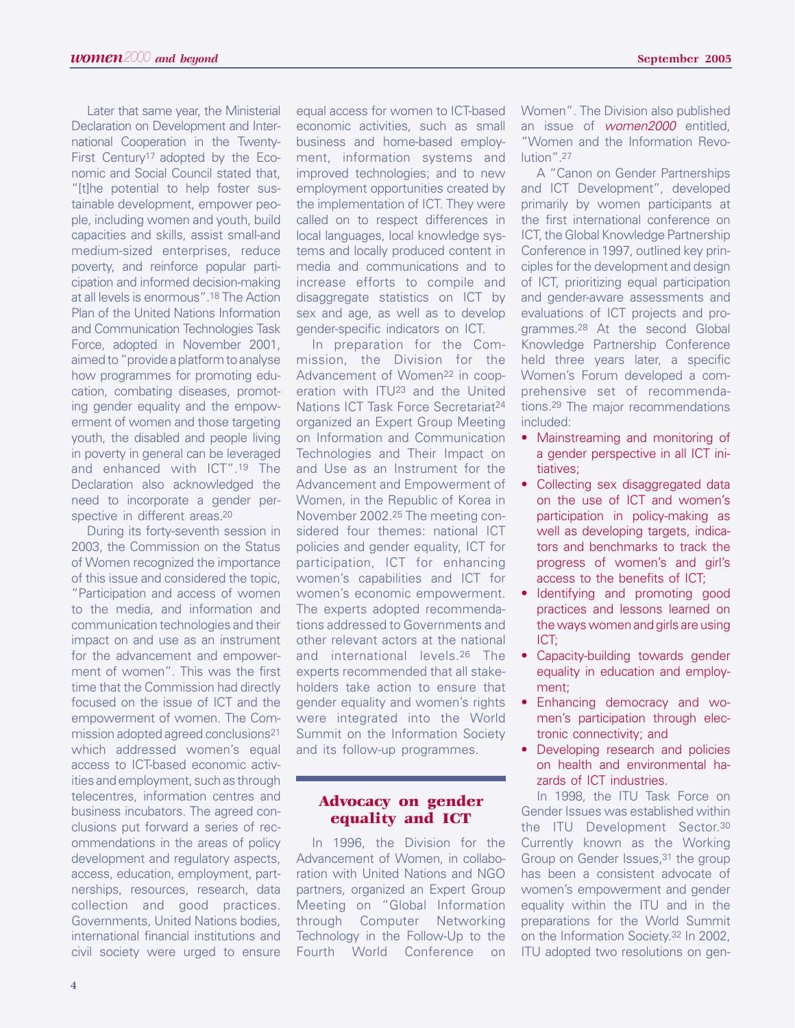Later that same year, the Ministerial Declaration on Development and International Cooperation in the Twenty-First Century[17] adopted by the Economic and Social Council stated that, "[t]he potential to help foster sustainable development, empower people, including women and youth, build capacities and skills, assist small-and medium-sized enterprises, reduce poverty, and reinforce popular participation and informed decision-making at all levels is enormous".[18] The Action Plan of the United Nations Information and Communication Technologies Task Force, adopted in November 2001, aimed to "provide a platform to analyse how programmes for promoting education, combating diseases, promoting gender equality and the empowerment of women and those targeting youth, the disabled and people living in poverty in general can be leveraged and enhanced with ICT".[19] The Declaration also acknowledged the need to incorporate a gender perspective in different areas.[20]

During its forty-seventh session in 2003, the Commission on the Status of Women recognized the importance of this issue and considered the topic, "Participation and access of women to the media, and information and communication technologies and their impact on and use as an instrument for the advancement and empowerment of women". This was the first time that the Commission had directly focused on the issue of ICT and the empowerment of women. The Commission adopted agreed conclusions[21] which addressed women's equal access to ICT-based economic activities and employment, such as through telecentres, information centres and business incubators. The agreed conclusions put forward a series of recommendations in the areas of policy development and regulatory aspects, access, education, employment, partnerships, resources, research, data collection and good practices. Governments, United Nations bodies, international financial institutions and civil society were urged to ensure equal access for women to ICT-based economic activities, such as small business and home-based employment, information systems and improved technologies; and to new employment opportunities created by the implementation of ICT. They were called on to respect differences in local languages, local knowledge systems and locally produced content in media and communications and to increase efforts to compile and disaggregate statistics on ICT by sex and age, as well as to develop gender-specific indicators on ICT.

In preparation for the Commission, the Division for the Advancement of Women[22] in cooperation with ITU[23] and the United Nations ICT Task Force Secretariat[24] organized an Expert Group Meeting on Information and Communication Technologies and Their Impact on and Use as an Instrument for the Advancement and Empowerment of Women, in the Republic of Korea in November 2002.[25] The meeting considered four themes: national ICT policies and gender equality, ICT for participation, ICT for enhancing women's capabilities and ICT for women's economic empowerment. The experts adopted recommendations addressed to Governments and other relevant actors at the national and international levels.[26] The experts recommended that all stakeholders take action to ensure that gender equality and women's rights were integrated into the World Summit on the Information Society and its follow-up programmes.

## Advocacy on gender equality and ICT

In 1996, the Division for the Advancement of Women, in collaboration with United Nations and NGO partners, organized an Expert Group Meeting on "Global Information through Computer Networking Technology in the Follow-Up to the Fourth World Conference on Women". The Division also published an issue of *women2000* entitled, "Women and the Information Revolution".[27]

A "Canon on Gender Partnerships and ICT Development", developed primarily by women participants at the first international conference on ICT, the Global Knowledge Partnership Conference in 1997, outlined key principles for the development and design of ICT, prioritizing equal participation and gender-aware assessments and evaluations of ICT projects and programmes.[28] At the second Global Knowledge Partnership Conference held three years later, a specific Women's Forum developed a comprehensive set of recommendations.[29] The major recommendations included:

- Mainstreaming and monitoring of a gender perspective in all ICT initiatives;
- Collecting sex disaggregated data on the use of ICT and women's participation in policy-making as well as developing targets, indicators and benchmarks to track the progress of women and girl's access to the benefits of ICT;
- Identifying and promoting good practices and lessons learned on the ways women and girls are using ICT;
- Capacity-building towards gender equality in education and employment;
- Enhancing democracy and women's participation through electronic connectivity; and
- Developing research and policies on health and environmental hazards of ICT industries.

In 1998, the ITU Task Force on Gender Issues was established within the ITU Development Sector.[30] Currently known as the Working Group on Gender Issues,[31] the group has been a consistent advocate of women's empowerment and gender equality within the ITU and in the preparations for the World Summit on the Information Society.[32] In 2002, ITU adopted two resolutions on gen-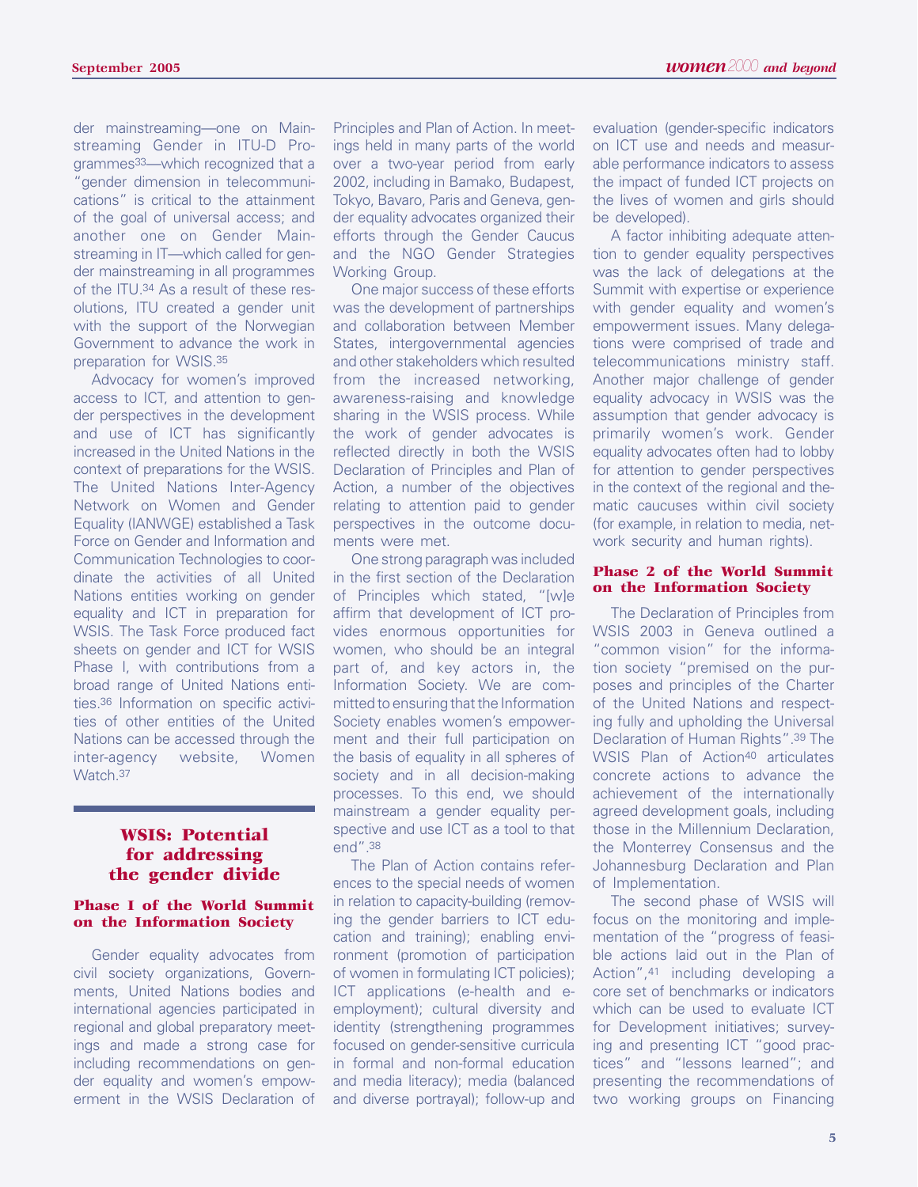der mainstreaming—one on Mainstreaming Gender in ITU-D Programmes[33]—which recognized that a "gender dimension in telecommunications" is critical to the attainment of the goal of universal access; and another one on Gender Mainstreaming in IT—which called for gender mainstreaming in all programmes of the ITU.[34] As a result of these resolutions, ITU created a gender unit with the support of the Norwegian Government to advance the work in preparation for WSIS.[35]

Advocacy for women's improved access to ICT, and attention to gender perspectives in the development and use of ICT has significantly increased in the United Nations in the context of preparations for the WSIS. The United Nations Inter-Agency Network on Women and Gender Equality (IANWGE) established a Task Force on Gender and Information and Communication Technologies to coordinate the activities of all United Nations entities working on gender equality and ICT in preparation for WSIS. The Task Force produced fact sheets on gender and ICT for WSIS Phase I, with contributions from a broad range of United Nations entities.[36] Information on specific activities of other entities of the United Nations can be accessed through the inter-agency website, Women Watch.[37]

## WSIS: Potential for addressing the gender divide

### Phase I of the World Summit on the Information Society

Gender equality advocates from civil society organizations, Governments, United Nations bodies and international agencies participated in regional and global preparatory meetings and made a strong case for including recommendations on gender equality and women's empowerment in the WSIS Declaration of Principles and Plan of Action. In meetings held in many parts of the world over a two-year period from early 2002, including in Bamako, Budapest, Tokyo, Bavaro, Paris and Geneva, gender equality advocates organized their efforts through the Gender Caucus and the NGO Gender Strategies Working Group.

One major success of these efforts was the development of partnerships and collaboration between Member States, intergovernmental agencies and other stakeholders which resulted from the increased networking, awareness-raising and knowledge sharing in the WSIS process. While the work of gender advocates is reflected directly in both the WSIS Declaration of Principles and Plan of Action, a number of the objectives relating to attention paid to gender perspectives in the outcome documents were met.

One strong paragraph was included in the first section of the Declaration of Principles which stated, "[w]e affirm that development of ICT provides enormous opportunities for women, who should be an integral part of, and key actors in, the Information Society. We are committed to ensuring that the Information Society enables women's empowerment and their full participation on the basis of equality in all spheres of society and in all decision-making processes. To this end, we should mainstream a gender equality perspective and use ICT as a tool to that end".[38]

The Plan of Action contains references to the special needs of women in relation to capacity-building (removing the gender barriers to ICT education and training); enabling environment (promotion of participation of women in formulating ICT policies); ICT applications (e-health and e-employment); cultural diversity and identity (strengthening programmes focused on gender-sensitive curricula in formal and non-formal education and media literacy); media (balanced and diverse portrayal); follow-up and evaluation (gender-specific indicators on ICT use and needs and measurable performance indicators to assess the impact of funded ICT projects on the lives of women and girls should be developed).

A factor inhibiting adequate attention to gender equality perspectives was the lack of delegations at the Summit with expertise or experience with gender equality and women's empowerment issues. Many delegations were comprised of trade and telecommunications ministry staff. Another major challenge of gender equality advocacy in WSIS was the assumption that gender advocacy is primarily women's work. Gender equality advocates often had to lobby for attention to gender perspectives in the context of the regional and thematic caucuses within civil society (for example, in relation to media, network security and human rights).

### Phase 2 of the World Summit on the Information Society

The Declaration of Principles from WSIS 2003 in Geneva outlined a "common vision" for the information society "premised on the purposes and principles of the Charter of the United Nations and respecting fully and upholding the Universal Declaration of Human Rights".[39] The WSIS Plan of Action[40] articulates concrete actions to advance the achievement of the internationally agreed development goals, including those in the Millennium Declaration, the Monterrey Consensus and the Johannesburg Declaration and Plan of Implementation.

The second phase of WSIS will focus on the monitoring and implementation of the "progress of feasible actions laid out in the Plan of Action",[41] including developing a core set of benchmarks or indicators which can be used to evaluate ICT for Development initiatives; surveying and presenting ICT "good practices" and "lessons learned"; and presenting the recommendations of two working groups on Financing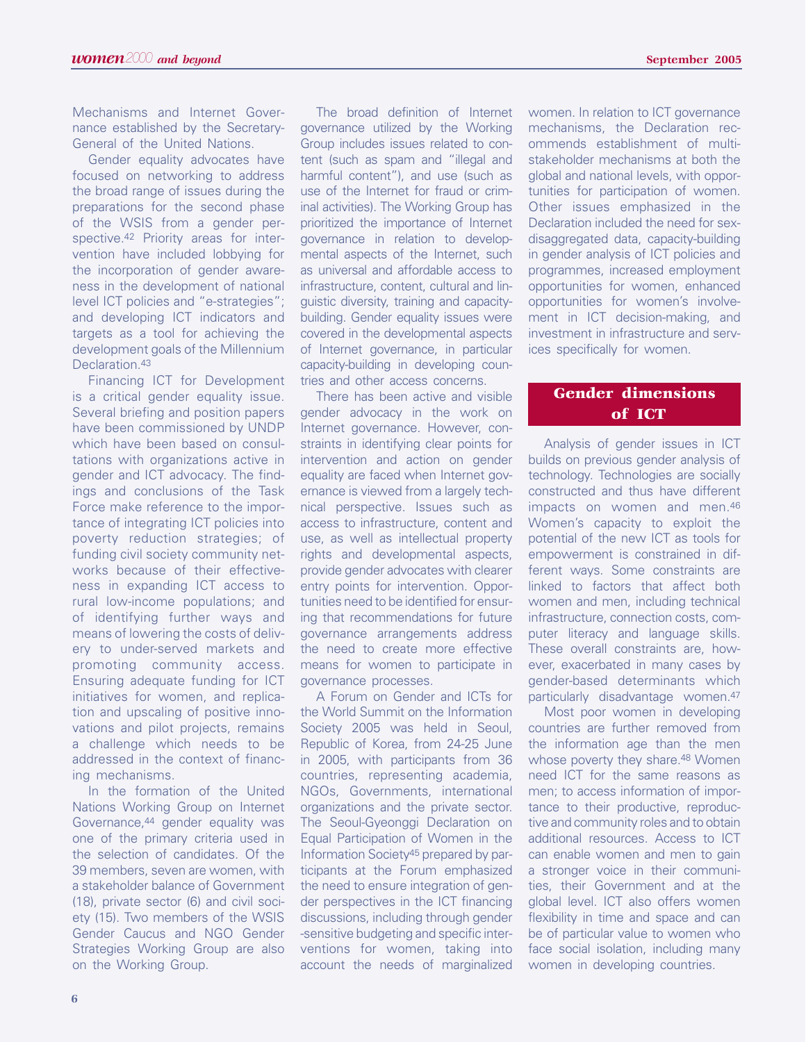Mechanisms and Internet Governance established by the Secretary-General of the United Nations.

Gender equality advocates have focused on networking to address the broad range of issues during the preparations for the second phase of the WSIS from a gender perspective.[42] Priority areas for intervention have included lobbying for the incorporation of gender awareness in the development of national level ICT policies and "e-strategies"; and developing ICT indicators and targets as a tool for achieving the development goals of the Millennium Declaration.[43]

Financing ICT for Development is a critical gender equality issue. Several briefing and position papers have been commissioned by UNDP which have been based on consultations with organizations active in gender and ICT advocacy. The findings and conclusions of the Task Force make reference to the importance of integrating ICT policies into poverty reduction strategies; of funding civil society community networks because of their effectiveness in expanding ICT access to rural low-income populations; and of identifying further ways and means of lowering the costs of delivery to under-served markets and promoting community access. Ensuring adequate funding for ICT initiatives for women, and replication and upscaling of positive innovations and pilot projects, remains a challenge which needs to be addressed in the context of financing mechanisms.

In the formation of the United Nations Working Group on Internet Governance,[44] gender equality was one of the primary criteria used in the selection of candidates. Of the 39 members, seven are women, with a stakeholder balance of Government (18), private sector (6) and civil society (15). Two members of the WSIS Gender Caucus and NGO Gender Strategies Working Group are also on the Working Group.

The broad definition of Internet governance utilized by the Working Group includes issues related to content (such as spam and "illegal and harmful content"), and use (such as use of the Internet for fraud or criminal activities). The Working Group has prioritized the importance of Internet governance in relation to developmental aspects of the Internet, such as universal and affordable access to infrastructure, content, cultural and linguistic diversity, training and capacity-building. Gender equality issues were covered in the developmental aspects of Internet governance, in particular capacity-building in developing countries and other access concerns.

There has been active and visible gender advocacy in the work on Internet governance. However, constraints in identifying clear points for intervention and action on gender equality are faced when Internet governance is viewed from a largely technical perspective. Issues such as access to infrastructure, content and use, as well as intellectual property rights and developmental aspects, provide gender advocates with clearer entry points for intervention. Opportunities need to be identified for ensuring that recommendations for future governance arrangements address the need to create more effective means for women to participate in governance processes.

A Forum on Gender and ICTs for the World Summit on the Information Society 2005 was held in Seoul, Republic of Korea, from 24-25 June in 2005, with participants from 36 countries, representing academia, NGOs, Governments, international organizations and the private sector. The Seoul-Gyeonggi Declaration on Equal Participation of Women in the Information Society[45] prepared by participants at the Forum emphasized the need to ensure integration of gender perspectives in the ICT financing discussions, including through gender -sensitive budgeting and specific interventions for women, taking into account the needs of marginalized women. In relation to ICT governance mechanisms, the Declaration recommends establishment of multi-stakeholder mechanisms at both the global and national levels, with opportunities for participation of women. Other issues emphasized in the Declaration included the need for sex-disaggregated data, capacity-building in gender analysis of ICT policies and programmes, increased employment opportunities for women, enhanced opportunities for women's involvement in ICT decision-making, and investment in infrastructure and services specifically for women.

## Gender dimensions of ICT

Analysis of gender issues in ICT builds on previous gender analysis of technology. Technologies are socially constructed and thus have different impacts on women and men.[46] Women's capacity to exploit the potential of the new ICT as tools for empowerment is constrained in different ways. Some constraints are linked to factors that affect both women and men, including technical infrastructure, connection costs, computer literacy and language skills. These overall constraints are, however, exacerbated in many cases by gender-based determinants which particularly disadvantage women.[47]

Most poor women in developing countries are further removed from the information age than the men whose poverty they share.[48] Women need ICT for the same reasons as men; to access information of importance to their productive, reproductive and community roles and to obtain additional resources. Access to ICT can enable women and men to gain a stronger voice in their communities, their Government and at the global level. ICT also offers women flexibility in time and space and can be of particular value to women who face social isolation, including many women in developing countries.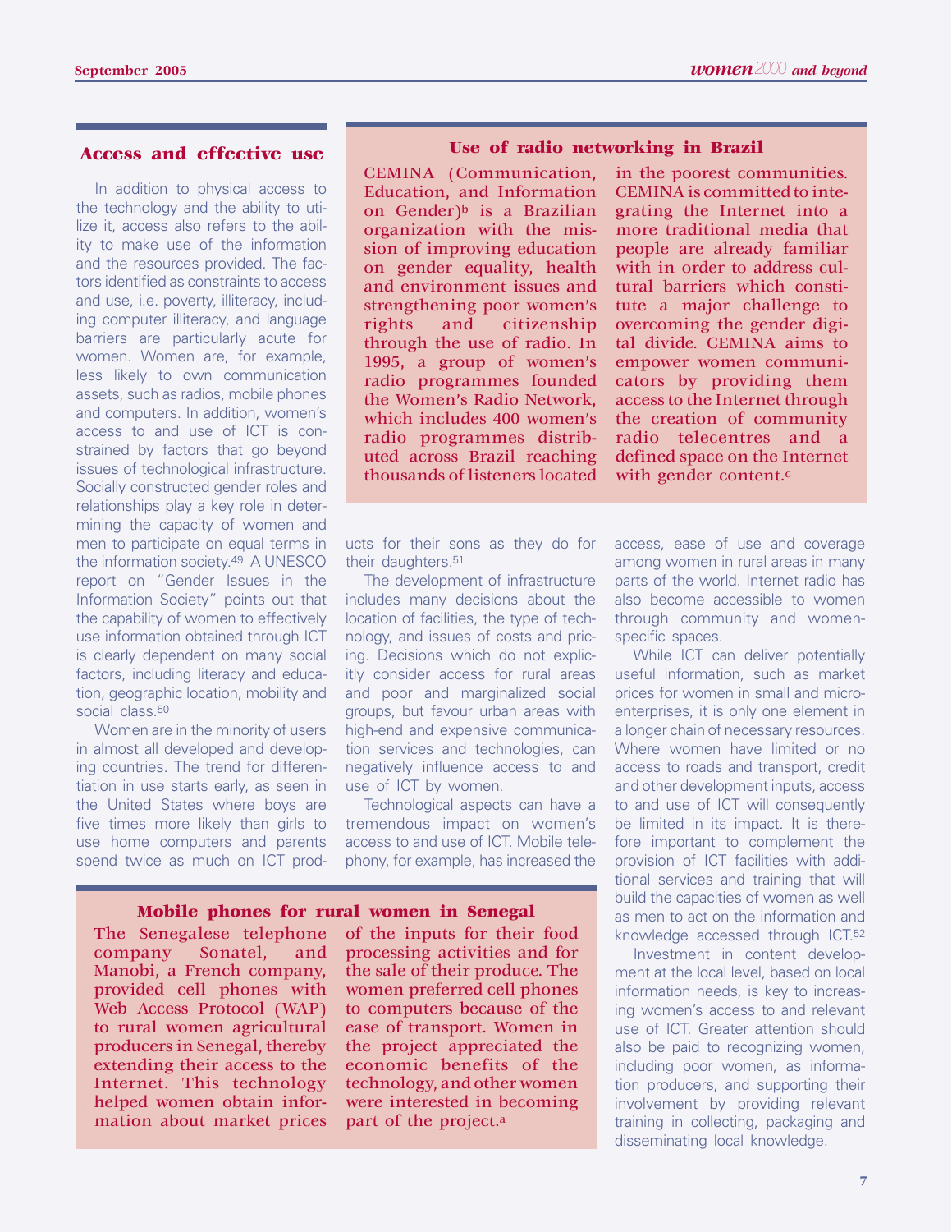## Access and effective use

In addition to physical access to the technology and the ability to utilize it, access also refers to the ability to make use of the information and the resources provided. The factors identified as constraints to access and use, i.e. poverty, illiteracy, including computer illiteracy, and language barriers are particularly acute for women. Women are, for example, less likely to own communication assets, such as radios, mobile phones and computers. In addition, women's access to and use of ICT is constrained by factors that go beyond issues of technological infrastructure. Socially constructed gender roles and relationships play a key role in determining the capacity of women and men to participate on equal terms in the information society.[49] A UNESCO report on "Gender Issues in the Information Society" points out that the capability of women to effectively use information obtained through ICT is clearly dependent on many social factors, including literacy and education, geographic location, mobility and social class.[50]

Women are in the minority of users in almost all developed and developing countries. The trend for differentiation in use starts early, as seen in the United States where boys are five times more likely than girls to use home computers and parents spend twice as much on ICT products for their sons as they do for their daughters.[51]

The development of infrastructure includes many decisions about the location of facilities, the type of technology, and issues of costs and pricing. Decisions which do not explicitly consider access for rural areas and poor and marginalized social groups, but favour urban areas with high-end and expensive communication services and technologies, can negatively influence access to and use of ICT by women.

Technological aspects can have a tremendous impact on women's access to and use of ICT. Mobile telephony, for example, has increased the access, ease of use and coverage among women in rural areas in many parts of the world. Internet radio has also become accessible to women through community and women-specific spaces.

While ICT can deliver potentially useful information, such as market prices for women in small and micro-enterprises, it is only one element in a longer chain of necessary resources. Where women have limited or no access to roads and transport, credit and other development inputs, access to and use of ICT will consequently be limited in its impact. It is therefore important to complement the provision of ICT facilities with additional services and training that will build the capacities of women as well as men to act on the information and knowledge accessed through ICT.[52]

Investment in content development at the local level, based on local information needs, is key to increasing women's access to and relevant use of ICT. Greater attention should also be paid to recognizing women, including poor women, as information producers, and supporting their involvement by providing relevant training in collecting, packaging and disseminating local knowledge.

### Use of radio networking in Brazil

CEMINA (Communication, Education, and Information on Gender)[b] is a Brazilian organization with the mission of improving education on gender equality, health and environment issues and strengthening poor women's rights and citizenship through the use of radio. In 1995, a group of women's radio programmes founded the Women's Radio Network, which includes 400 women's radio programmes distributed across Brazil reaching thousands of listeners located in the poorest communities. CEMINA is committed to integrating the Internet into a more traditional media that people are already familiar with in order to address cultural barriers which constitute a major challenge to overcoming the gender digital divide. CEMINA aims to empower women communicators by providing them access to the Internet through the creation of community radio telecentres and a defined space on the Internet with gender content.[c]

### Mobile phones for rural women in Senegal

The Senegalese telephone company Sonatel, and Manobi, a French company, provided cell phones with Web Access Protocol (WAP) to rural women agricultural producers in Senegal, thereby extending their access to the Internet. This technology helped women obtain information about market prices of the inputs for their food processing activities and for the sale of their produce. The women preferred cell phones to computers because of the ease of transport. Women in the project appreciated the economic benefits of the technology, and other women were interested in becoming part of the project.[a]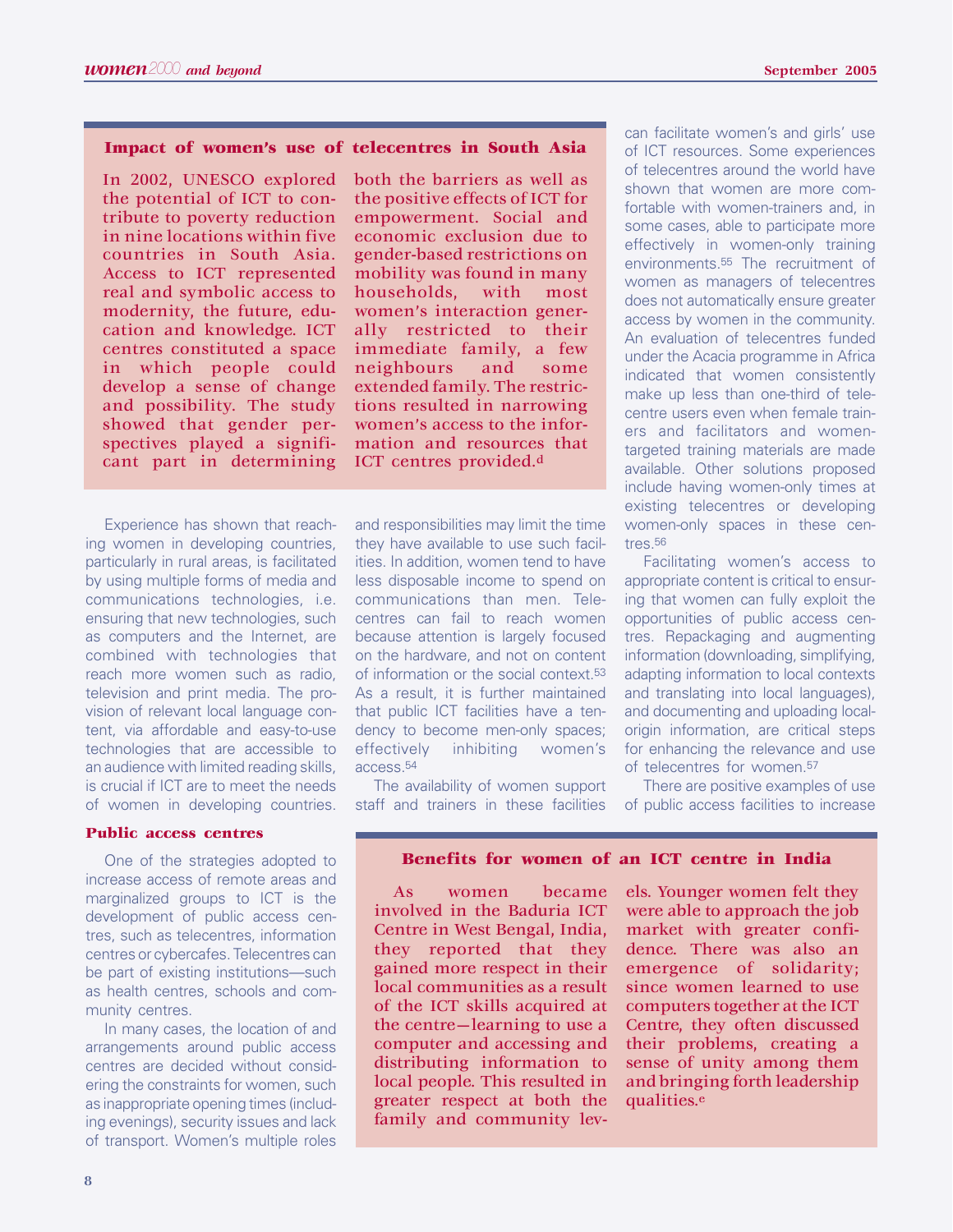### Impact of women's use of telecentres in South Asia

In 2002, UNESCO explored the potential of ICT to contribute to poverty reduction in nine locations within five countries in South Asia. Access to ICT represented real and symbolic access to modernity, the future, education and knowledge. ICT centres constituted a space in which people could develop a sense of change and possibility. The study showed that gender perspectives played a significant part in determining both the barriers as well as the positive effects of ICT for empowerment. Social and economic exclusion due to gender-based restrictions on mobility was found in many households, with most women's interaction generally restricted to their immediate family, a few neighbours and some extended family. The restrictions resulted in narrowing women's access to the information and resources that ICT centres provided.[d]

Experience has shown that reaching women in developing countries, particularly in rural areas, is facilitated by using multiple forms of media and communications technologies, i.e. ensuring that new technologies, such as computers and the Internet, are combined with technologies that reach more women such as radio, television and print media. The provision of relevant local language content, via affordable and easy-to-use technologies that are accessible to an audience with limited reading skills, is crucial if ICT are to meet the needs of women in developing countries.

### Public access centres

One of the strategies adopted to increase access of remote areas and marginalized groups to ICT is the development of public access centres, such as telecentres, information centres or cybercafes. Telecentres can be part of existing institutions—such as health centres, schools and community centres.

In many cases, the location of and arrangements around public access centres are decided without considering the constraints for women, such as inappropriate opening times (including evenings), security issues and lack of transport. Women's multiple roles and responsibilities may limit the time they have available to use such facilities. In addition, women tend to have less disposable income to spend on communications than men. Telecentres can fail to reach women because attention is largely focused on the hardware, and not on content of information or the social context.[53] As a result, it is further maintained that public ICT facilities have a tendency to become men-only spaces; effectively inhibiting women's access.[54]

The availability of women support staff and trainers in these facilities can facilitate women's and girls' use of ICT resources. Some experiences of telecentres around the world have shown that women are more comfortable with women-trainers and, in some cases, able to participate more effectively in women-only training environments.[55] The recruitment of women as managers of telecentres does not automatically ensure greater access by women in the community. An evaluation of telecentres funded under the Acacia programme in Africa indicated that women consistently make up less than one-third of telecentre users even when female trainers and facilitators and women-targeted training materials are made available. Other solutions proposed include having women-only times at existing telecentres or developing women-only spaces in these centres.[56]

Facilitating women's access to appropriate content is critical to ensuring that women can fully exploit the opportunities of public access centres. Repackaging and augmenting information (downloading, simplifying, adapting information to local contexts and translating into local languages), and documenting and uploading local-origin information, are critical steps for enhancing the relevance and use of telecentres for women.[57]

There are positive examples of use of public access facilities to increase

### Benefits for women of an ICT centre in India

As women became involved in the Baduria ICT Centre in West Bengal, India, they reported that they gained more respect in their local communities as a result of the ICT skills acquired at the centre—learning to use a computer and accessing and distributing information to local people. This resulted in greater respect at both the family and community levels. Younger women felt they were able to approach the job market with greater confidence. There was also an emergence of solidarity; since women learned to use computers together at the ICT Centre, they often discussed their problems, creating a sense of unity among them and bringing forth leadership qualities.[e]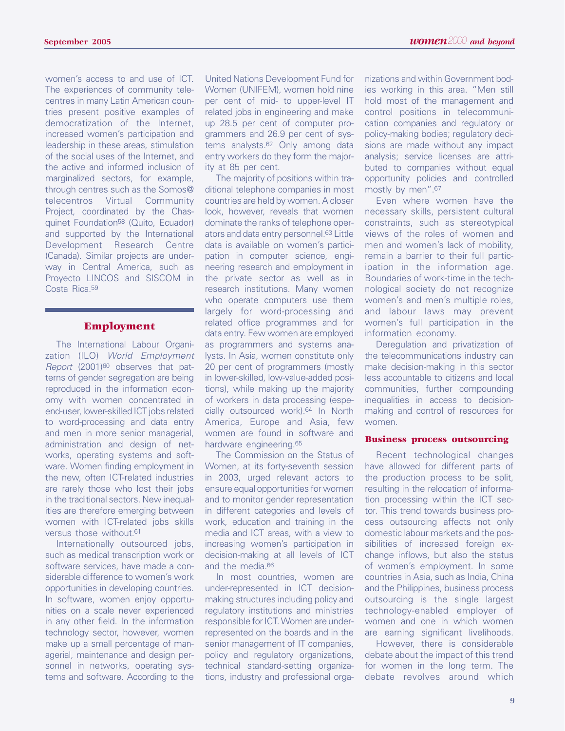women's access to and use of ICT. The experiences of community telecentres in many Latin American countries present positive examples of democratization of the Internet, increased women's participation and leadership in these areas, stimulation of the social uses of the Internet, and the active and informed inclusion of marginalized sectors, for example, through centres such as the Somos@ telecentros Virtual Community Project, coordinated by the Chasquinet Foundation[58] (Quito, Ecuador) and supported by the International Development Research Centre (Canada). Similar projects are underway in Central America, such as Proyecto LINCOS and SISCOM in Costa Rica.[59]

## Employment

The International Labour Organization (ILO) *World Employment Report* (2001)[60] observes that patterns of gender segregation are being reproduced in the information economy with women concentrated in end-user, lower-skilled ICT jobs related to word-processing and data entry and men in more senior managerial, administration and design of networks, operating systems and software. Women finding employment in the new, often ICT-related industries are rarely those who lost their jobs in the traditional sectors. New inequalities are therefore emerging between women with ICT-related jobs skills versus those without.[61]

Internationally outsourced jobs, such as medical transcription work or software services, have made a considerable difference to women's work opportunities in developing countries. In software, women enjoy opportunities on a scale never experienced in any other field. In the information technology sector, however, women make up a small percentage of managerial, maintenance and design personnel in networks, operating systems and software. According to the United Nations Development Fund for Women (UNIFEM), women hold nine per cent of mid- to upper-level IT related jobs in engineering and make up 28.5 per cent of computer programmers and 26.9 per cent of systems analysts.[62] Only among data entry workers do they form the majority at 85 per cent.

The majority of positions within traditional telephone companies in most countries are held by women. A closer look, however, reveals that women dominate the ranks of telephone operators and data entry personnel.[63] Little data is available on women's participation in computer science, engineering research and employment in the private sector as well as in research institutions. Many women who operate computers use them largely for word-processing and related office programmes and for data entry. Few women are employed as programmers and systems analysts. In Asia, women constitute only 20 per cent of programmers (mostly in lower-skilled, low-value-added positions), while making up the majority of workers in data processing (especially outsourced work).[64] In North America, Europe and Asia, few women are found in software and hardware engineering.[65]

The Commission on the Status of Women, at its forty-seventh session in 2003, urged relevant actors to ensure equal opportunities for women and to monitor gender representation in different categories and levels of work, education and training in the media and ICT areas, with a view to increasing women's participation in decision-making at all levels of ICT and the media.[66]

In most countries, women are under-represented in ICT decision-making structures including policy and regulatory institutions and ministries responsible for ICT. Women are under-represented on the boards and in the senior management of IT companies, policy and regulatory organizations, technical standard-setting organizations, industry and professional organizations and within Government bodies working in this area. "Men still hold most of the management and control positions in telecommunication companies and regulatory or policy-making bodies; regulatory decisions are made without any impact analysis; service licenses are attributed to companies without equal opportunity policies and controlled mostly by men".[67]

Even where women have the necessary skills, persistent cultural constraints, such as stereotypical views of the roles of women and men and women's lack of mobility, remain a barrier to their full participation in the information age. Boundaries of work-time in the technological society do not recognize women's and men's multiple roles, and labour laws may prevent women's full participation in the information economy.

Deregulation and privatization of the telecommunications industry can make decision-making in this sector less accountable to citizens and local communities, further compounding inequalities in access to decision-making and control of resources for women.

### Business process outsourcing

Recent technological changes have allowed for different parts of the production process to be split, resulting in the relocation of information processing within the ICT sector. This trend towards business process outsourcing affects not only domestic labour markets and the possibilities of increased foreign exchange inflows, but also the status of women's employment. In some countries in Asia, such as India, China and the Philippines, business process outsourcing is the single largest technology-enabled employer of women and one in which women are earning significant livelihoods.

However, there is considerable debate about the impact of this trend for women in the long term. The debate revolves around which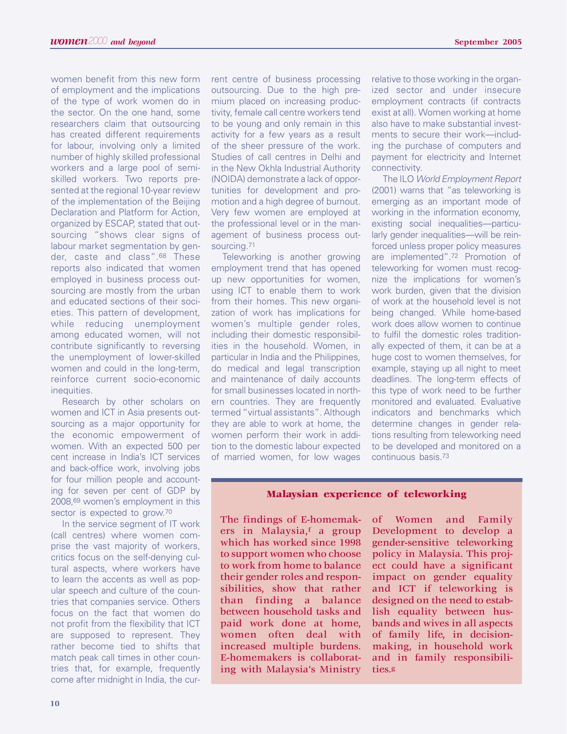women benefit from this new form of employment and the implications of the type of work women do in the sector. On the one hand, some researchers claim that outsourcing has created different requirements for labour, involving only a limited number of highly skilled professional workers and a large pool of semi-skilled workers. Two reports presented at the regional 10-year review of the implementation of the Beijing Declaration and Platform for Action, organized by ESCAP, stated that outsourcing "shows clear signs of labour market segmentation by gender, caste and class".[68] These reports also indicated that women employed in business process outsourcing are mostly from the urban and educated sections of their societies. This pattern of development, while reducing unemployment among educated women, will not contribute significantly to reversing the unemployment of lower-skilled women and could in the long-term, reinforce current socio-economic inequities.

Research by other scholars on women and ICT in Asia presents outsourcing as a major opportunity for the economic empowerment of women. With an expected 500 per cent increase in India's ICT services and back-office work, involving jobs for four million people and accounting for seven per cent of GDP by 2008,[69] women's employment in this sector is expected to grow.[70]

In the service segment of IT work (call centres) where women comprise the vast majority of workers, critics focus on the self-denying cultural aspects, where workers have to learn the accents as well as popular speech and culture of the countries that companies service. Others focus on the fact that women do not profit from the flexibility that ICT are supposed to represent. They rather become tied to shifts that match peak call times in other countries that, for example, frequently come after midnight in India, the current centre of business processing outsourcing. Due to the high premium placed on increasing productivity, female call centre workers tend to be young and only remain in this activity for a few years as a result of the sheer pressure of the work. Studies of call centres in Delhi and in the New Okhla Industrial Authority (NOIDA) demonstrate a lack of opportunities for development and promotion and a high degree of burnout. Very few women are employed at the professional level or in the management of business process outsourcing.[71]

Teleworking is another growing employment trend that has opened up new opportunities for women, using ICT to enable them to work from their homes. This new organization of work has implications for women's multiple gender roles, including their domestic responsibilities in the household. Women, in particular in India and the Philippines, do medical and legal transcription and maintenance of daily accounts for small businesses located in northern countries. They are frequently termed "virtual assistants". Although they are able to work at home, the women perform their work in addition to the domestic labour expected of married women, for low wages relative to those working in the organized sector and under insecure employment contracts (if contracts exist at all). Women working at home also have to make substantial investments to secure their work—including the purchase of computers and payment for electricity and Internet connectivity.

The ILO *World Employment Report* (2001) warns that "as teleworking is emerging as an important mode of working in the information economy, existing social inequalities—particularly gender inequalities—will be reinforced unless proper policy measures are implemented".[72] Promotion of teleworking for women must recognize the implications for women's work burden, given that the division of work at the household level is not being changed. While home-based work does allow women to continue to fulfil the domestic roles traditionally expected of them, it can be at a huge cost to women themselves, for example, staying up all night to meet deadlines. The long-term effects of this type of work need to be further monitored and evaluated. Evaluative indicators and benchmarks which determine changes in gender relations resulting from teleworking need to be developed and monitored on a continuous basis.[73]

**Malaysian experience of teleworking**

The findings of E-homemakers in Malaysia,[f] a group which has worked since 1998 to support women who choose to work from home to balance their gender roles and responsibilities, show that rather than finding a balance between household tasks and paid work done at home, women often deal with increased multiple burdens. E-homemakers is collaborating with Malaysia's Ministry of Women and Family Development to develop a gender-sensitive teleworking policy in Malaysia. This project could have a significant impact on gender equality and ICT if teleworking is designed on the need to establish equality between husbands and wives in all aspects of family life, in decision-making, in household work and in family responsibilities.[g]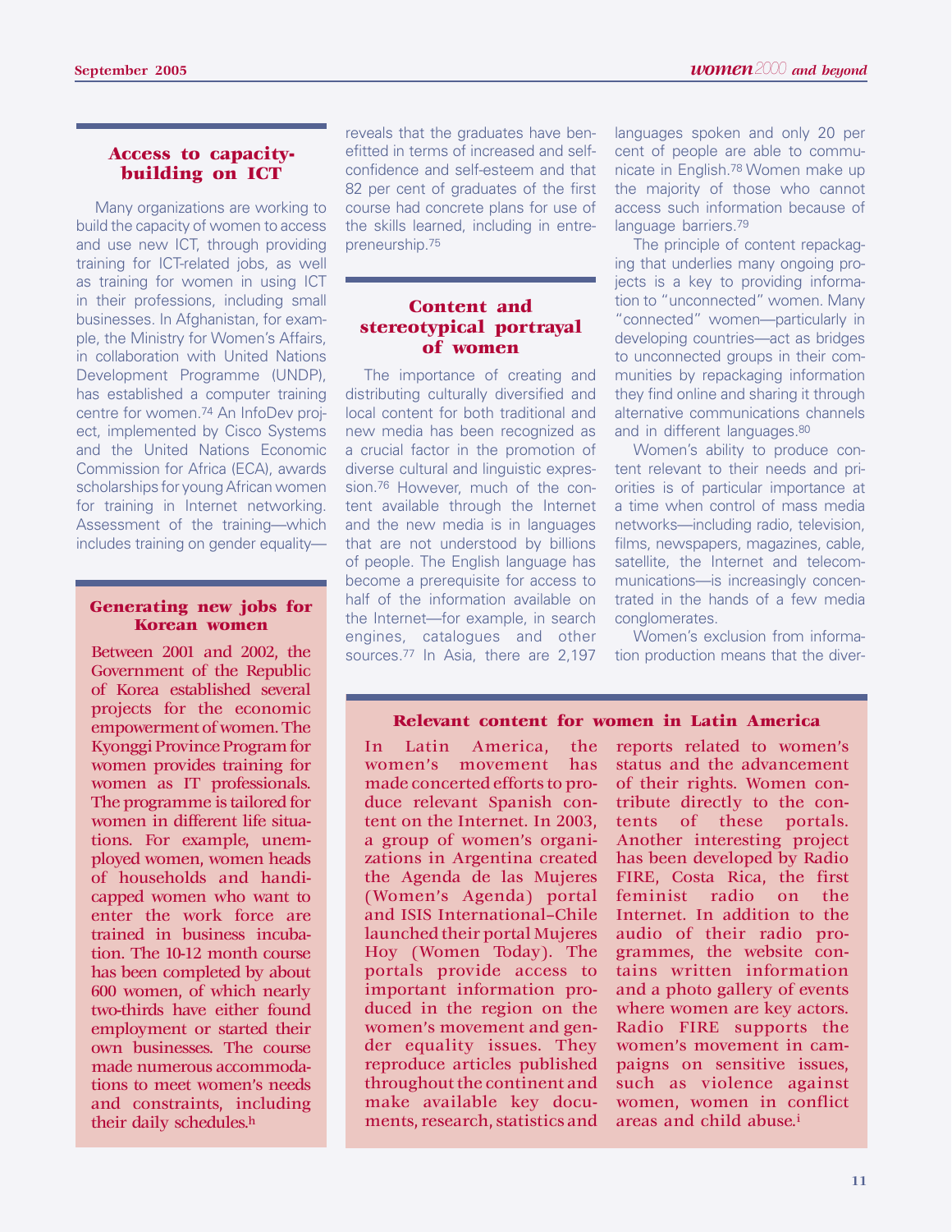## Access to capacity-building on ICT

Many organizations are working to build the capacity of women to access and use new ICT, through providing training for ICT-related jobs, as well as training for women in using ICT in their professions, including small businesses. In Afghanistan, for example, the Ministry for Women's Affairs, in collaboration with United Nations Development Programme (UNDP), has established a computer training centre for women.[74] An InfoDev project, implemented by Cisco Systems and the United Nations Economic Commission for Africa (ECA), awards scholarships for young African women for training in Internet networking. Assessment of the training—which includes training on gender equality—reveals that the graduates have benefitted in terms of increased and self-confidence and self-esteem and that 82 per cent of graduates of the first course had concrete plans for use of the skills learned, including in entrepreneurship.[75]

### Generating new jobs for Korean women

Between 2001 and 2002, the Government of the Republic of Korea established several projects for the economic empowerment of women. The Kyonggi Province Program for women provides training for women as IT professionals. The programme is tailored for women in different life situations. For example, unemployed women, women heads of households and handicapped women who want to enter the work force are trained in business incubation. The 10-12 month course has been completed by about 600 women, of which nearly two-thirds have either found employment or started their own businesses. The course made numerous accommodations to meet women's needs and constraints, including their daily schedules.[h]

## Content and stereotypical portrayal of women

The importance of creating and distributing culturally diversified and local content for both traditional and new media has been recognized as a crucial factor in the promotion of diverse cultural and linguistic expression.[76] However, much of the content available through the Internet and the new media is in languages that are not understood by billions of people. The English language has become a prerequisite for access to half of the information available on the Internet—for example, in search engines, catalogues and other sources.[77] In Asia, there are 2,197 languages spoken and only 20 per cent of people are able to communicate in English.[78] Women make up the majority of those who cannot access such information because of language barriers.[79]

The principle of content repackaging that underlies many ongoing projects is a key to providing information to "unconnected" women. Many "connected" women—particularly in developing countries—act as bridges to unconnected groups in their communities by repackaging information they find online and sharing it through alternative communications channels and in different languages.[80]

Women's ability to produce content relevant to their needs and priorities is of particular importance at a time when control of mass media networks—including radio, television, films, newspapers, magazines, cable, satellite, the Internet and telecommunications—is increasingly concentrated in the hands of a few media conglomerates.

Women's exclusion from information production means that the diver-

### Relevant content for women in Latin America

In Latin America, the women's movement has made concerted efforts to produce relevant Spanish content on the Internet. In 2003, a group of women's organizations in Argentina created the Agenda de las Mujeres (Women's Agenda) portal and ISIS International–Chile launched their portal Mujeres Hoy (Women Today). The portals provide access to important information produced in the region on the women's movement and gender equality issues. They reproduce articles published throughout the continent and make available key documents, research, statistics and reports related to women's status and the advancement of their rights. Women contribute directly to the contents of these portals. Another interesting project has been developed by Radio FIRE, Costa Rica, the first feminist radio on the Internet. In addition to the audio of their radio programmes, the website contains written information and a photo gallery of events where women are key actors. Radio FIRE supports the women's movement in campaigns on sensitive issues, such as violence against women, women in conflict areas and child abuse.[i]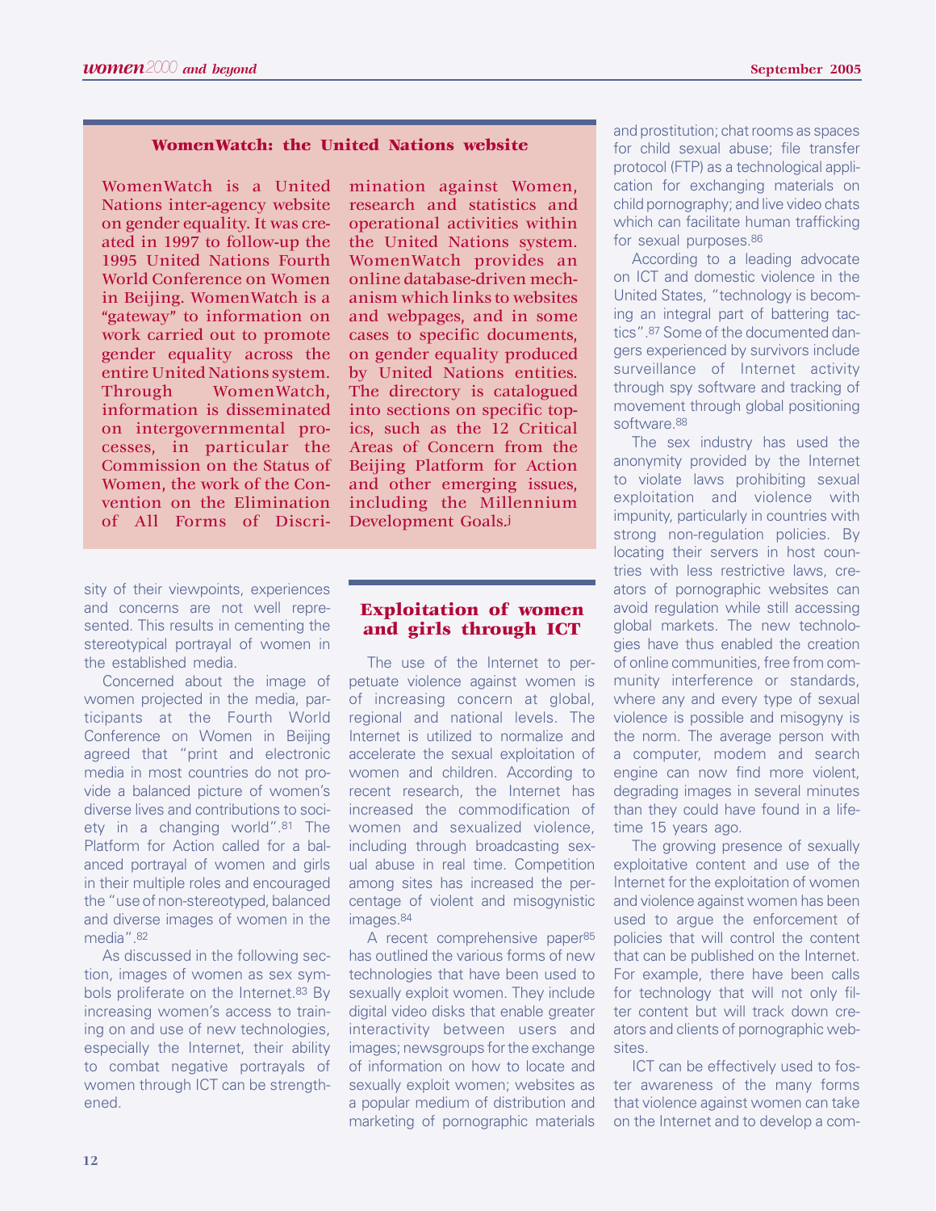### WomenWatch: the United Nations website

WomenWatch is a United Nations inter-agency website on gender equality. It was created in 1997 to follow-up the 1995 United Nations Fourth World Conference on Women in Beijing. WomenWatch is a "gateway" to information on work carried out to promote gender equality across the entire United Nations system. Through WomenWatch, information is disseminated on intergovernmental processes, in particular the Commission on the Status of Women, the work of the Convention on the Elimination of All Forms of Discrimination against Women, research and statistics and operational activities within the United Nations system. WomenWatch provides an online database-driven mechanism which links to websites and webpages, and in some cases to specific documents, on gender equality produced by United Nations entities. The directory is catalogued into sections on specific topics, such as the 12 Critical Areas of Concern from the Beijing Platform for Action and other emerging issues, including the Millennium Development Goals.[j]

---

sity of their viewpoints, experiences and concerns are not well represented. This results in cementing the stereotypical portrayal of women in the established media.

Concerned about the image of women projected in the media, participants at the Fourth World Conference on Women in Beijing agreed that "print and electronic media in most countries do not provide a balanced picture of women's diverse lives and contributions to society in a changing world".[81] The Platform for Action called for a balanced portrayal of women and girls in their multiple roles and encouraged the "use of non-stereotyped, balanced and diverse images of women in the media".[82]

As discussed in the following section, images of women as sex symbols proliferate on the Internet.[83] By increasing women's access to training on and use of new technologies, especially the Internet, their ability to combat negative portrayals of women through ICT can be strengthened.

## Exploitation of women and girls through ICT

The use of the Internet to perpetuate violence against women is of increasing concern at global, regional and national levels. The Internet is utilized to normalize and accelerate the sexual exploitation of women and children. According to recent research, the Internet has increased the commodification of women and sexualized violence, including through broadcasting sexual abuse in real time. Competition among sites has increased the percentage of violent and misogynistic images.[84]

A recent comprehensive paper[85] has outlined the various forms of new technologies that have been used to sexually exploit women. They include digital video disks that enable greater interactivity between users and images; newsgroups for the exchange of information on how to locate and sexually exploit women; websites as a popular medium of distribution and marketing of pornographic materials and prostitution; chat rooms as spaces for child sexual abuse; file transfer protocol (FTP) as a technological application for exchanging materials on child pornography; and live video chats which can facilitate human trafficking for sexual purposes.[86]

According to a leading advocate on ICT and domestic violence in the United States, "technology is becoming an integral part of battering tactics".[87] Some of the documented dangers experienced by survivors include surveillance of Internet activity through spy software and tracking of movement through global positioning software.[88]

The sex industry has used the anonymity provided by the Internet to violate laws prohibiting sexual exploitation and violence with impunity, particularly in countries with strong non-regulation policies. By locating their servers in host countries with less restrictive laws, creators of pornographic websites can avoid regulation while still accessing global markets. The new technologies have thus enabled the creation of online communities, free from community interference or standards, where any and every type of sexual violence is possible and misogyny is the norm. The average person with a computer, modem and search engine can now find more violent, degrading images in several minutes than they could have found in a lifetime 15 years ago.

The growing presence of sexually exploitative content and use of the Internet for the exploitation of women and violence against women has been used to argue the enforcement of policies that will control the content that can be published on the Internet. For example, there have been calls for technology that will not only filter content but will track down creators and clients of pornographic websites.

ICT can be effectively used to foster awareness of the many forms that violence against women can take on the Internet and to develop a com-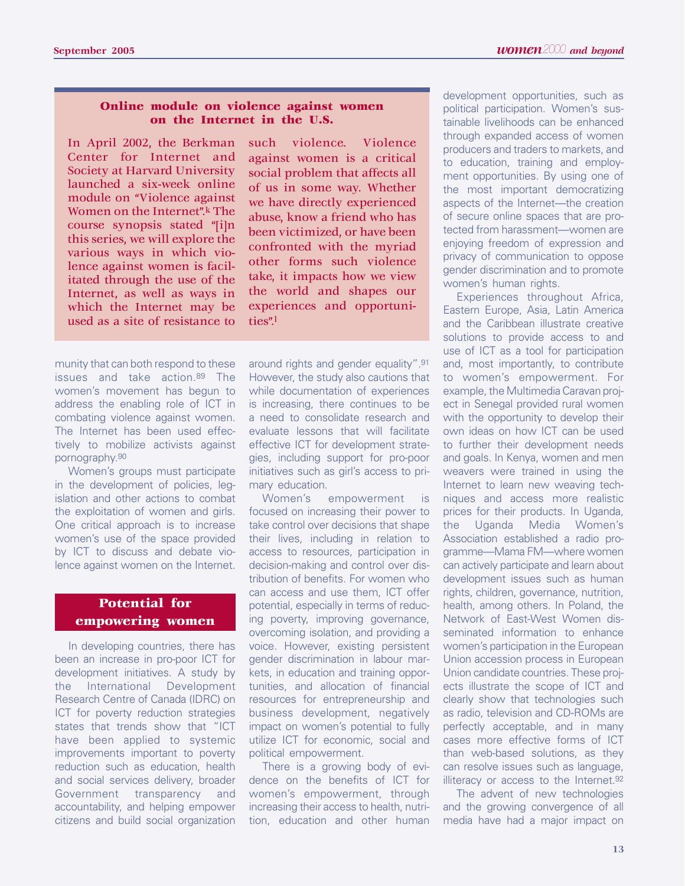### Online module on violence against women on the Internet in the U.S.

In April 2002, the Berkman Center for Internet and Society at Harvard University launched a six-week online module on "Violence against Women on the Internet".[k] The course synopsis stated "[i]n this series, we will explore the various ways in which violence against women is facilitated through the use of the Internet, as well as ways in which the Internet may be used as a site of resistance to such violence. Violence against women is a critical social problem that affects all of us in some way. Whether we have directly experienced abuse, know a friend who has been victimized, or have been confronted with the myriad other forms such violence take, it impacts how we view the world and shapes our experiences and opportunities".[l]

munity that can both respond to these issues and take action.[89] The women's movement has begun to address the enabling role of ICT in combating violence against women. The Internet has been used effectively to mobilize activists against pornography.[90]

Women's groups must participate in the development of policies, legislation and other actions to combat the exploitation of women and girls. One critical approach is to increase women's use of the space provided by ICT to discuss and debate violence against women on the Internet.

## Potential for empowering women

In developing countries, there has been an increase in pro-poor ICT for development initiatives. A study by the International Development Research Centre of Canada (IDRC) on ICT for poverty reduction strategies states that trends show that "ICT have been applied to systemic improvements important to poverty reduction such as education, health and social services delivery, broader Government transparency and accountability, and helping empower citizens and build social organization around rights and gender equality".[91] However, the study also cautions that while documentation of experiences is increasing, there continues to be a need to consolidate research and evaluate lessons that will facilitate effective ICT for development strategies, including support for pro-poor initiatives such as girl's access to primary education.

Women's empowerment is focused on increasing their power to take control over decisions that shape their lives, including in relation to access to resources, participation in decision-making and control over distribution of benefits. For women who can access and use them, ICT offer potential, especially in terms of reducing poverty, improving governance, overcoming isolation, and providing a voice. However, existing persistent gender discrimination in labour markets, in education and training opportunities, and allocation of financial resources for entrepreneurship and business development, negatively impact on women's potential to fully utilize ICT for economic, social and political empowerment.

There is a growing body of evidence on the benefits of ICT for women's empowerment, through increasing their access to health, nutrition, education and other human development opportunities, such as political participation. Women's sustainable livelihoods can be enhanced through expanded access of women producers and traders to markets, and to education, training and employment opportunities. By using one of the most important democratizing aspects of the Internet—the creation of secure online spaces that are protected from harassment—women are enjoying freedom of expression and privacy of communication to oppose gender discrimination and to promote women's human rights.

Experiences throughout Africa, Eastern Europe, Asia, Latin America and the Caribbean illustrate creative solutions to provide access to and use of ICT as a tool for participation and, most importantly, to contribute to women's empowerment. For example, the Multimedia Caravan project in Senegal provided rural women with the opportunity to develop their own ideas on how ICT can be used to further their development needs and goals. In Kenya, women and men weavers were trained in using the Internet to learn new weaving techniques and access more realistic prices for their products. In Uganda, the Uganda Media Women's Association established a radio programme—Mama FM—where women can actively participate and learn about development issues such as human rights, children, governance, nutrition, health, among others. In Poland, the Network of East-West Women disseminated information to enhance women's participation in the European Union accession process in European Union candidate countries. These projects illustrate the scope of ICT and clearly show that technologies such as radio, television and CD-ROMs are perfectly acceptable, and in many cases more effective forms of ICT than web-based solutions, as they can resolve issues such as language, illiteracy or access to the Internet.[92]

The advent of new technologies and the growing convergence of all media have had a major impact on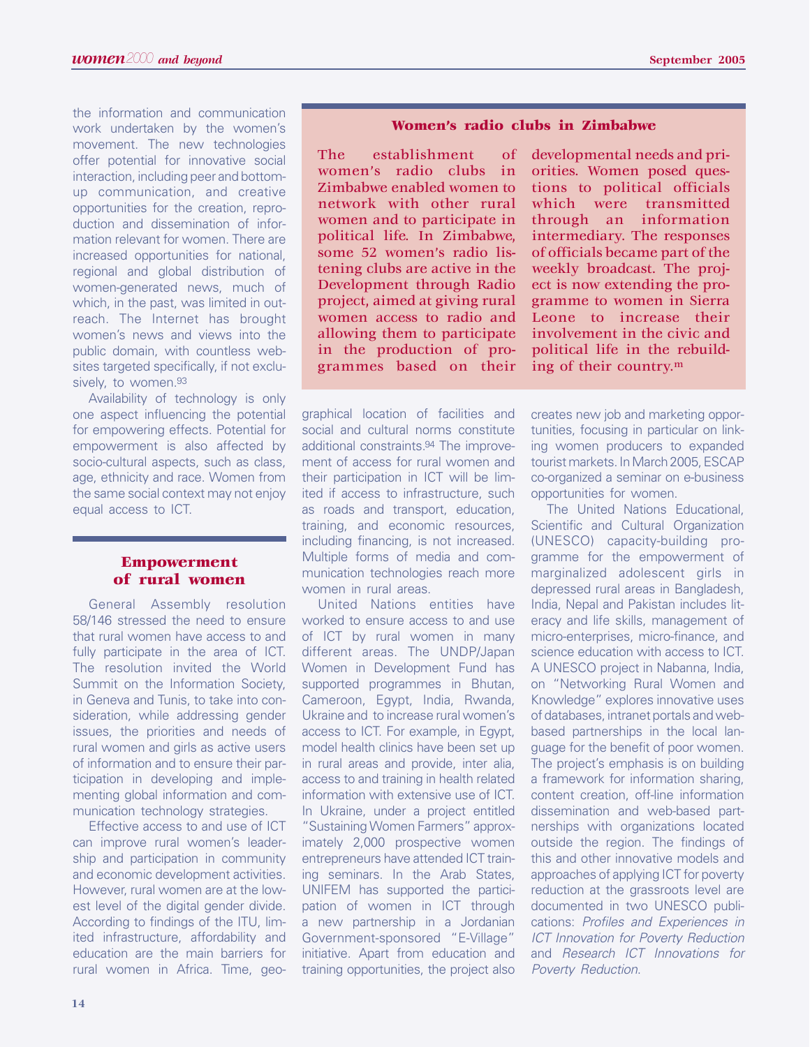the information and communication work undertaken by the women's movement. The new technologies offer potential for innovative social interaction, including peer and bottom-up communication, and creative opportunities for the creation, reproduction and dissemination of information relevant for women. There are increased opportunities for national, regional and global distribution of women-generated news, much of which, in the past, was limited in outreach. The Internet has brought women's news and views into the public domain, with countless websites targeted specifically, if not exclusively, to women.[93]

Availability of technology is only one aspect influencing the potential for empowering effects. Potential for empowerment is also affected by socio-cultural aspects, such as class, age, ethnicity and race. Women from the same social context may not enjoy equal access to ICT.

### Women's radio clubs in Zimbabwe

The establishment of women's radio clubs in Zimbabwe enabled women to network with other rural women and to participate in political life. In Zimbabwe, some 52 women's radio listening clubs are active in the Development through Radio project, aimed at giving rural women access to radio and allowing them to participate in the production of programmes based on their developmental needs and priorities. Women posed questions to political officials which were transmitted through an information intermediary. The responses of officials became part of the weekly broadcast. The project is now extending the programme to women in Sierra Leone to increase their involvement in the civic and political life in the rebuilding of their country.[m]

## Empowerment of rural women

General Assembly resolution 58/146 stressed the need to ensure that rural women have access to and fully participate in the area of ICT. The resolution invited the World Summit on the Information Society, in Geneva and Tunis, to take into consideration, while addressing gender issues, the priorities and needs of rural women and girls as active users of information and to ensure their participation in developing and implementing global information and communication technology strategies.

Effective access to and use of ICT can improve rural women's leadership and participation in community and economic development activities. However, rural women are at the lowest level of the digital gender divide. According to findings of the ITU, limited infrastructure, affordability and education are the main barriers for rural women in Africa. Time, geographical location of facilities and social and cultural norms constitute additional constraints.[94] The improvement of access for rural women and their participation in ICT will be limited if access to infrastructure, such as roads and transport, education, training, and economic resources, including financing, is not increased. Multiple forms of media and communication technologies reach more women in rural areas.

United Nations entities have worked to ensure access to and use of ICT by rural women in many different areas. The UNDP/Japan Women in Development Fund has supported programmes in Bhutan, Cameroon, Egypt, India, Rwanda, Ukraine and to increase rural women's access to ICT. For example, in Egypt, model health clinics have been set up in rural areas and provide, inter alia, access to and training in health related information with extensive use of ICT. In Ukraine, under a project entitled "Sustaining Women Farmers" approximately 2,000 prospective women entrepreneurs have attended ICT training seminars. In the Arab States, UNIFEM has supported the participation of women in ICT through a new partnership in a Jordanian Government-sponsored "E-Village" initiative. Apart from education and training opportunities, the project also creates new job and marketing opportunities, focusing in particular on linking women producers to expanded tourist markets. In March 2005, ESCAP co-organized a seminar on e-business opportunities for women.

The United Nations Educational, Scientific and Cultural Organization (UNESCO) capacity-building programme for the empowerment of marginalized adolescent girls in depressed rural areas in Bangladesh, India, Nepal and Pakistan includes literacy and life skills, management of micro-enterprises, micro-finance, and science education with access to ICT. A UNESCO project in Nabanna, India, on "Networking Rural Women and Knowledge" explores innovative uses of databases, intranet portals and web-based partnerships in the local language for the benefit of poor women. The project's emphasis is on building a framework for information sharing, content creation, off-line information dissemination and web-based partnerships with organizations located outside the region. The findings of this and other innovative models and approaches of applying ICT for poverty reduction at the grassroots level are documented in two UNESCO publications: *Profiles and Experiences in ICT Innovation for Poverty Reduction* and *Research ICT Innovations for Poverty Reduction*.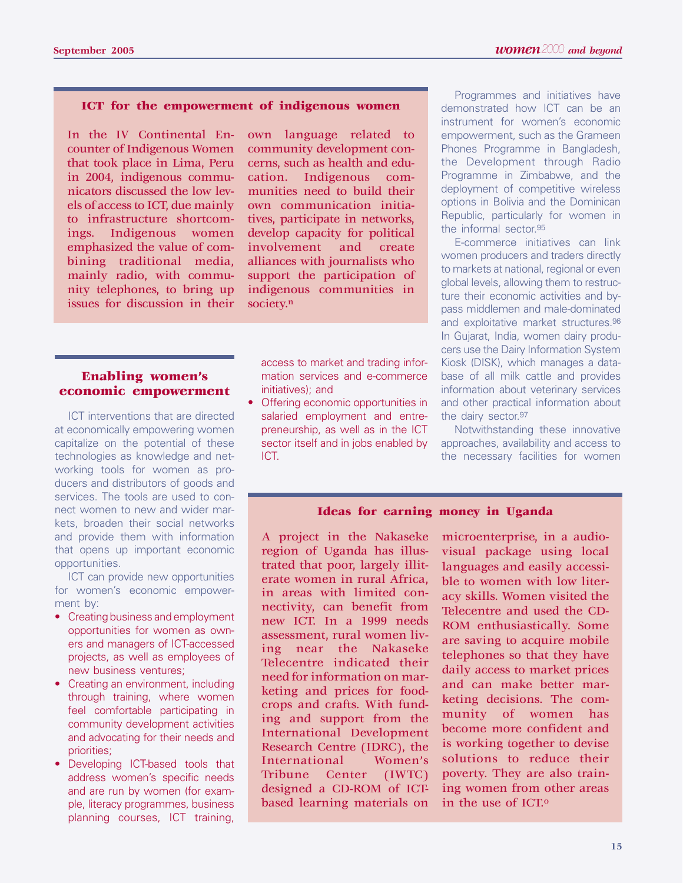### ICT for the empowerment of indigenous women

In the IV Continental Encounter of Indigenous Women that took place in Lima, Peru in 2004, indigenous communicators discussed the low levels of access to ICT, due mainly to infrastructure shortcomings. Indigenous women emphasized the value of combining traditional media, mainly radio, with community telephones, to bring up issues for discussion in their own language related to community development concerns, such as health and education. Indigenous communities need to build their own communication initiatives, participate in networks, develop capacity for political involvement and create alliances with journalists who support the participation of indigenous communities in society.[n]

## Enabling women's economic empowerment

ICT interventions that are directed at economically empowering women capitalize on the potential of these technologies as knowledge and networking tools for women as producers and distributors of goods and services. The tools are used to connect women to new and wider markets, broaden their social networks and provide them with information that opens up important economic opportunities.

ICT can provide new opportunities for women's economic empowerment by:

- Creating business and employment opportunities for women as owners and managers of ICT-accessed projects, as well as employees of new business ventures;
- Creating an environment, including through training, where women feel comfortable participating in community development activities and advocating for their needs and priorities;
- Developing ICT-based tools that address women's specific needs and are run by women (for example, literacy programmes, business planning courses, ICT training, access to market and trading information services and e-commerce initiatives); and
- Offering economic opportunities in salaried employment and entrepreneurship, as well as in the ICT sector itself and in jobs enabled by ICT.

Programmes and initiatives have demonstrated how ICT can be an instrument for women's economic empowerment, such as the Grameen Phones Programme in Bangladesh, the Development through Radio Programme in Zimbabwe, and the deployment of competitive wireless options in Bolivia and the Dominican Republic, particularly for women in the informal sector.[95]

E-commerce initiatives can link women producers and traders directly to markets at national, regional or even global levels, allowing them to restructure their economic activities and bypass middlemen and male-dominated and exploitative market structures.[96] In Gujarat, India, women dairy producers use the Dairy Information System Kiosk (DISK), which manages a database of all milk cattle and provides information about veterinary services and other practical information about the dairy sector.[97]

Notwithstanding these innovative approaches, availability and access to the necessary facilities for women

### Ideas for earning money in Uganda

A project in the Nakaseke region of Uganda has illustrated that poor, largely illiterate women in rural Africa, in areas with limited connectivity, can benefit from new ICT. In a 1999 needs assessment, rural women living near the Nakaseke Telecentre indicated their need for information on marketing and prices for food-crops and crafts. With funding and support from the International Development Research Centre (IDRC), the International Women's Tribune Center (IWTC) designed a CD-ROM of ICT-based learning materials on microenterprise, in a audio-visual package using local languages and easily accessible to women with low literacy skills. Women visited the Telecentre and used the CD-ROM enthusiastically. Some are saving to acquire mobile telephones so that they have daily access to market prices and can make better marketing decisions. The community of women has become more confident and is working together to devise solutions to reduce their poverty. They are also training women from other areas in the use of ICT.[o]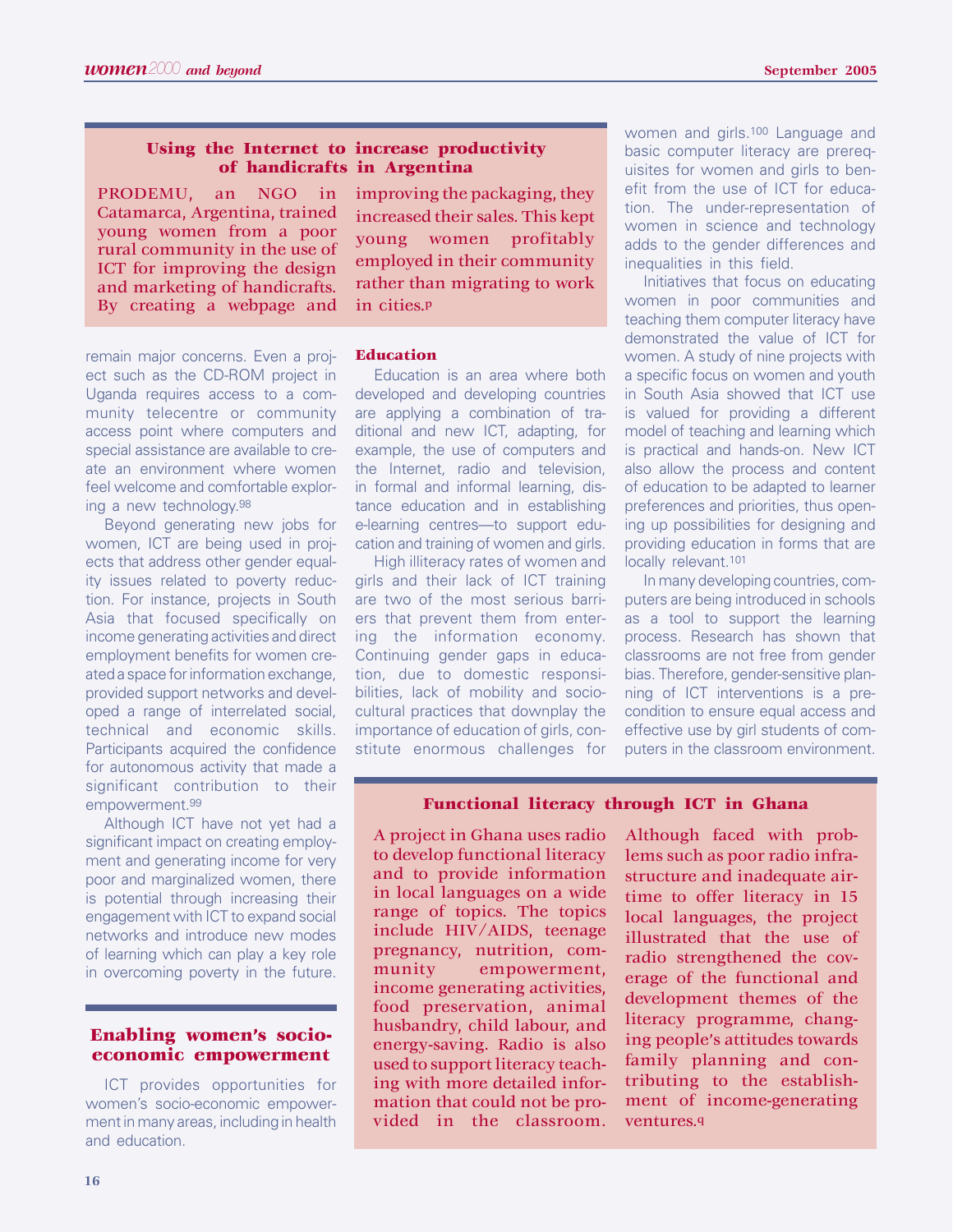### Using the Internet to increase productivity of handicrafts in Argentina

PRODEMU, an NGO in Catamarca, Argentina, trained young women from a poor rural community in the use of ICT for improving the design and marketing of handicrafts. By creating a webpage and improving the packaging, they increased their sales. This kept young women profitably employed in their community rather than migrating to work in cities.[p]

remain major concerns. Even a project such as the CD-ROM project in Uganda requires access to a community telecentre or community access point where computers and special assistance are available to create an environment where women feel welcome and comfortable exploring a new technology.[98]

Beyond generating new jobs for women, ICT are being used in projects that address other gender equality issues related to poverty reduction. For instance, projects in South Asia that focused specifically on income generating activities and direct employment benefits for women created a space for information exchange, provided support networks and developed a range of interrelated social, technical and economic skills. Participants acquired the confidence for autonomous activity that made a significant contribution to their empowerment.[99]

Although ICT have not yet had a significant impact on creating employment and generating income for very poor and marginalized women, there is potential through increasing their engagement with ICT to expand social networks and introduce new modes of learning which can play a key role in overcoming poverty in the future.

## Enabling women's socio-economic empowerment

ICT provides opportunities for women's socio-economic empowerment in many areas, including in health and education.

### Education

Education is an area where both developed and developing countries are applying a combination of traditional and new ICT, adapting, for example, the use of computers and the Internet, radio and television, in formal and informal learning, distance education and in establishing e-learning centres—to support education and training of women and girls.

High illiteracy rates of women and girls and their lack of ICT training are two of the most serious barriers that prevent them from entering the information economy. Continuing gender gaps in education, due to domestic responsibilities, lack of mobility and socio-cultural practices that downplay the importance of education of girls, constitute enormous challenges for women and girls.[100] Language and basic computer literacy are prerequisites for women and girls to benefit from the use of ICT for education. The under-representation of women in science and technology adds to the gender differences and inequalities in this field.

Initiatives that focus on educating women in poor communities and teaching them computer literacy have demonstrated the value of ICT for women. A study of nine projects with a specific focus on women and youth in South Asia showed that ICT use is valued for providing a different model of teaching and learning which is practical and hands-on. New ICT also allow the process and content of education to be adapted to learner preferences and priorities, thus opening up possibilities for designing and providing education in forms that are locally relevant.[101]

In many developing countries, computers are being introduced in schools as a tool to support the learning process. Research has shown that classrooms are not free from gender bias. Therefore, gender-sensitive planning of ICT interventions is a precondition to ensure equal access and effective use by girl students of computers in the classroom environment.

### Functional literacy through ICT in Ghana

A project in Ghana uses radio to develop functional literacy and to provide information in local languages on a wide range of topics. The topics include HIV/AIDS, teenage pregnancy, nutrition, community empowerment, income generating activities, food preservation, animal husbandry, child labour, and energy-saving. Radio is also used to support literacy teaching with more detailed information that could not be provided in the classroom. Although faced with problems such as poor radio infrastructure and inadequate airtime to offer literacy in 15 local languages, the project illustrated that the use of radio strengthened the coverage of the functional and development themes of the literacy programme, changing people's attitudes towards family planning and contributing to the establishment of income-generating ventures.[q]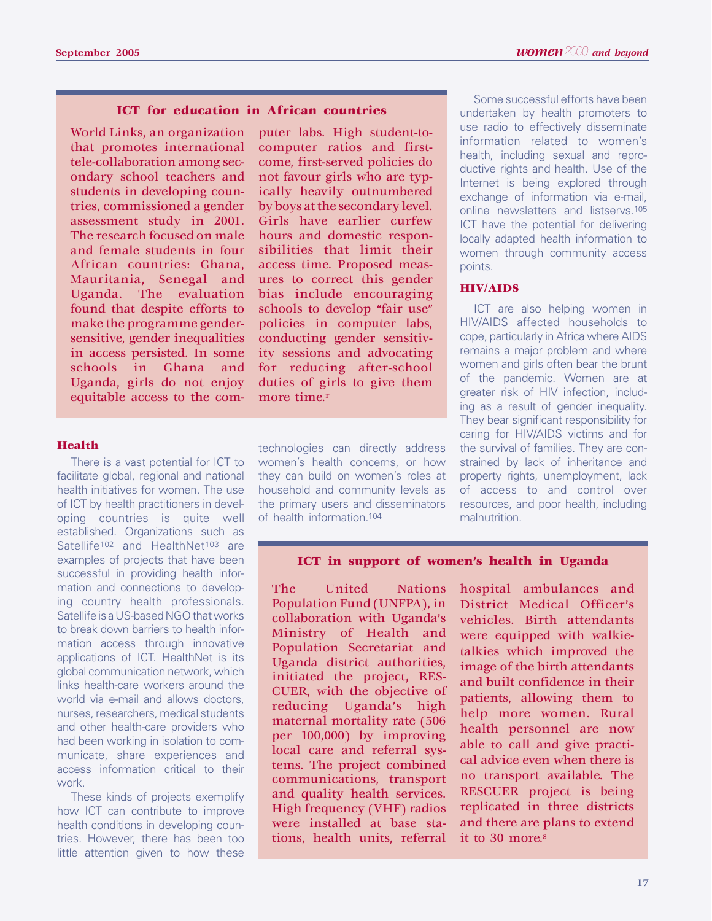### ICT for education in African countries

World Links, an organization that promotes international tele-collaboration among secondary school teachers and students in developing countries, commissioned a gender assessment study in 2001. The research focused on male and female students in four African countries: Ghana, Mauritania, Senegal and Uganda. The evaluation found that despite efforts to make the programme gender-sensitive, gender inequalities in access persisted. In some schools in Ghana and Uganda, girls do not enjoy equitable access to the computer labs. High student-to-computer ratios and first-come, first-served policies do not favour girls who are typically heavily outnumbered by boys at the secondary level. Girls have earlier curfew hours and domestic responsibilities that limit their access time. Proposed measures to correct this gender bias include encouraging schools to develop "fair use" policies in computer labs, conducting gender sensitivity sessions and advocating for reducing after-school duties of girls to give them more time.[r]

### Health

There is a vast potential for ICT to facilitate global, regional and national health initiatives for women. The use of ICT by health practitioners in developing countries is quite well established. Organizations such as Satellife[102] and HealthNet[103] are examples of projects that have been successful in providing health information and connections to developing country health professionals. Satellife is a US-based NGO that works to break down barriers to health information access through innovative applications of ICT. HealthNet is its global communication network, which links health-care workers around the world via e-mail and allows doctors, nurses, researchers, medical students and other health-care providers who had been working in isolation to communicate, share experiences and access information critical to their work.

These kinds of projects exemplify how ICT can contribute to improve health conditions in developing countries. However, there has been too little attention given to how these technologies can directly address women's health concerns, or how they can build on women's roles at household and community levels as the primary users and disseminators of health information.[104]

Some successful efforts have been undertaken by health promoters to use radio to effectively disseminate information related to women's health, including sexual and reproductive rights and health. Use of the Internet is being explored through exchange of information via e-mail, online newsletters and listservs.[105] ICT have the potential for delivering locally adapted health information to women through community access points.

### HIV/AIDS

ICT are also helping women in HIV/AIDS affected households to cope, particularly in Africa where AIDS remains a major problem and where women and girls often bear the brunt of the pandemic. Women are at greater risk of HIV infection, including as a result of gender inequality. They bear significant responsibility for caring for HIV/AIDS victims and for the survival of families. They are constrained by lack of inheritance and property rights, unemployment, lack of access to and control over resources, and poor health, including malnutrition.

### ICT in support of women's health in Uganda

The United Nations Population Fund (UNFPA), in collaboration with Uganda's Ministry of Health and Population Secretariat and Uganda district authorities, initiated the project, RESCUER, with the objective of reducing Uganda's high maternal mortality rate (506 per 100,000) by improving local care and referral systems. The project combined communications, transport and quality health services. High frequency (VHF) radios were installed at base stations, health units, referral hospital ambulances and District Medical Officer's vehicles. Birth attendants were equipped with walkie-talkies which improved the image of the birth attendants and built confidence in their patients, allowing them to help more women. Rural health personnel are now able to call and give practical advice even when there is no transport available. The RESCUER project is being replicated in three districts and there are plans to extend it to 30 more.[s]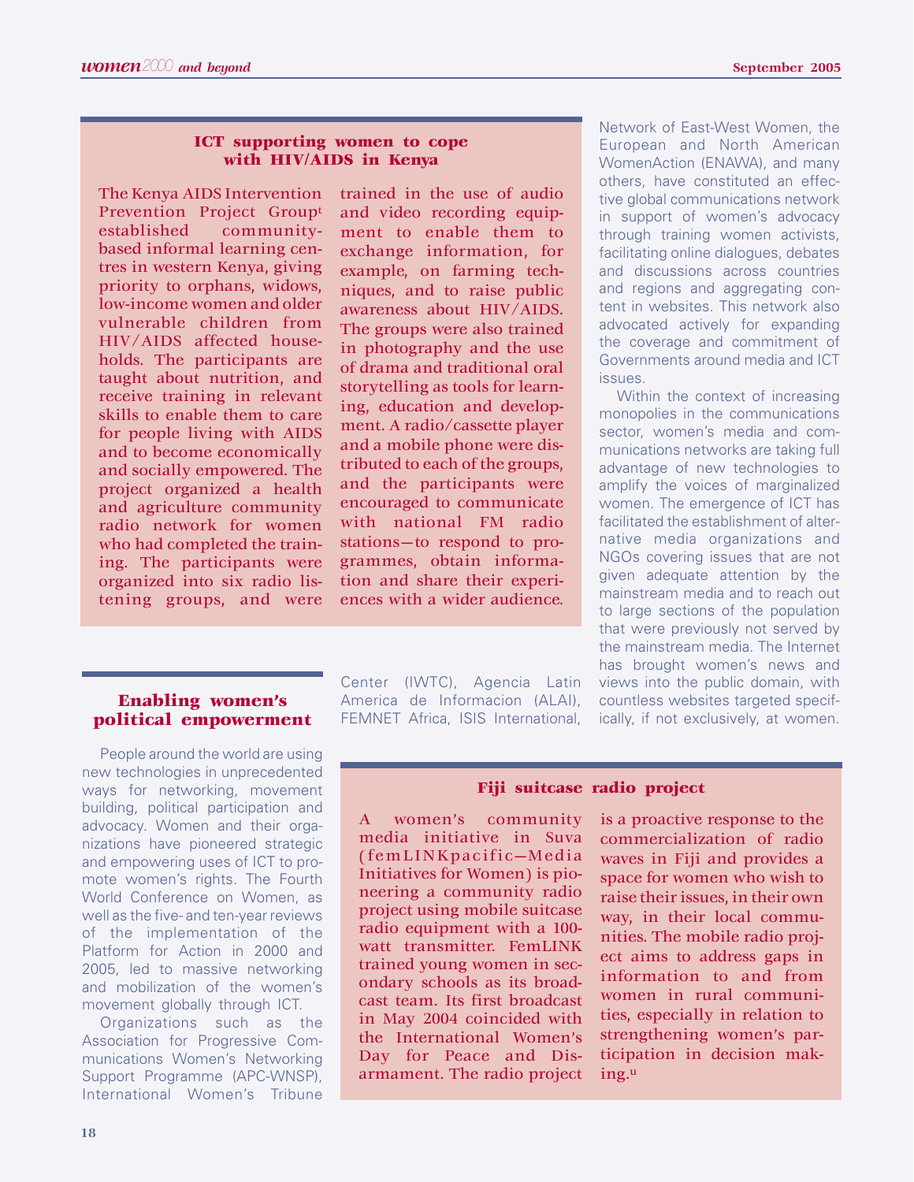### ICT supporting women to cope with HIV/AIDS in Kenya

The Kenya AIDS Intervention Prevention Project Group[t] established community-based informal learning centres in western Kenya, giving priority to orphans, widows, low-income women and older vulnerable children from HIV/AIDS affected households. The participants are taught about nutrition, and receive training in relevant skills to enable them to care for people living with AIDS and to become economically and socially empowered. The project organized a health and agriculture community radio network for women who had completed the training. The participants were organized into six radio listening groups, and were trained in the use of audio and video recording equipment to enable them to exchange information, for example, on farming techniques, and to raise public awareness about HIV/AIDS. The groups were also trained in photography and the use of drama and traditional oral storytelling as tools for learning, education and development. A radio/cassette player and a mobile phone were distributed to each of the groups, and the participants were encouraged to communicate with national FM radio stations—to respond to programmes, obtain information and share their experiences with a wider audience.

## Enabling women's political empowerment

People around the world are using new technologies in unprecedented ways for networking, movement building, political participation and advocacy. Women and their organizations have pioneered strategic and empowering uses of ICT to promote women's rights. The Fourth World Conference on Women, as well as the five- and ten-year reviews of the implementation of the Platform for Action in 2000 and 2005, led to massive networking and mobilization of the women's movement globally through ICT.

Organizations such as the Association for Progressive Communications Women's Networking Support Programme (APC-WNSP), International Women's Tribune Center (IWTC), Agencia Latin America de Informacion (ALAI), FEMNET Africa, ISIS International, Network of East-West Women, the European and North American WomenAction (ENAWA), and many others, have constituted an effective global communications network in support of women's advocacy through training women activists, facilitating online dialogues, debates and discussions across countries and regions and aggregating content in websites. This network also advocated actively for expanding the coverage and commitment of Governments around media and ICT issues.

Within the context of increasing monopolies in the communications sector, women's media and communications networks are taking full advantage of new technologies to amplify the voices of marginalized women. The emergence of ICT has facilitated the establishment of alternative media organizations and NGOs covering issues that are not given adequate attention by the mainstream media and to reach out to large sections of the population that were previously not served by the mainstream media. The Internet has brought women's news and views into the public domain, with countless websites targeted specifically, if not exclusively, at women.

### Fiji suitcase radio project

A women's community media initiative in Suva (femLINKpacific—Media Initiatives for Women) is pioneering a community radio project using mobile suitcase radio equipment with a 100-watt transmitter. FemLINK trained young women in secondary schools as its broadcast team. Its first broadcast in May 2004 coincided with the International Women's Day for Peace and Disarmament. The radio project is a proactive response to the commercialization of radio waves in Fiji and provides a space for women who wish to raise their issues, in their own way, in their local communities. The mobile radio project aims to address gaps in information to and from women in rural communities, especially in relation to strengthening women's participation in decision making.[u]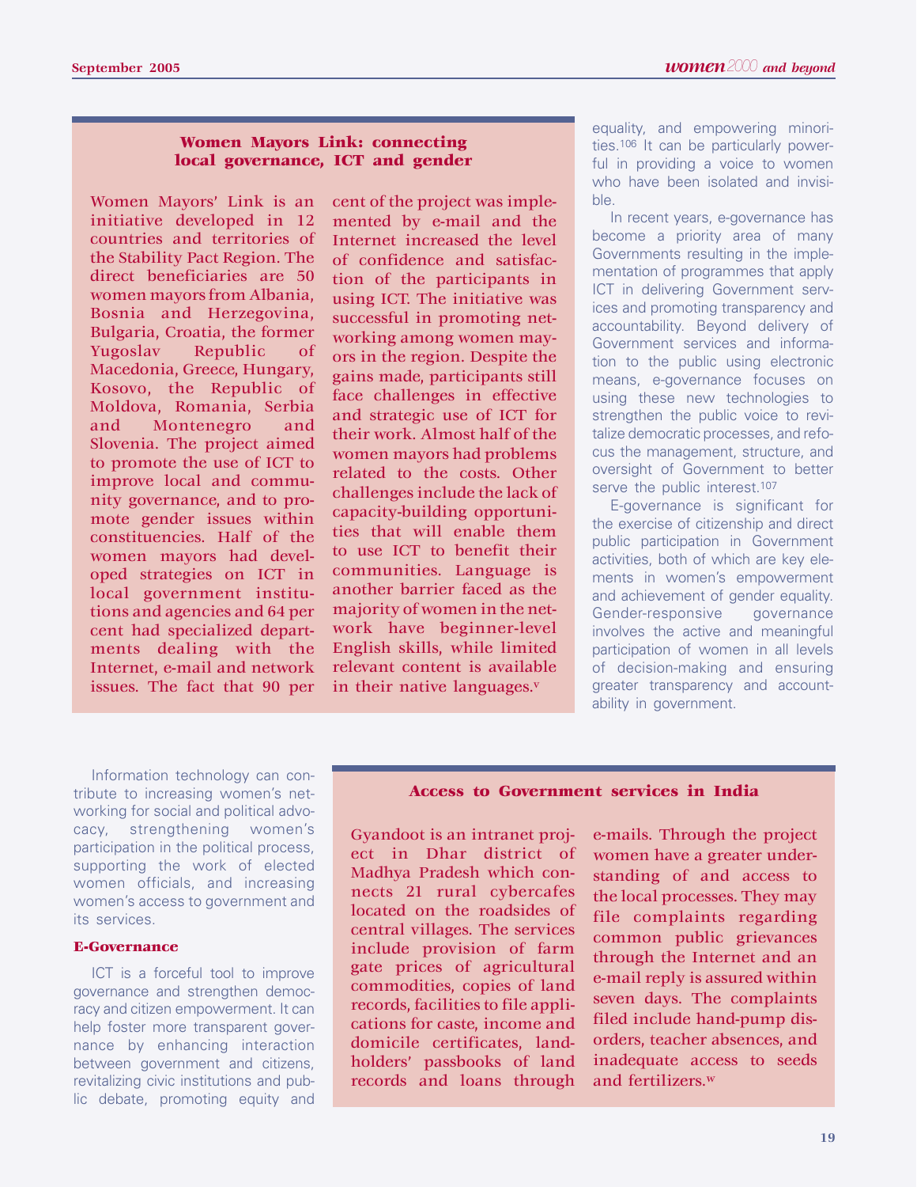### Women Mayors Link: connecting local governance, ICT and gender

Women Mayors' Link is an initiative developed in 12 countries and territories of the Stability Pact Region. The direct beneficiaries are 50 women mayors from Albania, Bosnia and Herzegovina, Bulgaria, Croatia, the former Yugoslav Republic of Macedonia, Greece, Hungary, Kosovo, the Republic of Moldova, Romania, Serbia and Montenegro and Slovenia. The project aimed to promote the use of ICT to improve local and community governance, and to promote gender issues within constituencies. Half of the women mayors had developed strategies on ICT in local government institutions and agencies and 64 per cent had specialized departments dealing with the Internet, e-mail and network issues. The fact that 90 per cent of the project was implemented by e-mail and the Internet increased the level of confidence and satisfaction of the participants in using ICT. The initiative was successful in promoting networking among women mayors in the region. Despite the gains made, participants still face challenges in effective and strategic use of ICT for their work. Almost half of the women mayors had problems related to the costs. Other challenges include the lack of capacity-building opportunities that will enable them to use ICT to benefit their communities. Language is another barrier faced as the majority of women in the network have beginner-level English skills, while limited relevant content is available in their native languages.[v]

Information technology can contribute to increasing women's networking for social and political advocacy, strengthening women's participation in the political process, supporting the work of elected women officials, and increasing women's access to government and its services.

### E-Governance

ICT is a forceful tool to improve governance and strengthen democracy and citizen empowerment. It can help foster more transparent governance by enhancing interaction between government and citizens, revitalizing civic institutions and public debate, promoting equity and equality, and empowering minorities.[106] It can be particularly powerful in providing a voice to women who have been isolated and invisible.

In recent years, e-governance has become a priority area of many Governments resulting in the implementation of programmes that apply ICT in delivering Government services and promoting transparency and accountability. Beyond delivery of Government services and information to the public using electronic means, e-governance focuses on using these new technologies to strengthen the public voice to revitalize democratic processes, and refocus the management, structure, and oversight of Government to better serve the public interest.[107]

E-governance is significant for the exercise of citizenship and direct public participation in Government activities, both of which are key elements in women's empowerment and achievement of gender equality. Gender-responsive governance involves the active and meaningful participation of women in all levels of decision-making and ensuring greater transparency and accountability in government.

### Access to Government services in India

Gyandoot is an intranet project in Dhar district of Madhya Pradesh which connects 21 rural cybercafes located on the roadsides of central villages. The services include provision of farm gate prices of agricultural commodities, copies of land records, facilities to file applications for caste, income and domicile certificates, landholders' passbooks of land records and loans through e-mails. Through the project women have a greater understanding of and access to the local processes. They may file complaints regarding common public grievances through the Internet and an e-mail reply is assured within seven days. The complaints filed include hand-pump disorders, teacher absences, and inadequate access to seeds and fertilizers.[w]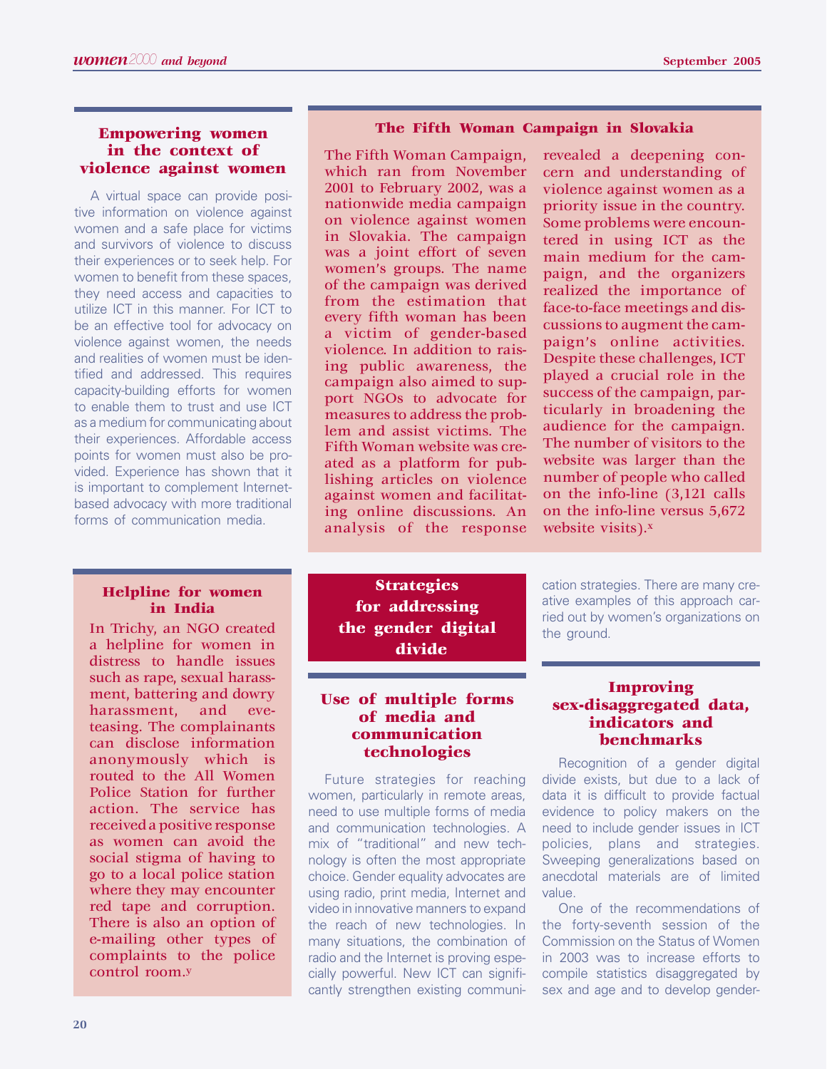## Empowering women in the context of violence against women

A virtual space can provide positive information on violence against women and a safe place for victims and survivors of violence to discuss their experiences or to seek help. For women to benefit from these spaces, they need access and capacities to utilize ICT in this manner. For ICT to be an effective tool for advocacy on violence against women, the needs and realities of women must be identified and addressed. This requires capacity-building efforts for women to enable them to trust and use ICT as a medium for communicating about their experiences. Affordable access points for women must also be provided. Experience has shown that it is important to complement Internet-based advocacy with more traditional forms of communication media.

### The Fifth Woman Campaign in Slovakia

The Fifth Woman Campaign, which ran from November 2001 to February 2002, was a nationwide media campaign on violence against women in Slovakia. The campaign was a joint effort of seven women's groups. The name of the campaign was derived from the estimation that every fifth woman has been a victim of gender-based violence. In addition to raising public awareness, the campaign also aimed to support NGOs to advocate for measures to address the problem and assist victims. The Fifth Woman website was created as a platform for publishing articles on violence against women and facilitating online discussions. An analysis of the response revealed a deepening concern and understanding of violence against women as a priority issue in the country. Some problems were encountered in using ICT as the main medium for the campaign, and the organizers realized the importance of face-to-face meetings and discussions to augment the campaign's online activities. Despite these challenges, ICT played a crucial role in the success of the campaign, particularly in broadening the audience for the campaign. The number of visitors to the website was larger than the number of people who called on the info-line (3,121 calls on the info-line versus 5,672 website visits).[x]

### Helpline for women in India

In Trichy, an NGO created a helpline for women in distress to handle issues such as rape, sexual harassment, battering and dowry harassment, and eve-teasing. The complainants can disclose information anonymously which is routed to the All Women Police Station for further action. The service has received a positive response as women can avoid the social stigma of having to go to a local police station where they may encounter red tape and corruption. There is also an option of e-mailing other types of complaints to the police control room.[y]

# Strategies for addressing the gender digital divide

## Use of multiple forms of media and communication technologies

Future strategies for reaching women, particularly in remote areas, need to use multiple forms of media and communication technologies. A mix of "traditional" and new technology is often the most appropriate choice. Gender equality advocates are using radio, print media, Internet and video in innovative manners to expand the reach of new technologies. In many situations, the combination of radio and the Internet is proving especially powerful. New ICT can significantly strengthen existing communication strategies. There are many creative examples of this approach carried out by women's organizations on the ground.

## Improving sex-disaggregated data, indicators and benchmarks

Recognition of a gender digital divide exists, but due to a lack of data it is difficult to provide factual evidence to policy makers on the need to include gender issues in ICT policies, plans and strategies. Sweeping generalizations based on anecdotal materials are of limited value.

One of the recommendations of the forty-seventh session of the Commission on the Status of Women in 2003 was to increase efforts to compile statistics disaggregated by sex and age and to develop gender-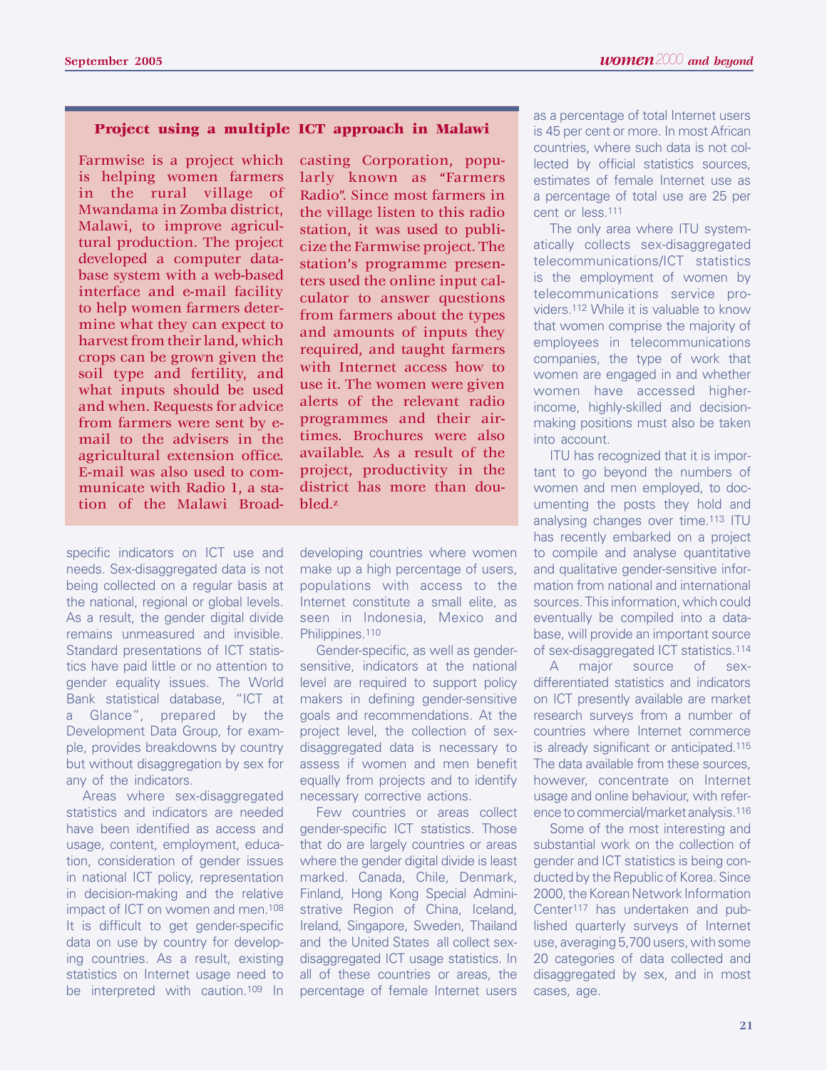### Project using a multiple ICT approach in Malawi

**Farmwise is a project which is helping women farmers in the rural village of Mwandama in Zomba district, Malawi, to improve agricultural production. The project developed a computer database system with a web-based interface and e-mail facility to help women farmers determine what they can expect to harvest from their land, which crops can be grown given the soil type and fertility, and what inputs should be used and when. Requests for advice from farmers were sent by e-mail to the advisers in the agricultural extension office. E-mail was also used to communicate with Radio 1, a station of the Malawi Broadcasting Corporation, popularly known as "Farmers Radio". Since most farmers in the village listen to this radio station, it was used to publicize the Farmwise project. The station's programme presenters used the online input calculator to answer questions from farmers about the types and amounts of inputs they required, and taught farmers with Internet access how to use it. The women were given alerts of the relevant radio programmes and their airtimes. Brochures were also available. As a result of the project, productivity in the district has more than doubled.[z]**

specific indicators on ICT use and needs. Sex-disaggregated data is not being collected on a regular basis at the national, regional or global levels. As a result, the gender digital divide remains unmeasured and invisible. Standard presentations of ICT statistics have paid little or no attention to gender equality issues. The World Bank statistical database, "ICT at a Glance", prepared by the Development Data Group, for example, provides breakdowns by country but without disaggregation by sex for any of the indicators.

Areas where sex-disaggregated statistics and indicators are needed have been identified as access and usage, content, employment, education, consideration of gender issues in national ICT policy, representation in decision-making and the relative impact of ICT on women and men.[108] It is difficult to get gender-specific data on use by country for developing countries. As a result, existing statistics on Internet usage need to be interpreted with caution.[109] In developing countries where women make up a high percentage of users, populations with access to the Internet constitute a small elite, as seen in Indonesia, Mexico and Philippines.[110]

Gender-specific, as well as gender-sensitive, indicators at the national level are required to support policy makers in defining gender-sensitive goals and recommendations. At the project level, the collection of sex-disaggregated data is necessary to assess if women and men benefit equally from projects and to identify necessary corrective actions.

Few countries or areas collect gender-specific ICT statistics. Those that do are largely countries or areas where the gender digital divide is least marked. Canada, Chile, Denmark, Finland, Hong Kong Special Administrative Region of China, Iceland, Ireland, Singapore, Sweden, Thailand and the United States all collect sex-disaggregated ICT usage statistics. In all of these countries or areas, the percentage of female Internet users as a percentage of total Internet users is 45 per cent or more. In most African countries, where such data is not collected by official statistics sources, estimates of female Internet use as a percentage of total use are 25 per cent or less.[111]

The only area where ITU systematically collects sex-disaggregated telecommunications/ICT statistics is the employment of women by telecommunications service providers.[112] While it is valuable to know that women comprise the majority of employees in telecommunications companies, the type of work that women are engaged in and whether women have accessed higher-income, highly-skilled and decision-making positions must also be taken into account.

ITU has recognized that it is important to go beyond the numbers of women and men employed, to documenting the posts they hold and analysing changes over time.[113] ITU has recently embarked on a project to compile and analyse quantitative and qualitative gender-sensitive information from national and international sources. This information, which could eventually be compiled into a database, will provide an important source of sex-disaggregated ICT statistics.[114]

A major source of sex-differentiated statistics and indicators on ICT presently available are market research surveys from a number of countries where Internet commerce is already significant or anticipated.[115] The data available from these sources, however, concentrate on Internet usage and online behaviour, with reference to commercial/market analysis.[116]

Some of the most interesting and substantial work on the collection of gender and ICT statistics is being conducted by the Republic of Korea. Since 2000, the Korean Network Information Center[117] has undertaken and published quarterly surveys of Internet use, averaging 5,700 users, with some 20 categories of data collected and disaggregated by sex, and in most cases, age.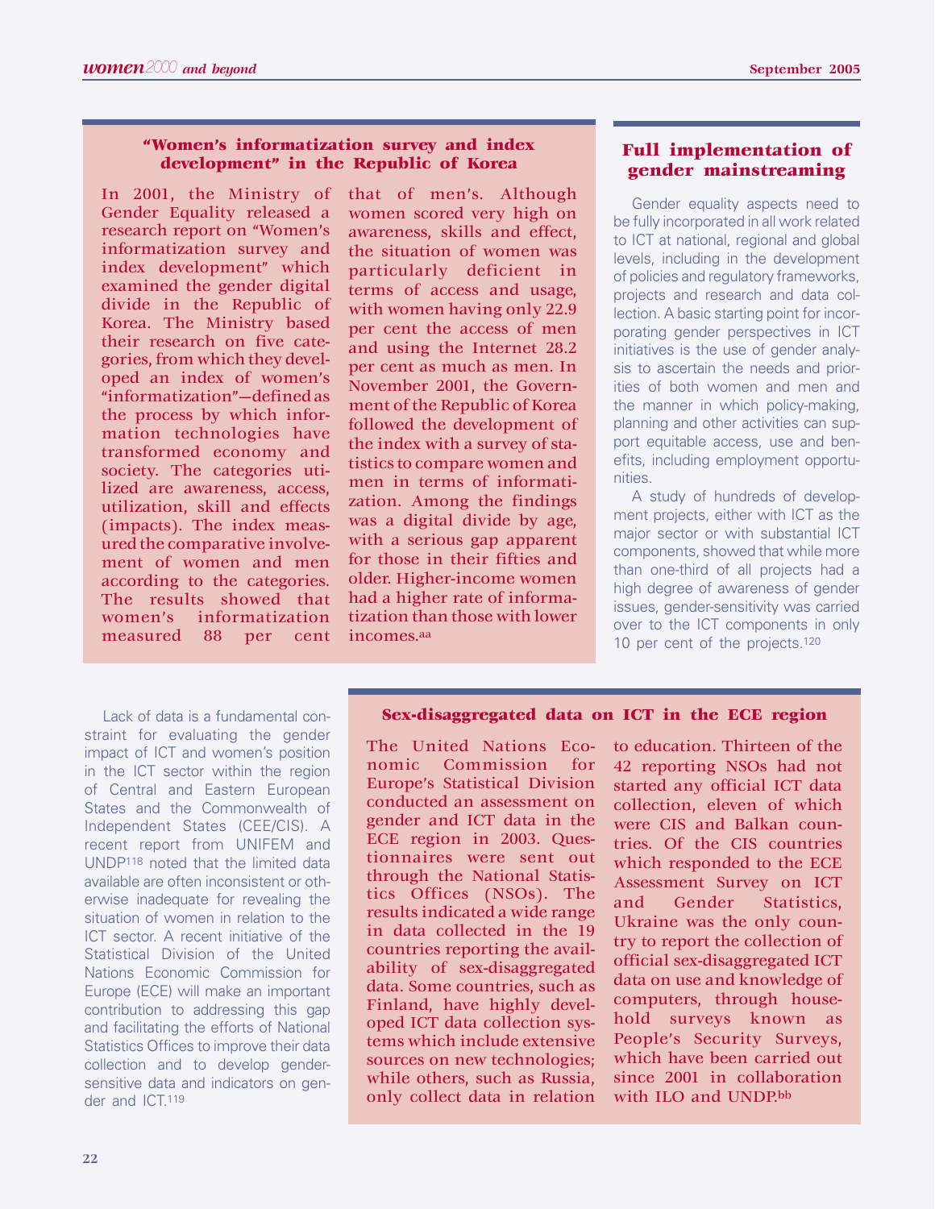### "Women's informatization survey and index development" in the Republic of Korea

In 2001, the Ministry of Gender Equality released a research report on "Women's informatization survey and index development" which examined the gender digital divide in the Republic of Korea. The Ministry based their research on five categories, from which they developed an index of women's "informatization"—defined as the process by which information technologies have transformed economy and society. The categories utilized are awareness, access, utilization, skill and effects (impacts). The index measured the comparative involvement of women and men according to the categories. The results showed that women's informatization measured 88 per cent that of men's. Although women scored very high on awareness, skills and effect, the situation of women was particularly deficient in terms of access and usage, with women having only 22.9 per cent the access of men and using the Internet 28.2 per cent as much as men. In November 2001, the Government of the Republic of Korea followed the development of the index with a survey of statistics to compare women and men in terms of informatization. Among the findings was a digital divide by age, with a serious gap apparent for those in their fifties and older. Higher-income women had a higher rate of informatization than those with lower incomes.[aa]

## Full implementation of gender mainstreaming

Gender equality aspects need to be fully incorporated in all work related to ICT at national, regional and global levels, including in the development of policies and regulatory frameworks, projects and research and data collection. A basic starting point for incorporating gender perspectives in ICT initiatives is the use of gender analysis to ascertain the needs and priorities of both women and men and the manner in which policy-making, planning and other activities can support equitable access, use and benefits, including employment opportunities.

A study of hundreds of development projects, either with ICT as the major sector or with substantial ICT components, showed that while more than one-third of all projects had a high degree of awareness of gender issues, gender-sensitivity was carried over to the ICT components in only 10 per cent of the projects.[120]

Lack of data is a fundamental constraint for evaluating the gender impact of ICT and women's position in the ICT sector within the region of Central and Eastern European States and the Commonwealth of Independent States (CEE/CIS). A recent report from UNIFEM and UNDP[118] noted that the limited data available are often inconsistent or otherwise inadequate for revealing the situation of women in relation to the ICT sector. A recent initiative of the Statistical Division of the United Nations Economic Commission for Europe (ECE) will make an important contribution to addressing this gap and facilitating the efforts of National Statistics Offices to improve their data collection and to develop gender-sensitive data and indicators on gender and ICT.[119]

### Sex-disaggregated data on ICT in the ECE region

The United Nations Economic Commission for Europe's Statistical Division conducted an assessment on gender and ICT data in the ECE region in 2003. Questionnaires were sent out through the National Statistics Offices (NSOs). The results indicated a wide range in data collected in the 19 countries reporting the availability of sex-disaggregated data. Some countries, such as Finland, have highly developed ICT data collection systems which include extensive sources on new technologies; while others, such as Russia, only collect data in relation to education. Thirteen of the 42 reporting NSOs had not started any official ICT data collection, eleven of which were CIS and Balkan countries. Of the CIS countries which responded to the ECE Assessment Survey on ICT and Gender Statistics, Ukraine was the only country to report the collection of official sex-disaggregated ICT data on use and knowledge of computers, through household surveys known as People's Security Surveys, which have been carried out since 2001 in collaboration with ILO and UNDP.[bb]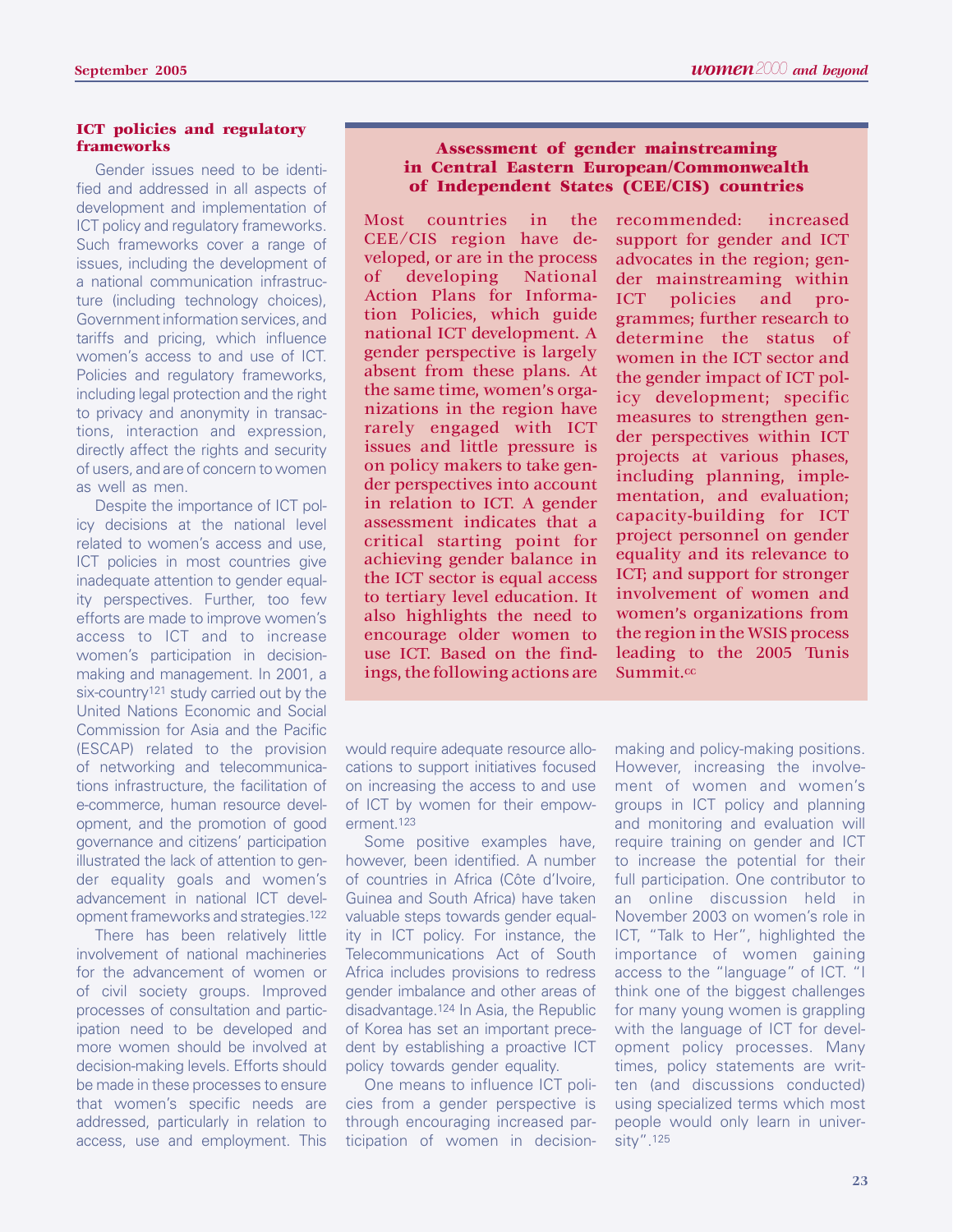### ICT policies and regulatory frameworks

Gender issues need to be identified and addressed in all aspects of development and implementation of ICT policy and regulatory frameworks. Such frameworks cover a range of issues, including the development of a national communication infrastructure (including technology choices), Government information services, and tariffs and pricing, which influence women's access to and use of ICT. Policies and regulatory frameworks, including legal protection and the right to privacy and anonymity in transactions, interaction and expression, directly affect the rights and security of users, and are of concern to women as well as men.

Despite the importance of ICT policy decisions at the national level related to women's access and use, ICT policies in most countries give inadequate attention to gender equality perspectives. Further, too few efforts are made to improve women's access to ICT and to increase women's participation in decision-making and management. In 2001, a six-country[121] study carried out by the United Nations Economic and Social Commission for Asia and the Pacific (ESCAP) related to the provision of networking and telecommunications infrastructure, the facilitation of e-commerce, human resource development, and the promotion of good governance and citizens' participation illustrated the lack of attention to gender equality goals and women's advancement in national ICT development frameworks and strategies.[122]

There has been relatively little involvement of national machineries for the advancement of women or of civil society groups. Improved processes of consultation and participation need to be developed and more women should be involved at decision-making levels. Efforts should be made in these processes to ensure that women's specific needs are addressed, particularly in relation to access, use and employment. This would require adequate resource allocations to support initiatives focused on increasing the access to and use of ICT by women for their empowerment.[123]

Some positive examples have, however, been identified. A number of countries in Africa (Côte d'Ivoire, Guinea and South Africa) have taken valuable steps towards gender equality in ICT policy. For instance, the Telecommunications Act of South Africa includes provisions to redress gender imbalance and other areas of disadvantage.[124] In Asia, the Republic of Korea has set an important precedent by establishing a proactive ICT policy towards gender equality.

One means to influence ICT policies from a gender perspective is through encouraging increased participation of women in decision-making and policy-making positions. However, increasing the involvement of women and women's groups in ICT policy and planning and monitoring and evaluation will require training on gender and ICT to increase the potential for their full participation. One contributor to an online discussion held in November 2003 on women's role in ICT, "Talk to Her", highlighted the importance of women gaining access to the "language" of ICT. "I think one of the biggest challenges for many young women is grappling with the language of ICT for development policy processes. Many times, policy statements are written (and discussions conducted) using specialized terms which most people would only learn in university".[125]

### Assessment of gender mainstreaming in Central Eastern European/Commonwealth of Independent States (CEE/CIS) countries

Most countries in the CEE/CIS region have developed, or are in the process of developing National Action Plans for Information Policies, which guide national ICT development. A gender perspective is largely absent from these plans. At the same time, women's organizations in the region have rarely engaged with ICT issues and little pressure is on policy makers to take gender perspectives into account in relation to ICT. A gender assessment indicates that a critical starting point for achieving gender balance in the ICT sector is equal access to tertiary level education. It also highlights the need to encourage older women to use ICT. Based on the findings, the following actions are recommended: increased support for gender and ICT advocates in the region; gender mainstreaming within ICT policies and programmes; further research to determine the status of women in the ICT sector and the gender impact of ICT policy development; specific measures to strengthen gender perspectives within ICT projects at various phases, including planning, implementation, and evaluation; capacity-building for ICT project personnel on gender equality and its relevance to ICT; and support for stronger involvement of women and women's organizations from the region in the WSIS process leading to the 2005 Tunis Summit.[cc]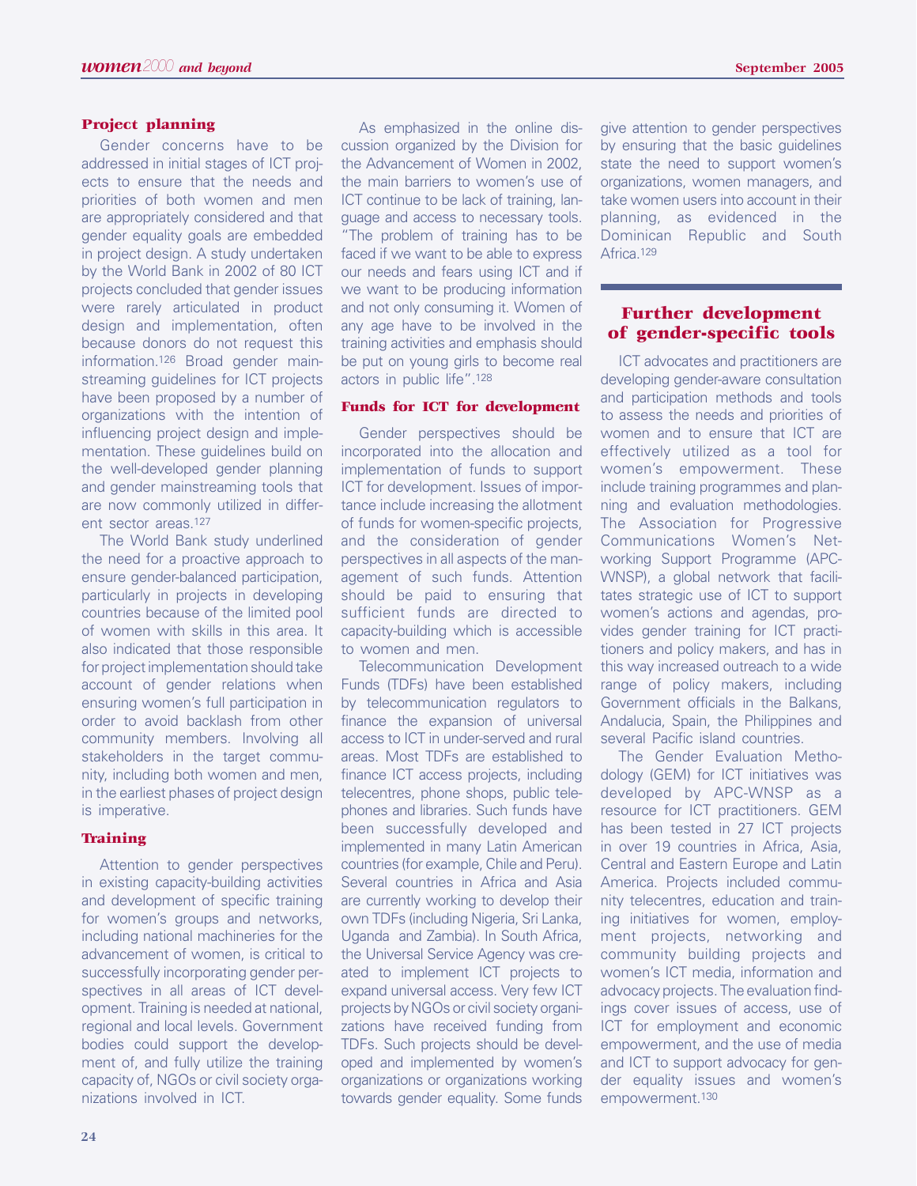### Project planning

Gender concerns have to be addressed in initial stages of ICT projects to ensure that the needs and priorities of both women and men are appropriately considered and that gender equality goals are embedded in project design. A study undertaken by the World Bank in 2002 of 80 ICT projects concluded that gender issues were rarely articulated in product design and implementation, often because donors do not request this information.[126] Broad gender mainstreaming guidelines for ICT projects have been proposed by a number of organizations with the intention of influencing project design and implementation. These guidelines build on the well-developed gender planning and gender mainstreaming tools that are now commonly utilized in different sector areas.[127]

The World Bank study underlined the need for a proactive approach to ensure gender-balanced participation, particularly in projects in developing countries because of the limited pool of women with skills in this area. It also indicated that those responsible for project implementation should take account of gender relations when ensuring women's full participation in order to avoid backlash from other community members. Involving all stakeholders in the target community, including both women and men, in the earliest phases of project design is imperative.

### Training

Attention to gender perspectives in existing capacity-building activities and development of specific training for women's groups and networks, including national machineries for the advancement of women, is critical to successfully incorporating gender perspectives in all areas of ICT development. Training is needed at national, regional and local levels. Government bodies could support the development of, and fully utilize the training capacity of, NGOs or civil society organizations involved in ICT.

As emphasized in the online discussion organized by the Division for the Advancement of Women in 2002, the main barriers to women's use of ICT continue to be lack of training, language and access to necessary tools. "The problem of training has to be faced if we want to be able to express our needs and fears using ICT and if we want to be producing information and not only consuming it. Women of any age have to be involved in the training activities and emphasis should be put on young girls to become real actors in public life".[128]

### Funds for ICT for development

Gender perspectives should be incorporated into the allocation and implementation of funds to support ICT for development. Issues of importance include increasing the allotment of funds for women-specific projects, and the consideration of gender perspectives in all aspects of the management of such funds. Attention should be paid to ensuring that sufficient funds are directed to capacity-building which is accessible to women and men.

Telecommunication Development Funds (TDFs) have been established by telecommunication regulators to finance the expansion of universal access to ICT in under-served and rural areas. Most TDFs are established to finance ICT access projects, including telecentres, phone shops, public telephones and libraries. Such funds have been successfully developed and implemented in many Latin American countries (for example, Chile and Peru). Several countries in Africa and Asia are currently working to develop their own TDFs (including Nigeria, Sri Lanka, Uganda and Zambia). In South Africa, the Universal Service Agency was created to implement ICT projects to expand universal access. Very few ICT projects by NGOs or civil society organizations have received funding from TDFs. Such projects should be developed and implemented by women's organizations or organizations working towards gender equality. Some funds give attention to gender perspectives by ensuring that the basic guidelines state the need to support women's organizations, women managers, and take women users into account in their planning, as evidenced in the Dominican Republic and South Africa.[129]

## Further development of gender-specific tools

ICT advocates and practitioners are developing gender-aware consultation and participation methods and tools to assess the needs and priorities of women and to ensure that ICT are effectively utilized as a tool for women's empowerment. These include training programmes and planning and evaluation methodologies. The Association for Progressive Communications Women's Networking Support Programme (APC-WNSP), a global network that facilitates strategic use of ICT to support women's actions and agendas, provides gender training for ICT practitioners and policy makers, and has in this way increased outreach to a wide range of policy makers, including Government officials in the Balkans, Andalucia, Spain, the Philippines and several Pacific island countries.

The Gender Evaluation Methodology (GEM) for ICT initiatives was developed by APC-WNSP as a resource for ICT practitioners. GEM has been tested in 27 ICT projects in over 19 countries in Africa, Asia, Central and Eastern Europe and Latin America. Projects included community telecentres, education and training initiatives for women, employment projects, networking and community building projects and women's ICT media, information and advocacy projects. The evaluation findings cover issues of access, use of ICT for employment and economic empowerment, and the use of media and ICT to support advocacy for gender equality issues and women's empowerment.[130]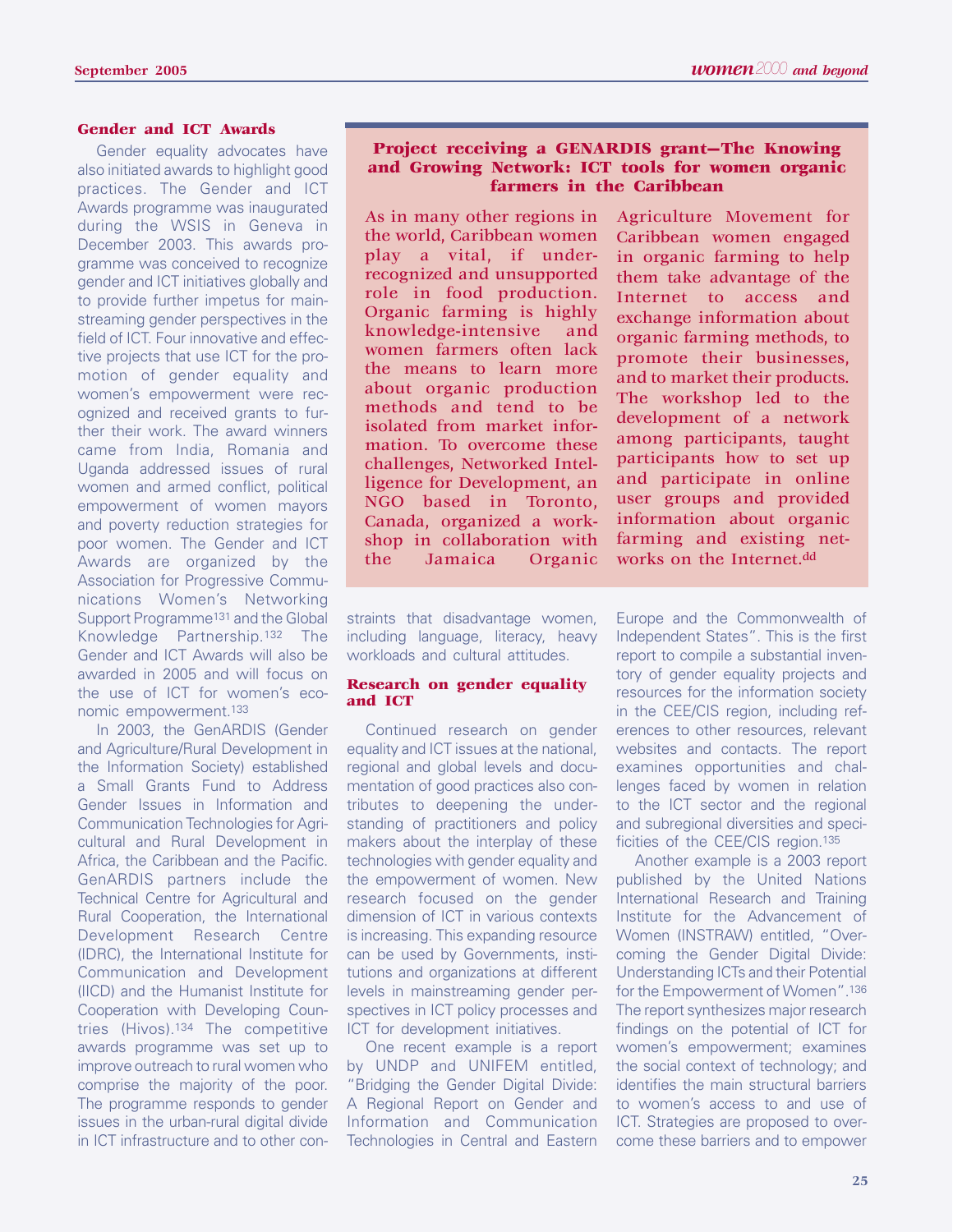### Gender and ICT Awards

Gender equality advocates have also initiated awards to highlight good practices. The Gender and ICT Awards programme was inaugurated during the WSIS in Geneva in December 2003. This awards programme was conceived to recognize gender and ICT initiatives globally and to provide further impetus for mainstreaming gender perspectives in the field of ICT. Four innovative and effective projects that use ICT for the promotion of gender equality and women's empowerment were recognized and received grants to further their work. The award winners came from India, Romania and Uganda addressed issues of rural women and armed conflict, political empowerment of women mayors and poverty reduction strategies for poor women. The Gender and ICT Awards are organized by the Association for Progressive Communications Women's Networking Support Programme[131] and the Global Knowledge Partnership.[132] The Gender and ICT Awards will also be awarded in 2005 and will focus on the use of ICT for women's economic empowerment.[133]

In 2003, the GenARDIS (Gender and Agriculture/Rural Development in the Information Society) established a Small Grants Fund to Address Gender Issues in Information and Communication Technologies for Agricultural and Rural Development in Africa, the Caribbean and the Pacific. GenARDIS partners include the Technical Centre for Agricultural and Rural Cooperation, the International Development Research Centre (IDRC), the International Institute for Communication and Development (IICD) and the Humanist Institute for Cooperation with Developing Countries (Hivos).[134] The competitive awards programme was set up to improve outreach to rural women who comprise the majority of the poor. The programme responds to gender issues in the urban-rural digital divide in ICT infrastructure and to other constraints that disadvantage women, including language, literacy, heavy workloads and cultural attitudes.

> **Project receiving a GENARDIS grant—The Knowing and Growing Network: ICT tools for women organic farmers in the Caribbean**
>
> As in many other regions in the world, Caribbean women play a vital, if under-recognized and unsupported role in food production. Organic farming is highly knowledge-intensive and women farmers often lack the means to learn more about organic production methods and tend to be isolated from market information. To overcome these challenges, Networked Intelligence for Development, an NGO based in Toronto, Canada, organized a workshop in collaboration with the Jamaica Organic Agriculture Movement for Caribbean women engaged in organic farming to help them take advantage of the Internet to access and exchange information about organic farming methods, to promote their businesses, and to market their products. The workshop led to the development of a network among participants, taught participants how to set up and participate in online user groups and provided information about organic farming and existing networks on the Internet.[dd]

### Research on gender equality and ICT

Continued research on gender equality and ICT issues at the national, regional and global levels and documentation of good practices also contributes to deepening the understanding of practitioners and policy makers about the interplay of these technologies with gender equality and the empowerment of women. New research focused on the gender dimension of ICT in various contexts is increasing. This expanding resource can be used by Governments, institutions and organizations at different levels in mainstreaming gender perspectives in ICT policy processes and ICT for development initiatives.

One recent example is a report by UNDP and UNIFEM entitled, "Bridging the Gender Digital Divide: A Regional Report on Gender and Information and Communication Technologies in Central and Eastern Europe and the Commonwealth of Independent States". This is the first report to compile a substantial inventory of gender equality projects and resources for the information society in the CEE/CIS region, including references to other resources, relevant websites and contacts. The report examines opportunities and challenges faced by women in relation to the ICT sector and the regional and subregional diversities and specificities of the CEE/CIS region.[135]

Another example is a 2003 report published by the United Nations International Research and Training Institute for the Advancement of Women (INSTRAW) entitled, "Overcoming the Gender Digital Divide: Understanding ICTs and their Potential for the Empowerment of Women".[136] The report synthesizes major research findings on the potential of ICT for women's empowerment; examines the social context of technology; and identifies the main structural barriers to women's access to and use of ICT. Strategies are proposed to overcome these barriers and to empower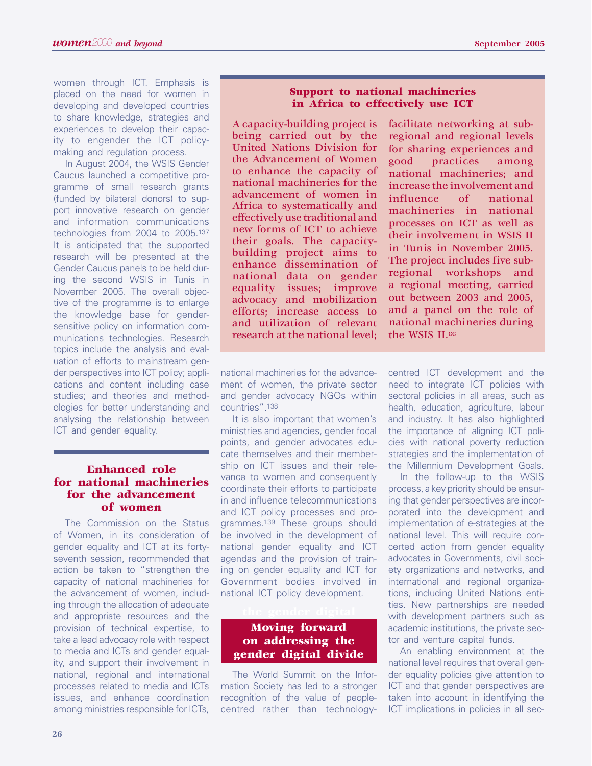women through ICT. Emphasis is placed on the need for women in developing and developed countries to share knowledge, strategies and experiences to develop their capacity to engender the ICT policy-making and regulation process.

In August 2004, the WSIS Gender Caucus launched a competitive programme of small research grants (funded by bilateral donors) to support innovative research on gender and information communications technologies from 2004 to 2005.[137] It is anticipated that the supported research will be presented at the Gender Caucus panels to be held during the second WSIS in Tunis in November 2005. The overall objective of the programme is to enlarge the knowledge base for gender-sensitive policy on information communications technologies. Research topics include the analysis and evaluation of efforts to mainstream gender perspectives into ICT policy; applications and content including case studies; and theories and methodologies for better understanding and analysing the relationship between ICT and gender equality.

### Support to national machineries in Africa to effectively use ICT

A capacity-building project is being carried out by the United Nations Division for the Advancement of Women to enhance the capacity of national machineries for the advancement of women in Africa to systematically and effectively use traditional and new forms of ICT to achieve their goals. The capacity-building project aims to enhance dissemination of national data on gender equality issues; improve advocacy and mobilization efforts; increase access to and utilization of relevant research at the national level; facilitate networking at sub-regional and regional levels for sharing experiences and good practices among national machineries; and increase the involvement and influence of national machineries in national processes on ICT as well as their involvement in WSIS II in Tunis in November 2005. The project includes five sub-regional workshops and a regional meeting, carried out between 2003 and 2005, and a panel on the role of national machineries during the WSIS II.[ee]

## Enhanced role for national machineries for the advancement of women

The Commission on the Status of Women, in its consideration of gender equality and ICT at its forty-seventh session, recommended that action be taken to "strengthen the capacity of national machineries for the advancement of women, including through the allocation of adequate and appropriate resources and the provision of technical expertise, to take a lead advocacy role with respect to media and ICTs and gender equality, and support their involvement in national, regional and international processes related to media and ICTs issues, and enhance coordination among ministries responsible for ICTs, national machineries for the advancement of women, the private sector and gender advocacy NGOs within countries".[138]

It is also important that women's ministries and agencies, gender focal points, and gender advocates educate themselves and their membership on ICT issues and their relevance to women and consequently coordinate their efforts to participate in and influence telecommunications and ICT policy processes and programmes.[139] These groups should be involved in the development of national gender equality and ICT agendas and the provision of training on gender equality and ICT for Government bodies involved in national ICT policy development.

## Moving forward on addressing the gender digital divide

The World Summit on the Information Society has led to a stronger recognition of the value of people-centred rather than technology-centred ICT development and the need to integrate ICT policies with sectoral policies in all areas, such as health, education, agriculture, labour and industry. It has also highlighted the importance of aligning ICT policies with national poverty reduction strategies and the implementation of the Millennium Development Goals.

In the follow-up to the WSIS process, a key priority should be ensuring that gender perspectives are incorporated into the development and implementation of e-strategies at the national level. This will require concerted action from gender equality advocates in Governments, civil society organizations and networks, and international and regional organizations, including United Nations entities. New partnerships are needed with development partners such as academic institutions, the private sector and venture capital funds.

An enabling environment at the national level requires that overall gender equality policies give attention to ICT and that gender perspectives are taken into account in identifying the ICT implications in policies in all sec-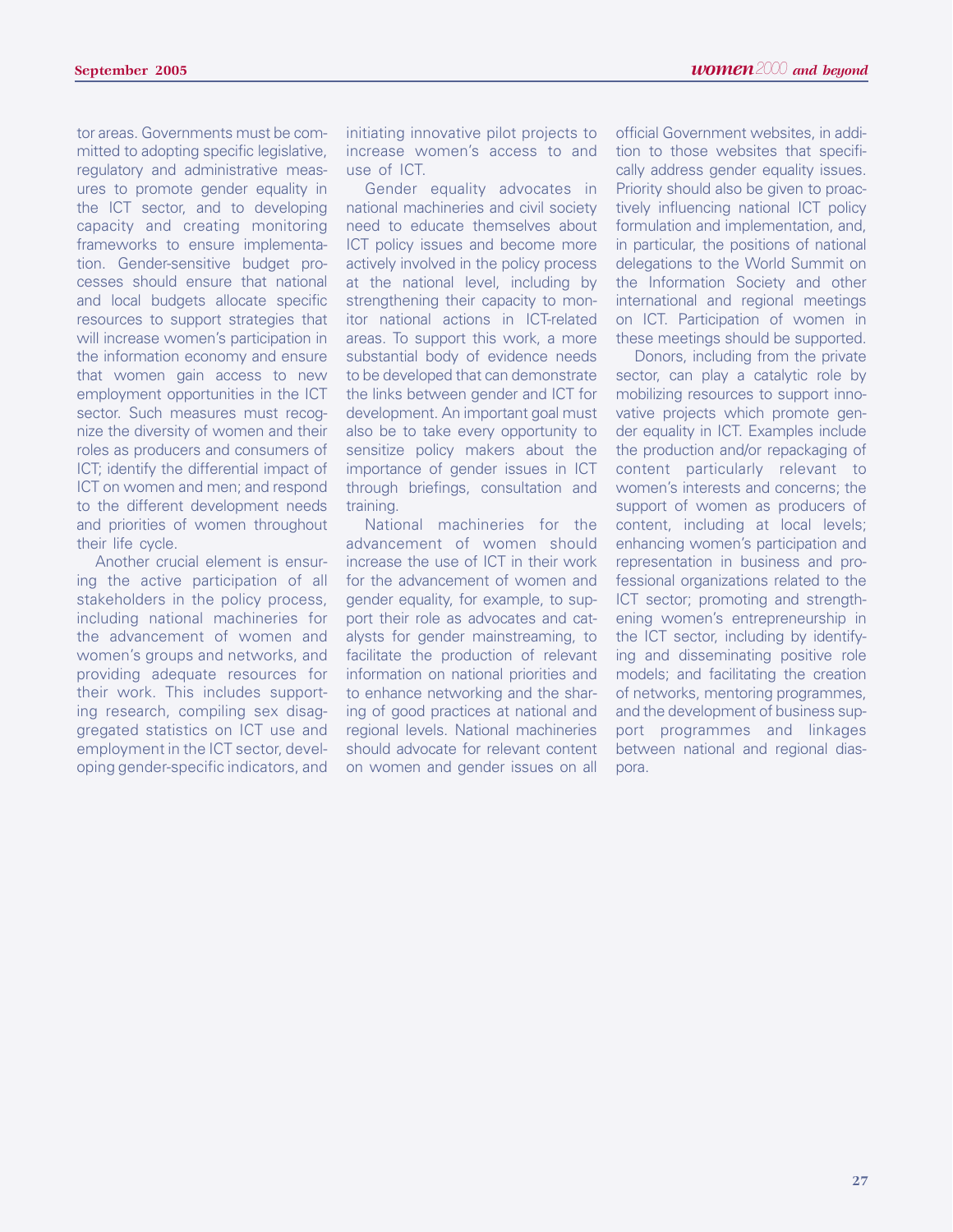tor areas. Governments must be committed to adopting specific legislative, regulatory and administrative measures to promote gender equality in the ICT sector, and to developing capacity and creating monitoring frameworks to ensure implementation. Gender-sensitive budget processes should ensure that national and local budgets allocate specific resources to support strategies that will increase women's participation in the information economy and ensure that women gain access to new employment opportunities in the ICT sector. Such measures must recognize the diversity of women and their roles as producers and consumers of ICT; identify the differential impact of ICT on women and men; and respond to the different development needs and priorities of women throughout their life cycle.

Another crucial element is ensuring the active participation of all stakeholders in the policy process, including national machineries for the advancement of women and women's groups and networks, and providing adequate resources for their work. This includes supporting research, compiling sex disaggregated statistics on ICT use and employment in the ICT sector, developing gender-specific indicators, and initiating innovative pilot projects to increase women's access to and use of ICT.

Gender equality advocates in national machineries and civil society need to educate themselves about ICT policy issues and become more actively involved in the policy process at the national level, including by strengthening their capacity to monitor national actions in ICT-related areas. To support this work, a more substantial body of evidence needs to be developed that can demonstrate the links between gender and ICT for development. An important goal must also be to take every opportunity to sensitize policy makers about the importance of gender issues in ICT through briefings, consultation and training.

National machineries for the advancement of women should increase the use of ICT in their work for the advancement of women and gender equality, for example, to support their role as advocates and catalysts for gender mainstreaming, to facilitate the production of relevant information on national priorities and to enhance networking and the sharing of good practices at national and regional levels. National machineries should advocate for relevant content on women and gender issues on all official Government websites, in addition to those websites that specifically address gender equality issues. Priority should also be given to proactively influencing national ICT policy formulation and implementation, and, in particular, the positions of national delegations to the World Summit on the Information Society and other international and regional meetings on ICT. Participation of women in these meetings should be supported.

Donors, including from the private sector, can play a catalytic role by mobilizing resources to support innovative projects which promote gender equality in ICT. Examples include the production and/or repackaging of content particularly relevant to women's interests and concerns; the support of women as producers of content, including at local levels; enhancing women's participation and representation in business and professional organizations related to the ICT sector; promoting and strengthening women's entrepreneurship in the ICT sector, including by identifying and disseminating positive role models; and facilitating the creation of networks, mentoring programmes, and the development of business support programmes and linkages between national and regional diaspora.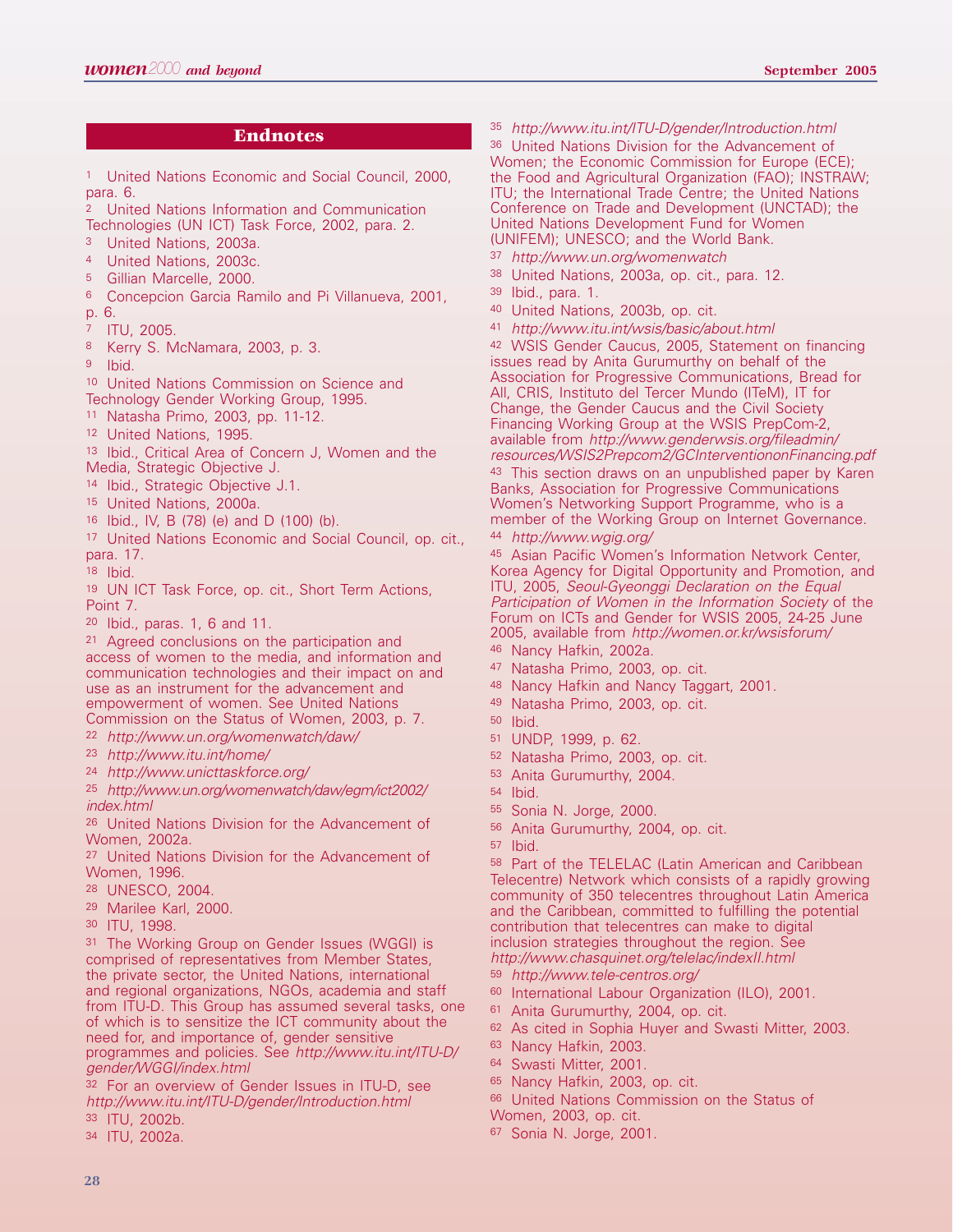## Endnotes

[1] United Nations Economic and Social Council, 2000, para. 6.

[2] United Nations Information and Communication Technologies (UN ICT) Task Force, 2002, para. 2.

[3] United Nations, 2003a.

[4] United Nations, 2003c.

[5] Gillian Marcelle, 2000.

[6] Concepcion Garcia Ramilo and Pi Villanueva, 2001, p. 6.

[7] ITU, 2005.

[8] Kerry S. McNamara, 2003, p. 3.

[9] Ibid.

[10] United Nations Commission on Science and Technology Gender Working Group, 1995.

[11] Natasha Primo, 2003, pp. 11-12.

[12] United Nations, 1995.

[13] Ibid., Critical Area of Concern J, Women and the Media, Strategic Objective J.

[14] Ibid., Strategic Objective J.1.

[15] United Nations, 2000a.

[16] Ibid., IV, B (78) (e) and D (100) (b).

[17] United Nations Economic and Social Council, op. cit., para. 17.

[18] Ibid.

[19] UN ICT Task Force, op. cit., Short Term Actions, Point 7.

[20] Ibid., paras. 1, 6 and 11.

[21] Agreed conclusions on the participation and access of women to the media, and information and communication technologies and their impact on and use as an instrument for the advancement and empowerment of women. See United Nations Commission on the Status of Women, 2003, p. 7.

[22] *http://www.un.org/womenwatch/daw/*

[23] *http://www.itu.int/home/*

[24] *http://www.unicttaskforce.org/*

[25] *http://www.un.org/womenwatch/daw/egm/ict2002/index.html*

[26] United Nations Division for the Advancement of Women, 2002a.

[27] United Nations Division for the Advancement of Women, 1996.

[28] UNESCO, 2004.

[29] Marilee Karl, 2000.

[30] ITU, 1998.

[31] The Working Group on Gender Issues (WGGI) is comprised of representatives from Member States, the private sector, the United Nations, international and regional organizations, NGOs, academia and staff from ITU-D. This Group has assumed several tasks, one of which is to sensitize the ICT community about the need for, and importance of, gender sensitive programmes and policies. See *http://www.itu.int/ITU-D/gender/WGGI/index.html*

[32] For an overview of Gender Issues in ITU-D, see *http://www.itu.int/ITU-D/gender/Introduction.html*

[33] ITU, 2002b.

[34] ITU, 2002a.

[35] *http://www.itu.int/ITU-D/gender/Introduction.html*

[36] United Nations Division for the Advancement of Women; the Economic Commission for Europe (ECE); the Food and Agricultural Organization (FAO); INSTRAW; ITU; the International Trade Centre; the United Nations Conference on Trade and Development (UNCTAD); the United Nations Development Fund for Women (UNIFEM); UNESCO; and the World Bank.

[37] *http://www.un.org/womenwatch*

[38] United Nations, 2003a, op. cit., para. 12.

[39] Ibid., para. 1.

[40] United Nations, 2003b, op. cit.

[41] *http://www.itu.int/wsis/basic/about.html*

[42] WSIS Gender Caucus, 2005, Statement on financing issues read by Anita Gurumurthy on behalf of the Association for Progressive Communications, Bread for All, CRIS, Instituto del Tercer Mundo (ITeM), IT for Change, the Gender Caucus and the Civil Society Financing Working Group at the WSIS PrepCom-2, available from *http://www.genderwsis.org/fileadmin/resources/WSIS2Prepcom2/GCInterventiononFinancing.pdf*

[43] This section draws on an unpublished paper by Karen Banks, Association for Progressive Communications Women's Networking Support Programme, who is a member of the Working Group on Internet Governance.

[44] *http://www.wgig.org/*

[45] Asian Pacific Women's Information Network Center, Korea Agency for Digital Opportunity and Promotion, and ITU, 2005, *Seoul-Gyeonggi Declaration on the Equal Participation of Women in the Information Society* of the Forum on ICTs and Gender for WSIS 2005, 24-25 June 2005, available from *http://women.or.kr/wsisforum/*

[46] Nancy Hafkin, 2002a.

[47] Natasha Primo, 2003, op. cit.

[48] Nancy Hafkin and Nancy Taggart, 2001.

[49] Natasha Primo, 2003, op. cit.

[50] Ibid.

[51] UNDP, 1999, p. 62.

[52] Natasha Primo, 2003, op. cit.

[53] Anita Gurumurthy, 2004.

[54] Ibid.

[55] Sonia N. Jorge, 2000.

[56] Anita Gurumurthy, 2004, op. cit.

[57] Ibid.

[58] Part of the TELELAC (Latin American and Caribbean Telecentre) Network which consists of a rapidly growing community of 350 telecentres throughout Latin America and the Caribbean, committed to fulfilling the potential contribution that telecentres can make to digital inclusion strategies throughout the region. See *http://www.chasquinet.org/telelac/indexII.html*

[59] *http://www.tele-centros.org/*

[60] International Labour Organization (ILO), 2001.

[61] Anita Gurumurthy, 2004, op. cit.

[62] As cited in Sophia Huyer and Swasti Mitter, 2003.

[63] Nancy Hafkin, 2003.

[64] Swasti Mitter, 2001.

[65] Nancy Hafkin, 2003, op. cit.

[66] United Nations Commission on the Status of Women, 2003, op. cit.

[67] Sonia N. Jorge, 2001.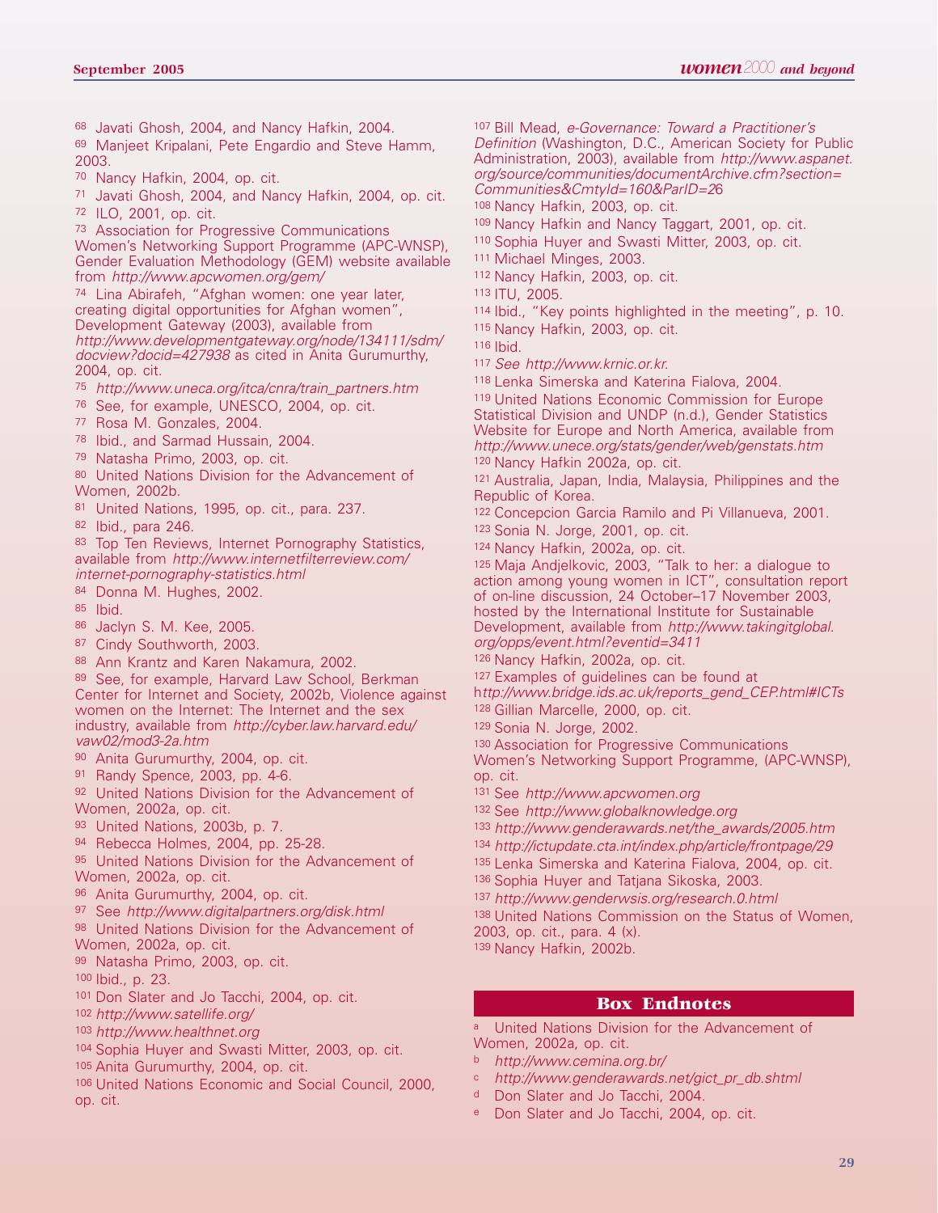68 Javati Ghosh, 2004, and Nancy Hafkin, 2004.

69 Manjeet Kripalani, Pete Engardio and Steve Hamm, 2003.

70 Nancy Hafkin, 2004, op. cit.

71 Javati Ghosh, 2004, and Nancy Hafkin, 2004, op. cit.

72 ILO, 2001, op. cit.

73 Association for Progressive Communications Women's Networking Support Programme (APC-WNSP), Gender Evaluation Methodology (GEM) website available from *http://www.apcwomen.org/gem/*

74 Lina Abirafeh, "Afghan women: one year later, creating digital opportunities for Afghan women", Development Gateway (2003), available from *http://www.developmentgateway.org/node/134111/sdm/docview?docid=427938* as cited in Anita Gurumurthy, 2004, op. cit.

75 *http://www.uneca.org/itca/cnra/train_partners.htm*

76 See, for example, UNESCO, 2004, op. cit.

77 Rosa M. Gonzales, 2004.

78 Ibid., and Sarmad Hussain, 2004.

79 Natasha Primo, 2003, op. cit.

80 United Nations Division for the Advancement of Women, 2002b.

81 United Nations, 1995, op. cit., para. 237.

82 Ibid., para 246.

83 Top Ten Reviews, Internet Pornography Statistics, available from *http://www.internetfilterreview.com/internet-pornography-statistics.html*

84 Donna M. Hughes, 2002.

85 Ibid.

86 Jaclyn S. M. Kee, 2005.

87 Cindy Southworth, 2003.

88 Ann Krantz and Karen Nakamura, 2002.

89 See, for example, Harvard Law School, Berkman Center for Internet and Society, 2002b, Violence against women on the Internet: The Internet and the sex industry, available from *http://cyber.law.harvard.edu/vaw02/mod3-2a.htm*

90 Anita Gurumurthy, 2004, op. cit.

91 Randy Spence, 2003, pp. 4-6.

92 United Nations Division for the Advancement of Women, 2002a, op. cit.

93 United Nations, 2003b, p. 7.

94 Rebecca Holmes, 2004, pp. 25-28.

95 United Nations Division for the Advancement of Women, 2002a, op. cit.

96 Anita Gurumurthy, 2004, op. cit.

97 See *http://www.digitalpartners.org/disk.html*

98 United Nations Division for the Advancement of Women, 2002a, op. cit.

99 Natasha Primo, 2003, op. cit.

100 Ibid., p. 23.

101 Don Slater and Jo Tacchi, 2004, op. cit.

102 *http://www.satellife.org/*

103 *http://www.healthnet.org*

104 Sophia Huyer and Swasti Mitter, 2003, op. cit.

105 Anita Gurumurthy, 2004, op. cit.

106 United Nations Economic and Social Council, 2000, op. cit.

107 Bill Mead, *e-Governance: Toward a Practitioner's Definition* (Washington, D.C., American Society for Public Administration, 2003), available from *http://www.aspanet.org/source/communities/documentArchive.cfm?section=Communities&CmtyId=160&ParID=2*6

108 Nancy Hafkin, 2003, op. cit.

109 Nancy Hafkin and Nancy Taggart, 2001, op. cit.

110 Sophia Huyer and Swasti Mitter, 2003, op. cit.

111 Michael Minges, 2003.

112 Nancy Hafkin, 2003, op. cit.

113 ITU, 2005.

114 Ibid., "Key points highlighted in the meeting", p. 10.

115 Nancy Hafkin, 2003, op. cit.

116 Ibid.

117 *See http://www.krnic.or.kr.*

118 Lenka Simerska and Katerina Fialova, 2004.

119 United Nations Economic Commission for Europe Statistical Division and UNDP (n.d.), Gender Statistics Website for Europe and North America, available from *http://www.unece.org/stats/gender/web/genstats.htm*

120 Nancy Hafkin 2002a, op. cit.

121 Australia, Japan, India, Malaysia, Philippines and the Republic of Korea.

122 Concepcion Garcia Ramilo and Pi Villanueva, 2001.

123 Sonia N. Jorge, 2001, op. cit.

124 Nancy Hafkin, 2002a, op. cit.

125 Maja Andjelkovic, 2003, "Talk to her: a dialogue to action among young women in ICT", consultation report of on-line discussion, 24 October–17 November 2003, hosted by the International Institute for Sustainable Development, available from *http://www.takingitglobal.org/opps/event.html?eventid=3411*

126 Nancy Hafkin, 2002a, op. cit.

127 Examples of guidelines can be found at h*ttp://www.bridge.ids.ac.uk/reports_gend_CEP.html#ICTs*

128 Gillian Marcelle, 2000, op. cit.

129 Sonia N. Jorge, 2002.

130 Association for Progressive Communications Women's Networking Support Programme, (APC-WNSP), op. cit.

131 See *http://www.apcwomen.org*

132 See *http://www.globalknowledge.org*

133 *http://www.genderawards.net/the_awards/2005.htm*

134 *http://ictupdate.cta.int/index.php/article/frontpage/29*

135 Lenka Simerska and Katerina Fialova, 2004, op. cit.

136 Sophia Huyer and Tatjana Sikoska, 2003.

137 *http://www.genderwsis.org/research.0.html*

138 United Nations Commission on the Status of Women, 2003, op. cit., para. 4 (x).

139 Nancy Hafkin, 2002b.

## Box Endnotes

a United Nations Division for the Advancement of Women, 2002a, op. cit.

b *http://www.cemina.org.br/*

c *http://www.genderawards.net/gict_pr_db.shtml*

d Don Slater and Jo Tacchi, 2004.

e Don Slater and Jo Tacchi, 2004, op. cit.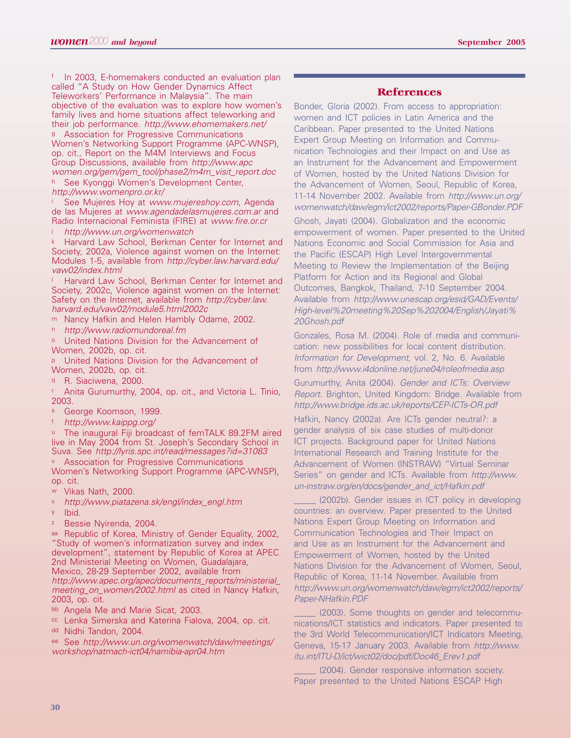[f] In 2003, E-homemakers conducted an evaluation plan called "A Study on How Gender Dynamics Affect Teleworkers' Performance in Malaysia". The main objective of the evaluation was to explore how women's family lives and home situations affect teleworking and their job performance. *http://www.ehomemakers.net/*

[g] Association for Progressive Communications Women's Networking Support Programme (APC-WNSP), op. cit., Report on the M4M Interviews and Focus Group Discussions, available from *http://www.apcwomen.org/gem/gem_tool/phase2/m4m_visit_report.doc*

[h] See Kyonggi Women's Development Center, *http://www.womenpro.or.kr/*

[i] See Mujeres Hoy at *www.mujereshoy.com*, Agenda de las Mujeres at *www.agendadelasmujeres.com.ar* and Radio Internacional Feminista (FIRE) at *www.fire.or.cr*

[j] *http://www.un.org/womenwatch*

[k] Harvard Law School, Berkman Center for Internet and Society, 2002a, Violence against women on the Internet: Modules 1-5, available from *http://cyber.law.harvard.edu/vaw02/index.html*

[l] Harvard Law School, Berkman Center for Internet and Society, 2002c, Violence against women on the Internet: Safety on the Internet, available from *http://cyber.law.harvard.edu/vaw02/module5.html2002c*

[m] Nancy Hafkin and Helen Hambly Odame, 2002.

[n] *http://www.radiomundoreal.fm*

[o] United Nations Division for the Advancement of Women, 2002b, op. cit.

[p] United Nations Division for the Advancement of Women, 2002b, op. cit.

[q] R. Siaciwena, 2000.

[r] Anita Gurumurthy, 2004, op. cit., and Victoria L. Tinio, 2003.

[s] George Koomson, 1999.

[t] *http://www.kaippg.org/*

[u] The inaugural Fiji broadcast of femTALK 89.2FM aired live in May 2004 from St. Joseph's Secondary School in Suva. See *http://lyris.spc.int/read/messages?id=31083*

[v] Association for Progressive Communications Women's Networking Support Programme (APC-WNSP), op. cit.

[w] Vikas Nath, 2000.

[x] *http://www.piatazena.sk/engl/index_engl.htm*

[y] Ibid.

[z] Bessie Nyirenda, 2004.

[aa] Republic of Korea, Ministry of Gender Equality, 2002, "Study of women's informatization survey and index development", statement by Republic of Korea at APEC 2nd Ministerial Meeting on Women, Guadalajara, Mexico, 28-29 September 2002, available from *http://www.apec.org/apec/documents_reports/ministerial_meeting_on_women/2002.html* as cited in Nancy Hafkin, 2003, op. cit.

[bb] Angela Me and Marie Sicat, 2003.

[cc] Lenka Simerska and Katerina Fialova, 2004, op. cit.

[dd] Nidhi Tandon, 2004.

[ee] See *http://www.un.org/womenwatch/daw/meetings/workshop/natmach-ict04/namibia-apr04.htm*

## References

Bonder, Gloria (2002). From access to appropriation: women and ICT policies in Latin America and the Caribbean. Paper presented to the United Nations Expert Group Meeting on Information and Communication Technologies and their Impact on and Use as an Instrument for the Advancement and Empowerment of Women, hosted by the United Nations Division for the Advancement of Women, Seoul, Republic of Korea, 11-14 November 2002. Available from *http://www.un.org/womenwatch/daw/egm/ict2002/reports/Paper-GBonder.PDF*

Ghosh, Jayati (2004). Globalization and the economic empowerment of women. Paper presented to the United Nations Economic and Social Commission for Asia and the Pacific (ESCAP) High Level Intergovernmental Meeting to Review the Implementation of the Beijing Platform for Action and its Regional and Global Outcomes, Bangkok, Thailand, 7-10 September 2004. Available from *http://www.unescap.org/esid/GAD/Events/High-level%20meeting%20Sep%202004/English/Jayati%20Ghosh.pdf*

Gonzales, Rosa M. (2004). Role of media and communication: new possibilities for local content distribution. *Information for Development*, vol. 2, No. 6. Available from *http://www.i4donline.net/june04/roleofmedia.asp*

Gurumurthy, Anita (2004). *Gender and ICTs: Overview Report*. Brighton, United Kingdom: Bridge. Available from *http://www.bridge.ids.ac.uk/reports/CEP-ICTs-OR.pdf*

Hafkin, Nancy (2002a). Are ICTs gender neutral?: a gender analysis of six case studies of multi-donor ICT projects. Background paper for United Nations International Research and Training Institute for the Advancement of Women (INSTRAW) "Virtual Seminar Series" on gender and ICTs. Available from *http://www.un-instraw.org/en/docs/gender_and_ict/Hafkin.pdf*

_____ (2002b). Gender issues in ICT policy in developing countries: an overview. Paper presented to the United Nations Expert Group Meeting on Information and Communication Technologies and Their Impact on and Use as an Instrument for the Advancement and Empowerment of Women, hosted by the United Nations Division for the Advancement of Women, Seoul, Republic of Korea, 11-14 November. Available from *http://www.un.org/womenwatch/daw/egm/ict2002/reports/Paper-NHafkin.PDF*

_____ (2003). Some thoughts on gender and telecommunications/ICT statistics and indicators. Paper presented to the 3rd World Telecommunication/ICT Indicators Meeting, Geneva, 15-17 January 2003. Available from *http://www.itu.int/ITU-D/ict/wict02/doc/pdf/Doc46_Erev1.pdf*

_____ (2004). Gender responsive information society. Paper presented to the United Nations ESCAP High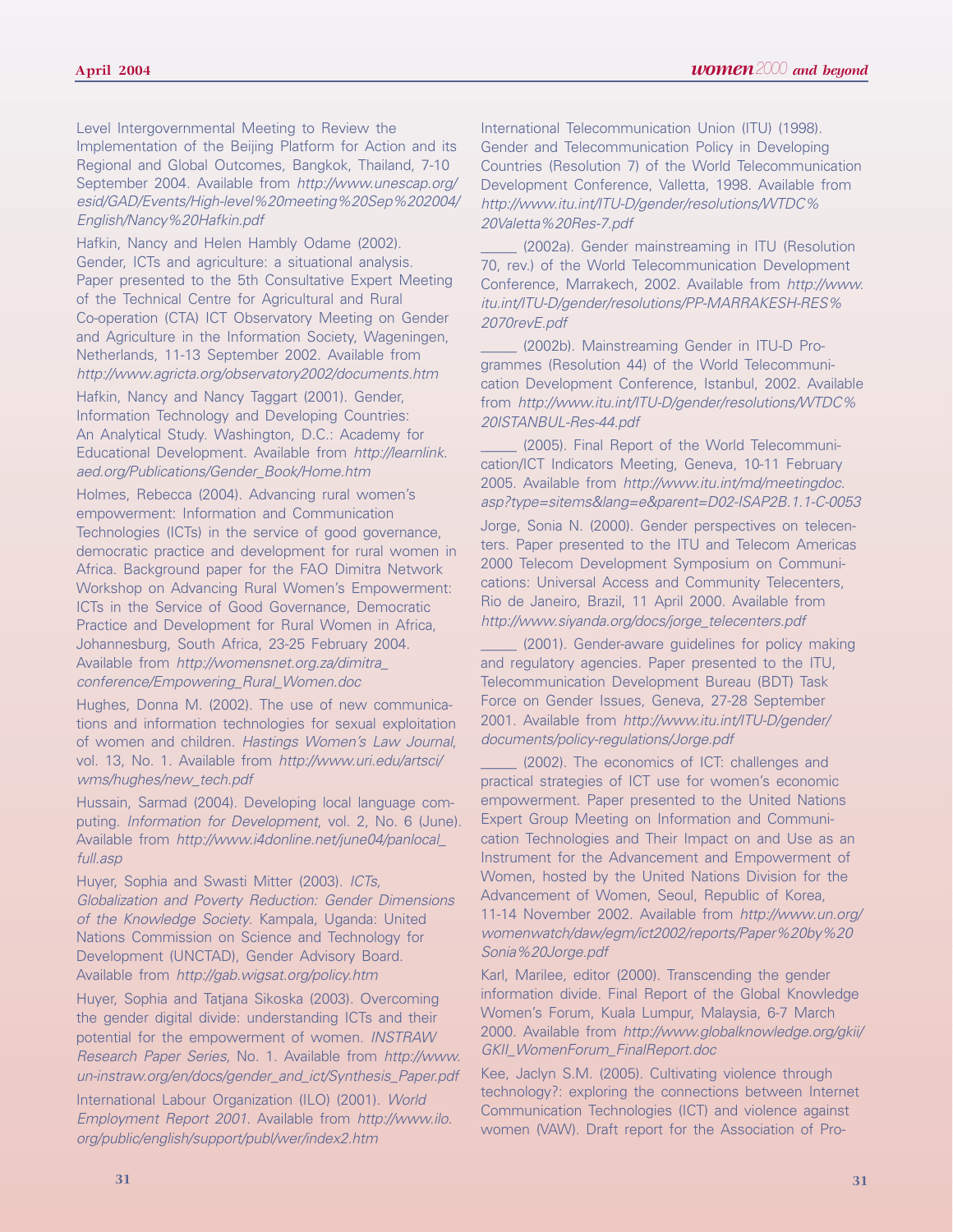Level Intergovernmental Meeting to Review the Implementation of the Beijing Platform for Action and its Regional and Global Outcomes, Bangkok, Thailand, 7-10 September 2004. Available from *http://www.unescap.org/esid/GAD/Events/High-level%20meeting%20Sep%202004/English/Nancy%20Hafkin.pdf*

Hafkin, Nancy and Helen Hambly Odame (2002). Gender, ICTs and agriculture: a situational analysis. Paper presented to the 5th Consultative Expert Meeting of the Technical Centre for Agricultural and Rural Co-operation (CTA) ICT Observatory Meeting on Gender and Agriculture in the Information Society, Wageningen, Netherlands, 11-13 September 2002. Available from *http://www.agricta.org/observatory2002/documents.htm*

Hafkin, Nancy and Nancy Taggart (2001). Gender, Information Technology and Developing Countries: An Analytical Study. Washington, D.C.: Academy for Educational Development. Available from *http://learnlink.aed.org/Publications/Gender_Book/Home.htm*

Holmes, Rebecca (2004). Advancing rural women's empowerment: Information and Communication Technologies (ICTs) in the service of good governance, democratic practice and development for rural women in Africa. Background paper for the FAO Dimitra Network Workshop on Advancing Rural Women's Empowerment: ICTs in the Service of Good Governance, Democratic Practice and Development for Rural Women in Africa, Johannesburg, South Africa, 23-25 February 2004. Available from *http://womensnet.org.za/dimitra_conference/Empowering_Rural_Women.doc*

Hughes, Donna M. (2002). The use of new communications and information technologies for sexual exploitation of women and children. *Hastings Women's Law Journal*, vol. 13, No. 1. Available from *http://www.uri.edu/artsci/wms/hughes/new_tech.pdf*

Hussain, Sarmad (2004). Developing local language computing. *Information for Development*, vol. 2, No. 6 (June). Available from *http://www.i4donline.net/june04/panlocal_full.asp*

Huyer, Sophia and Swasti Mitter (2003). *ICTs, Globalization and Poverty Reduction: Gender Dimensions of the Knowledge Society*. Kampala, Uganda: United Nations Commission on Science and Technology for Development (UNCTAD), Gender Advisory Board. Available from *http://gab.wigsat.org/policy.htm*

Huyer, Sophia and Tatjana Sikoska (2003). Overcoming the gender digital divide: understanding ICTs and their potential for the empowerment of women. *INSTRAW Research Paper Series*, No. 1. Available from *http://www.un-instraw.org/en/docs/gender_and_ict/Synthesis_Paper.pdf*

International Labour Organization (ILO) (2001). *World Employment Report 2001*. Available from *http://www.ilo.org/public/english/support/publ/wer/index2.htm*

International Telecommunication Union (ITU) (1998). Gender and Telecommunication Policy in Developing Countries (Resolution 7) of the World Telecommunication Development Conference, Valletta, 1998. Available from *http://www.itu.int/ITU-D/gender/resolutions/WTDC%20Valetta%20Res-7.pdf*

_____ (2002a). Gender mainstreaming in ITU (Resolution 70, rev.) of the World Telecommunication Development Conference, Marrakech, 2002. Available from *http://www.itu.int/ITU-D/gender/resolutions/PP-MARRAKESH-RES%2070revE.pdf*

_____ (2002b). Mainstreaming Gender in ITU-D Programmes (Resolution 44) of the World Telecommunication Development Conference, Istanbul, 2002. Available from *http://www.itu.int/ITU-D/gender/resolutions/WTDC%20ISTANBUL-Res-44.pdf*

_____ (2005). Final Report of the World Telecommunication/ICT Indicators Meeting, Geneva, 10-11 February 2005. Available from *http://www.itu.int/md/meetingdoc.asp?type=sitems&lang=e&parent=D02-ISAP2B.1.1-C-0053*

Jorge, Sonia N. (2000). Gender perspectives on telecenters. Paper presented to the ITU and Telecom Americas 2000 Telecom Development Symposium on Communications: Universal Access and Community Telecenters, Rio de Janeiro, Brazil, 11 April 2000. Available from *http://www.siyanda.org/docs/jorge_telecenters.pdf*

_____ (2001). Gender-aware guidelines for policy making and regulatory agencies. Paper presented to the ITU, Telecommunication Development Bureau (BDT) Task Force on Gender Issues, Geneva, 27-28 September 2001. Available from *http://www.itu.int/ITU-D/gender/documents/policy-regulations/Jorge.pdf*

_____ (2002). The economics of ICT: challenges and practical strategies of ICT use for women's economic empowerment. Paper presented to the United Nations Expert Group Meeting on Information and Communication Technologies and Their Impact on and Use as an Instrument for the Advancement and Empowerment of Women, hosted by the United Nations Division for the Advancement of Women, Seoul, Republic of Korea, 11-14 November 2002. Available from *http://www.un.org/womenwatch/daw/egm/ict2002/reports/Paper%20by%20Sonia%20Jorge.pdf*

Karl, Marilee, editor (2000). Transcending the gender information divide. Final Report of the Global Knowledge Women's Forum, Kuala Lumpur, Malaysia, 6-7 March 2000. Available from *http://www.globalknowledge.org/gkii/GKII_WomenForum_FinalReport.doc*

Kee, Jaclyn S.M. (2005). Cultivating violence through technology?: exploring the connections between Internet Communication Technologies (ICT) and violence against women (VAW). Draft report for the Association of Pro-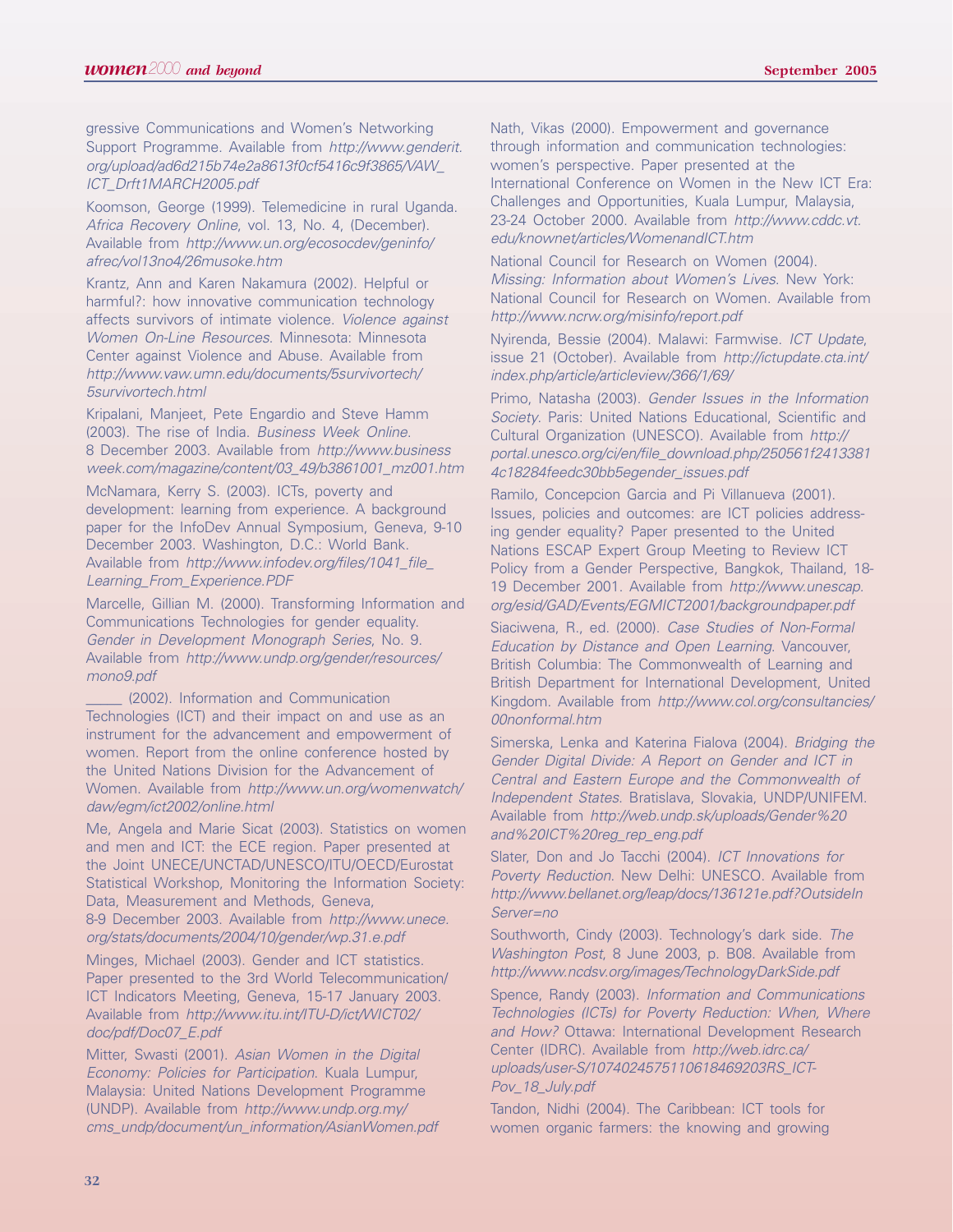gressive Communications and Women's Networking Support Programme. Available from *http://www.genderit.org/upload/ad6d215b74e2a8613f0cf5416c9f3865/VAW_ICT_Drft1MARCH2005.pdf*

Koomson, George (1999). Telemedicine in rural Uganda. *Africa Recovery Online*, vol. 13, No. 4, (December). Available from *http://www.un.org/ecosocdev/geninfo/afrec/vol13no4/26musoke.htm*

Krantz, Ann and Karen Nakamura (2002). Helpful or harmful?: how innovative communication technology affects survivors of intimate violence. *Violence against Women On-Line Resources.* Minnesota: Minnesota Center against Violence and Abuse. Available from *http://www.vaw.umn.edu/documents/5survivortech/5survivortech.html*

Kripalani, Manjeet, Pete Engardio and Steve Hamm (2003). The rise of India. *Business Week Online.* 8 December 2003. Available from *http://www.businessweek.com/magazine/content/03_49/b3861001_mz001.htm*

McNamara, Kerry S. (2003). ICTs, poverty and development: learning from experience. A background paper for the InfoDev Annual Symposium, Geneva, 9-10 December 2003. Washington, D.C.: World Bank. Available from *http://www.infodev.org/files/1041_file_Learning_From_Experience.PDF*

Marcelle, Gillian M. (2000). Transforming Information and Communications Technologies for gender equality. *Gender in Development Monograph Series*, No. 9. Available from *http://www.undp.org/gender/resources/mono9.pdf*

_____ (2002). Information and Communication Technologies (ICT) and their impact on and use as an instrument for the advancement and empowerment of women. Report from the online conference hosted by the United Nations Division for the Advancement of Women. Available from *http://www.un.org/womenwatch/daw/egm/ict2002/online.html*

Me, Angela and Marie Sicat (2003). Statistics on women and men and ICT: the ECE region. Paper presented at the Joint UNECE/UNCTAD/UNESCO/ITU/OECD/Eurostat Statistical Workshop, Monitoring the Information Society: Data, Measurement and Methods, Geneva, 8-9 December 2003. Available from *http://www.unece.org/stats/documents/2004/10/gender/wp.31.e.pdf*

Minges, Michael (2003). Gender and ICT statistics. Paper presented to the 3rd World Telecommunication/ICT Indicators Meeting, Geneva, 15-17 January 2003. Available from *http://www.itu.int/ITU-D/ict/WICT02/doc/pdf/Doc07_E.pdf*

Mitter, Swasti (2001). *Asian Women in the Digital Economy: Policies for Participation.* Kuala Lumpur, Malaysia: United Nations Development Programme (UNDP). Available from *http://www.undp.org.my/cms_undp/document/un_information/AsianWomen.pdf*

Nath, Vikas (2000). Empowerment and governance through information and communication technologies: women's perspective. Paper presented at the International Conference on Women in the New ICT Era: Challenges and Opportunities, Kuala Lumpur, Malaysia, 23-24 October 2000. Available from *http://www.cddc.vt.edu/knownet/articles/WomenandICT.htm*

National Council for Research on Women (2004). *Missing: Information about Women's Lives.* New York: National Council for Research on Women. Available from *http://www.ncrw.org/misinfo/report.pdf*

Nyirenda, Bessie (2004). Malawi: Farmwise. *ICT Update*, issue 21 (October). Available from *http://ictupdate.cta.int/index.php/article/articleview/366/1/69/*

Primo, Natasha (2003). *Gender Issues in the Information Society.* Paris: United Nations Educational, Scientific and Cultural Organization (UNESCO). Available from *http://portal.unesco.org/ci/en/file_download.php/250561f24133814c18284feedc30bb5egender_issues.pdf*

Ramilo, Concepcion Garcia and Pi Villanueva (2001). Issues, policies and outcomes: are ICT policies addressing gender equality? Paper presented to the United Nations ESCAP Expert Group Meeting to Review ICT Policy from a Gender Perspective, Bangkok, Thailand, 18-19 December 2001. Available from *http://www.unescap.org/esid/GAD/Events/EGMICT2001/backgroundpaper.pdf*

Siaciwena, R., ed. (2000). *Case Studies of Non-Formal Education by Distance and Open Learning.* Vancouver, British Columbia: The Commonwealth of Learning and British Department for International Development, United Kingdom. Available from *http://www.col.org/consultancies/00nonformal.htm*

Simerska, Lenka and Katerina Fialova (2004). *Bridging the Gender Digital Divide: A Report on Gender and ICT in Central and Eastern Europe and the Commonwealth of Independent States.* Bratislava, Slovakia, UNDP/UNIFEM. Available from *http://web.undp.sk/uploads/Gender%20and%20ICT%20reg_rep_eng.pdf*

Slater, Don and Jo Tacchi (2004). *ICT Innovations for Poverty Reduction.* New Delhi: UNESCO. Available from *http://www.bellanet.org/leap/docs/136121e.pdf?OutsideInServer=no*

Southworth, Cindy (2003). Technology's dark side. *The Washington Post*, 8 June 2003, p. B08. Available from *http://www.ncdsv.org/images/TechnologyDarkSide.pdf*

Spence, Randy (2003). *Information and Communications Technologies (ICTs) for Poverty Reduction: When, Where and How?* Ottawa: International Development Research Center (IDRC). Available from *http://web.idrc.ca/uploads/user-S/10740245751106184692O3RS_ICT-Pov_18_July.pdf*

Tandon, Nidhi (2004). The Caribbean: ICT tools for women organic farmers: the knowing and growing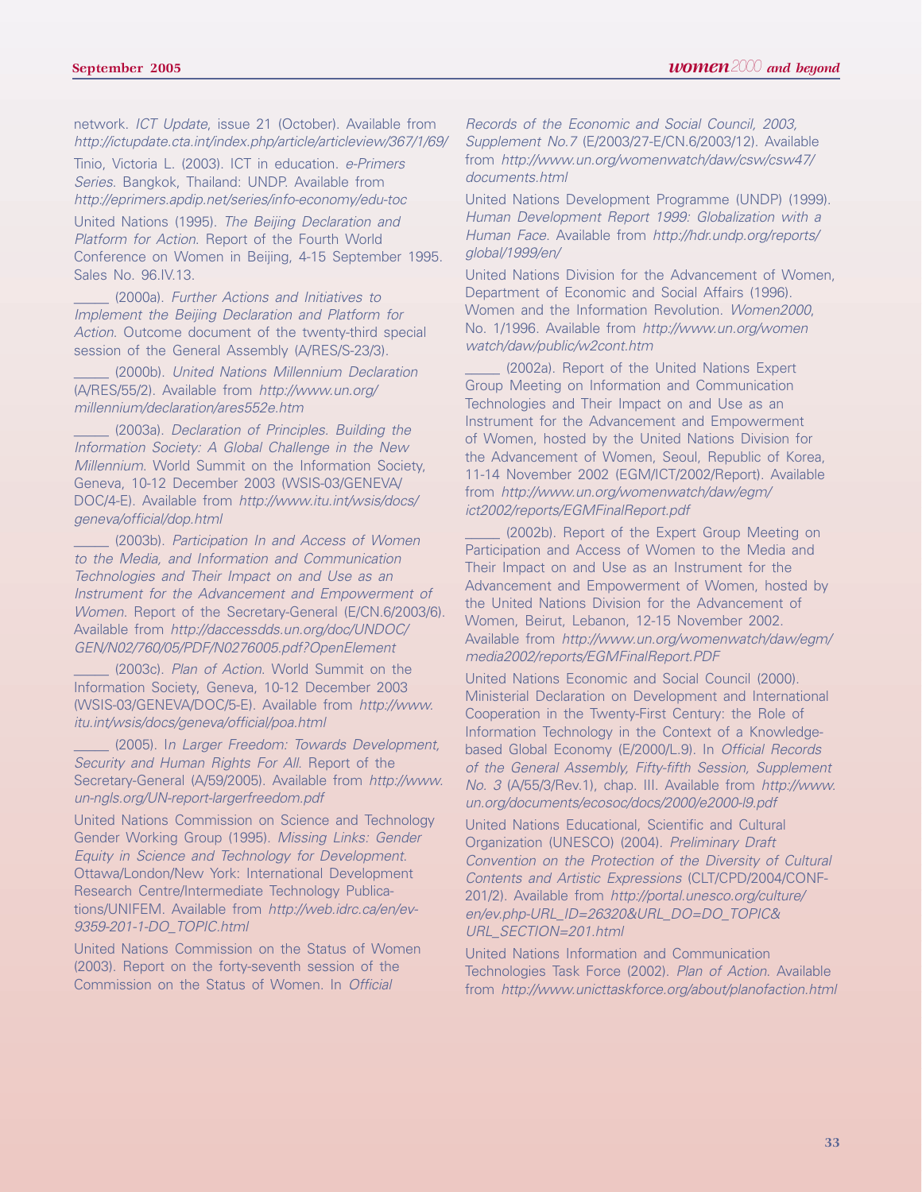network. *ICT Update*, issue 21 (October). Available from *http://ictupdate.cta.int/index.php/article/articleview/367/1/69/*

Tinio, Victoria L. (2003). ICT in education. *e-Primers Series*. Bangkok, Thailand: UNDP. Available from *http://eprimers.apdip.net/series/info-economy/edu-toc*

United Nations (1995). *The Beijing Declaration and Platform for Action*. Report of the Fourth World Conference on Women in Beijing, 4-15 September 1995. Sales No. 96.IV.13.

_____ (2000a). *Further Actions and Initiatives to Implement the Beijing Declaration and Platform for Action*. Outcome document of the twenty-third special session of the General Assembly (A/RES/S-23/3).

_____ (2000b). *United Nations Millennium Declaration* (A/RES/55/2). Available from *http://www.un.org/millennium/declaration/ares552e.htm*

_____ (2003a). *Declaration of Principles. Building the Information Society: A Global Challenge in the New Millennium*. World Summit on the Information Society, Geneva, 10-12 December 2003 (WSIS-03/GENEVA/DOC/4-E). Available from *http://www.itu.int/wsis/docs/geneva/official/dop.html*

_____ (2003b). *Participation In and Access of Women to the Media, and Information and Communication Technologies and Their Impact on and Use as an Instrument for the Advancement and Empowerment of Women*. Report of the Secretary-General (E/CN.6/2003/6). Available from *http://daccessdds.un.org/doc/UNDOC/GEN/N02/760/05/PDF/N0276005.pdf?OpenElement*

_____ (2003c). *Plan of Action*. World Summit on the Information Society, Geneva, 10-12 December 2003 (WSIS-03/GENEVA/DOC/5-E). Available from *http://www.itu.int/wsis/docs/geneva/official/poa.html*

_____ (2005). I*n Larger Freedom: Towards Development, Security and Human Rights For All*. Report of the Secretary-General (A/59/2005). Available from *http://www.un-ngls.org/UN-report-largerfreedom.pdf*

United Nations Commission on Science and Technology Gender Working Group (1995). *Missing Links: Gender Equity in Science and Technology for Development*. Ottawa/London/New York: International Development Research Centre/Intermediate Technology Publications/UNIFEM. Available from *http://web.idrc.ca/en/ev-9359-201-1-DO_TOPIC.html*

United Nations Commission on the Status of Women (2003). Report on the forty-seventh session of the Commission on the Status of Women. In *Official Records of the Economic and Social Council, 2003, Supplement No.7* (E/2003/27-E/CN.6/2003/12). Available from *http://www.un.org/womenwatch/daw/csw/csw47/documents.html*

United Nations Development Programme (UNDP) (1999). *Human Development Report 1999: Globalization with a Human Face*. Available from *http://hdr.undp.org/reports/global/1999/en/*

United Nations Division for the Advancement of Women, Department of Economic and Social Affairs (1996). Women and the Information Revolution. *Women2000*, No. 1/1996. Available from *http://www.un.org/womenwatch/daw/public/w2cont.htm*

_____ (2002a). Report of the United Nations Expert Group Meeting on Information and Communication Technologies and Their Impact on and Use as an Instrument for the Advancement and Empowerment of Women, hosted by the United Nations Division for the Advancement of Women, Seoul, Republic of Korea, 11-14 November 2002 (EGM/ICT/2002/Report). Available from *http://www.un.org/womenwatch/daw/egm/ict2002/reports/EGMFinalReport.pdf*

_____ (2002b). Report of the Expert Group Meeting on Participation and Access of Women to the Media and Their Impact on and Use as an Instrument for the Advancement and Empowerment of Women, hosted by the United Nations Division for the Advancement of Women, Beirut, Lebanon, 12-15 November 2002. Available from *http://www.un.org/womenwatch/daw/egm/media2002/reports/EGMFinalReport.PDF*

United Nations Economic and Social Council (2000). Ministerial Declaration on Development and International Cooperation in the Twenty-First Century: the Role of Information Technology in the Context of a Knowledge-based Global Economy (E/2000/L.9). In *Official Records of the General Assembly, Fifty-fifth Session, Supplement No. 3* (A/55/3/Rev.1), chap. III. Available from *http://www.un.org/documents/ecosoc/docs/2000/e2000-l9.pdf*

United Nations Educational, Scientific and Cultural Organization (UNESCO) (2004). *Preliminary Draft Convention on the Protection of the Diversity of Cultural Contents and Artistic Expressions* (CLT/CPD/2004/CONF-201/2). Available from *http://portal.unesco.org/culture/en/ev.php-URL_ID=26320&URL_DO=DO_TOPIC&URL_SECTION=201.html*

United Nations Information and Communication Technologies Task Force (2002). *Plan of Action*. Available from *http://www.unicttaskforce.org/about/planofaction.html*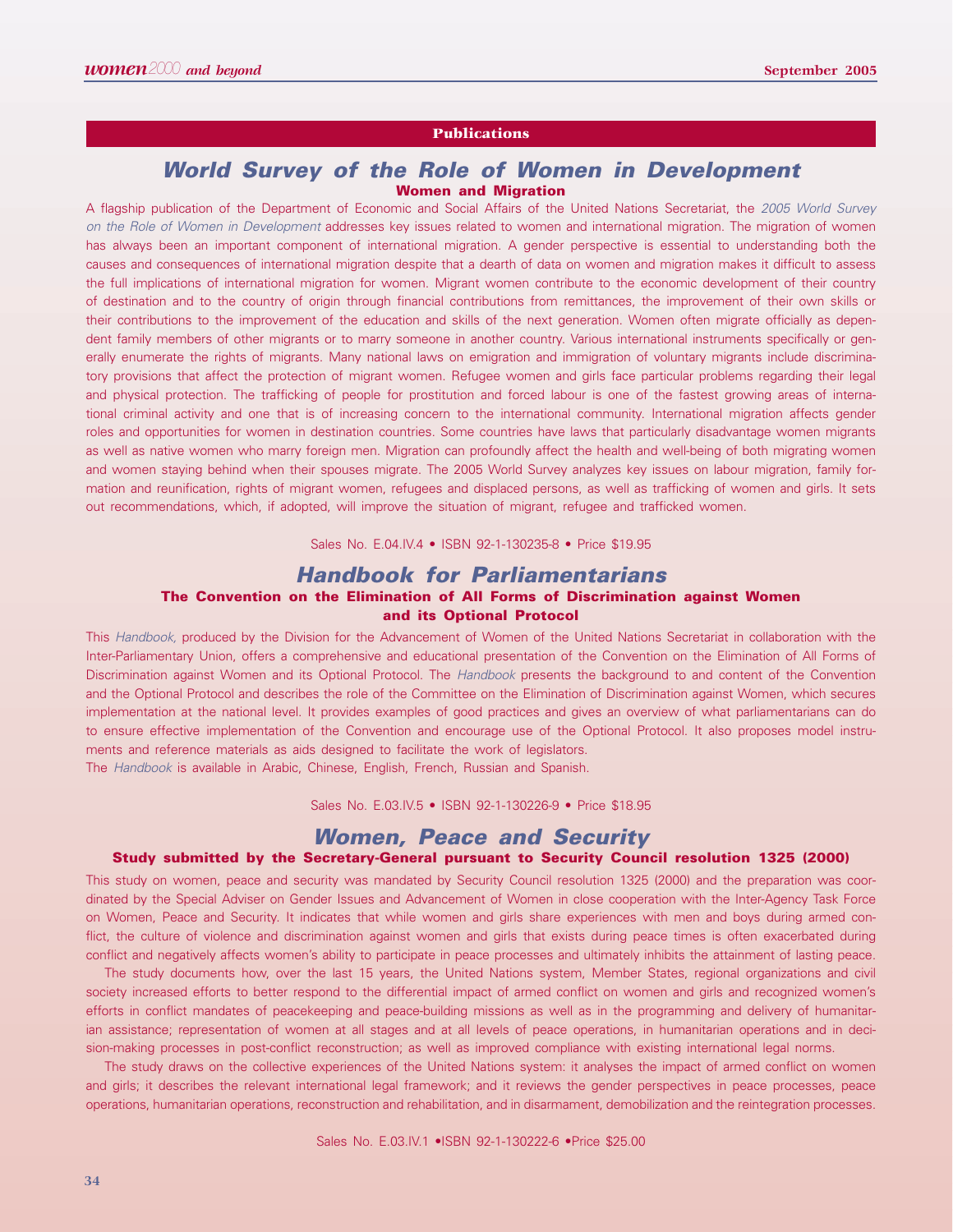## Publications

# World Survey of the Role of Women in Development

### Women and Migration

A flagship publication of the Department of Economic and Social Affairs of the United Nations Secretariat, the *2005 World Survey on the Role of Women in Development* addresses key issues related to women and international migration. The migration of women has always been an important component of international migration. A gender perspective is essential to understanding both the causes and consequences of international migration despite that a dearth of data on women and migration makes it difficult to assess the full implications of international migration for women. Migrant women contribute to the economic development of their country of destination and to the country of origin through financial contributions from remittances, the improvement of their own skills or their contributions to the improvement of the education and skills of the next generation. Women often migrate officially as dependent family members of other migrants or to marry someone in another country. Various international instruments specifically or generally enumerate the rights of migrants. Many national laws on emigration and immigration of voluntary migrants include discriminatory provisions that affect the protection of migrant women. Refugee women and girls face particular problems regarding their legal and physical protection. The trafficking of people for prostitution and forced labour is one of the fastest growing areas of international criminal activity and one that is of increasing concern to the international community. International migration affects gender roles and opportunities for women in destination countries. Some countries have laws that particularly disadvantage women migrants as well as native women who marry foreign men. Migration can profoundly affect the health and well-being of both migrating women and women staying behind when their spouses migrate. The 2005 World Survey analyzes key issues on labour migration, family formation and reunification, rights of migrant women, refugees and displaced persons, as well as trafficking of women and girls. It sets out recommendations, which, if adopted, will improve the situation of migrant, refugee and trafficked women.

Sales No. E.04.IV.4 • ISBN 92-1-130235-8 • Price $19.95

# Handbook for Parliamentarians

### The Convention on the Elimination of All Forms of Discrimination against Women and its Optional Protocol

This *Handbook,* produced by the Division for the Advancement of Women of the United Nations Secretariat in collaboration with the Inter-Parliamentary Union, offers a comprehensive and educational presentation of the Convention on the Elimination of All Forms of Discrimination against Women and its Optional Protocol. The *Handbook* presents the background to and content of the Convention and the Optional Protocol and describes the role of the Committee on the Elimination of Discrimination against Women, which secures implementation at the national level. It provides examples of good practices and gives an overview of what parliamentarians can do to ensure effective implementation of the Convention and encourage use of the Optional Protocol. It also proposes model instruments and reference materials as aids designed to facilitate the work of legislators.

The *Handbook* is available in Arabic, Chinese, English, French, Russian and Spanish.

Sales No. E.03.IV.5 • ISBN 92-1-130226-9 • Price $18.95

# Women, Peace and Security

### Study submitted by the Secretary-General pursuant to Security Council resolution 1325 (2000)

This study on women, peace and security was mandated by Security Council resolution 1325 (2000) and the preparation was coordinated by the Special Adviser on Gender Issues and Advancement of Women in close cooperation with the Inter-Agency Task Force on Women, Peace and Security. It indicates that while women and girls share experiences with men and boys during armed conflict, the culture of violence and discrimination against women and girls that exists during peace times is often exacerbated during conflict and negatively affects women's ability to participate in peace processes and ultimately inhibits the attainment of lasting peace.

The study documents how, over the last 15 years, the United Nations system, Member States, regional organizations and civil society increased efforts to better respond to the differential impact of armed conflict on women and girls and recognized women's efforts in conflict mandates of peacekeeping and peace-building missions as well as in the programming and delivery of humanitarian assistance; representation of women at all stages and at all levels of peace operations, in humanitarian operations and in decision-making processes in post-conflict reconstruction; as well as improved compliance with existing international legal norms.

The study draws on the collective experiences of the United Nations system: it analyses the impact of armed conflict on women and girls; it describes the relevant international legal framework; and it reviews the gender perspectives in peace processes, peace operations, humanitarian operations, reconstruction and rehabilitation, and in disarmament, demobilization and the reintegration processes.

Sales No. E.03.IV.1 •ISBN 92-1-130222-6 •Price $25.00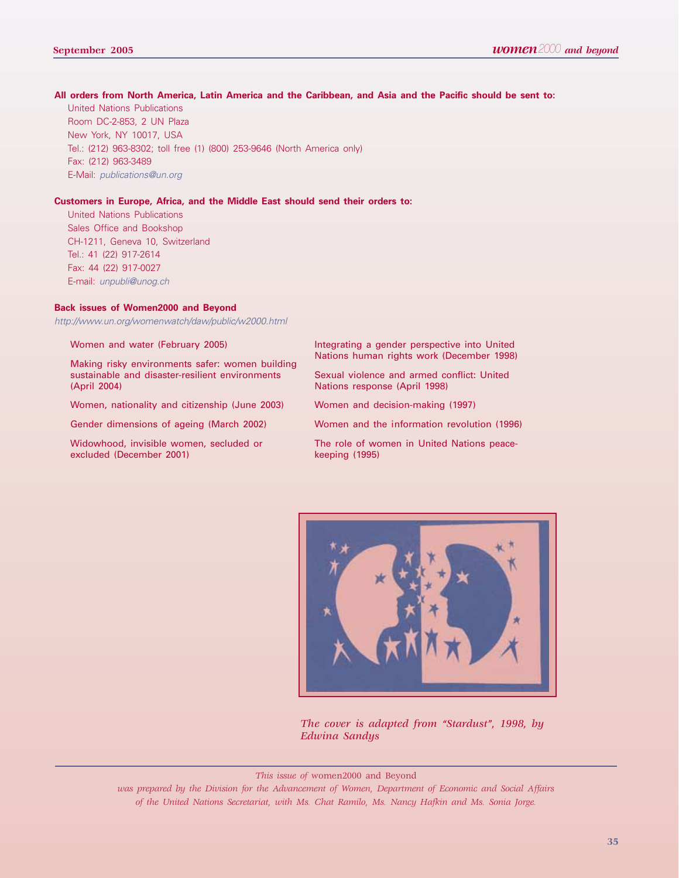**All orders from North America, Latin America and the Caribbean, and Asia and the Pacific should be sent to:**

United Nations Publications
Room DC-2-853, 2 UN Plaza
New York, NY 10017, USA
Tel.: (212) 963-8302; toll free (1) (800) 253-9646 (North America only)
Fax: (212) 963-3489
E-Mail: *publications@un.org*

**Customers in Europe, Africa, and the Middle East should send their orders to:**

United Nations Publications
Sales Office and Bookshop
CH-1211, Geneva 10, Switzerland
Tel.: 41 (22) 917-2614
Fax: 44 (22) 917-0027
E-mail: *unpubli@unog.ch*

**Back issues of Women2000 and Beyond**

*http://www.un.org/womenwatch/daw/public/w2000.html*

- Women and water (February 2005)
- Making risky environments safer: women building sustainable and disaster-resilient environments (April 2004)
- Women, nationality and citizenship (June 2003)
- Gender dimensions of ageing (March 2002)
- Widowhood, invisible women, secluded or excluded (December 2001)
- Integrating a gender perspective into United Nations human rights work (December 1998)
- Sexual violence and armed conflict: United Nations response (April 1998)
- Women and decision-making (1997)
- Women and the information revolution (1996)
- The role of women in United Nations peace-keeping (1995)

*The cover is adapted from "Stardust", 1998, by Edwina Sandys*

---

*This issue of* women2000 and Beyond
*was prepared by the Division for the Advancement of Women, Department of Economic and Social Affairs of the United Nations Secretariat, with Ms. Chat Ramilo, Ms. Nancy Hafkin and Ms. Sonia Jorge.*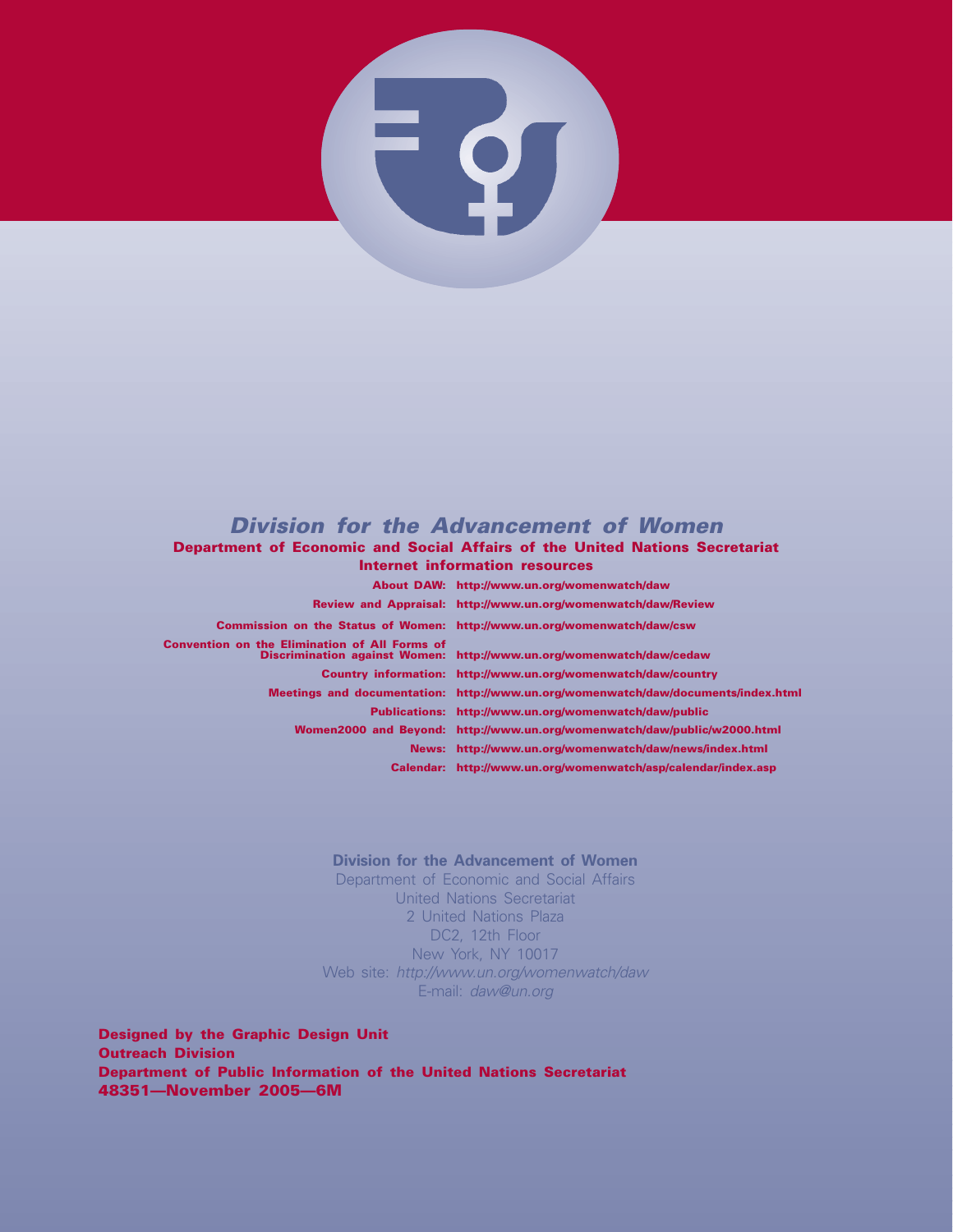## *Division for the Advancement of Women*

**Department of Economic and Social Affairs of the United Nations Secretariat**

**Internet information resources**

| | |
|---|---|
| **About DAW:** | **http://www.un.org/womenwatch/daw** |
| **Review and Appraisal:** | **http://www.un.org/womenwatch/daw/Review** |
| **Commission on the Status of Women:** | **http://www.un.org/womenwatch/daw/csw** |
| **Convention on the Elimination of All Forms of Discrimination against Women:** | **http://www.un.org/womenwatch/daw/cedaw** |
| **Country information:** | **http://www.un.org/womenwatch/daw/country** |
| **Meetings and documentation:** | **http://www.un.org/womenwatch/daw/documents/index.html** |
| **Publications:** | **http://www.un.org/womenwatch/daw/public** |
| **Women2000 and Beyond:** | **http://www.un.org/womenwatch/daw/public/w2000.html** |
| **News:** | **http://www.un.org/womenwatch/daw/news/index.html** |
| **Calendar:** | **http://www.un.org/womenwatch/asp/calendar/index.asp** |

**Division for the Advancement of Women**
Department of Economic and Social Affairs
United Nations Secretariat
2 United Nations Plaza
DC2, 12th Floor
New York, NY 10017
Web site: *http://www.un.org/womenwatch/daw*
E-mail: *daw@un.org*

**Designed by the Graphic Design Unit**
**Outreach Division**
**Department of Public Information of the United Nations Secretariat**
**48351—November 2005—6M**